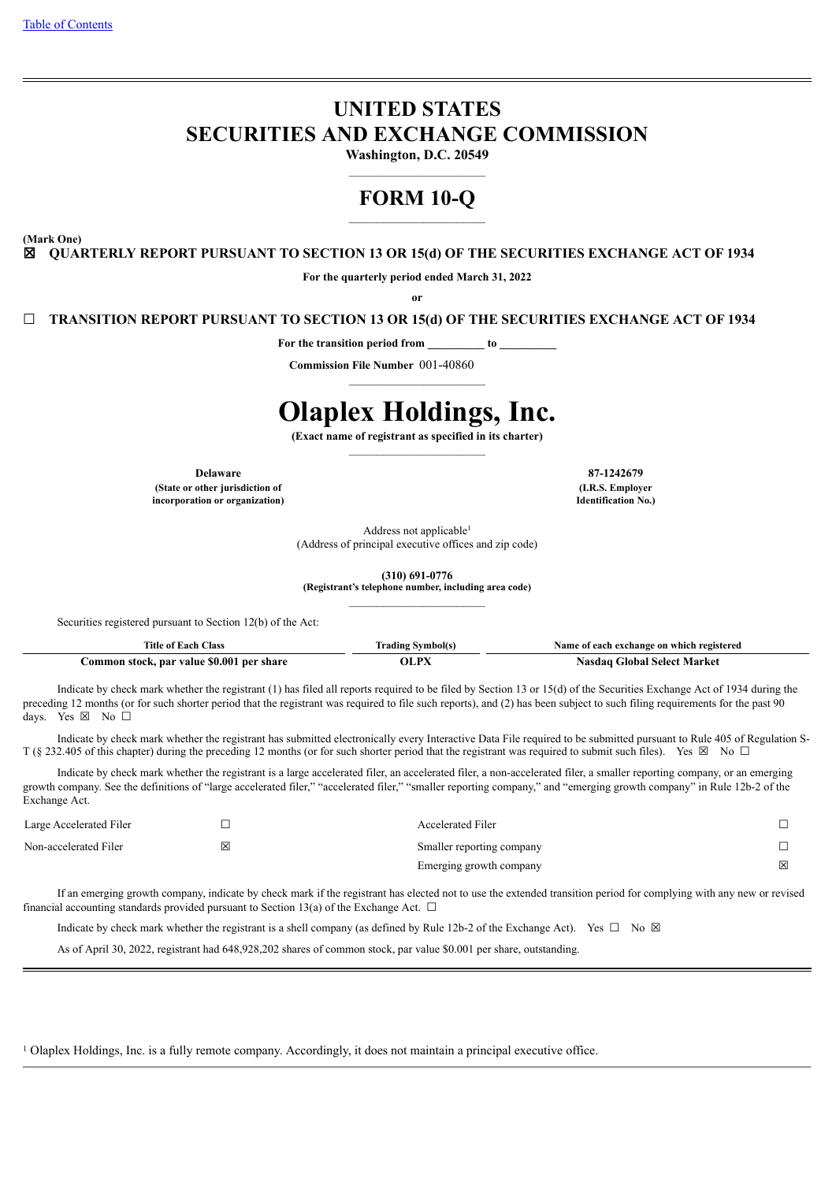Table of Contents

# UNITED STATES
# SECURITIES AND EXCHANGE COMMISSION

**Washington, D.C. 20549**

# FORM 10-Q

**(Mark One)**

☒ **QUARTERLY REPORT PURSUANT TO SECTION 13 OR 15(d) OF THE SECURITIES EXCHANGE ACT OF 1934**

**For the quarterly period ended March 31, 2022**

**or**

☐ **TRANSITION REPORT PURSUANT TO SECTION 13 OR 15(d) OF THE SECURITIES EXCHANGE ACT OF 1934**

**For the transition period from __________ to __________**

**Commission File Number** 001-40860

# Olaplex Holdings, Inc.

**(Exact name of registrant as specified in its charter)**

| **Delaware** | **87-1242679** |
|---|---|
| **(State or other jurisdiction of incorporation or organization)** | **(I.R.S. Employer Identification No.)** |

Address not applicable[1]
(Address of principal executive offices and zip code)

**(310) 691-0776**
**(Registrant's telephone number, including area code)**

Securities registered pursuant to Section 12(b) of the Act:

| Title of Each Class | Trading Symbol(s) | Name of each exchange on which registered |
|---|---|---|
| **Common stock, par value $0.001 per share** | **OLPX** | **Nasdaq Global Select Market** |

Indicate by check mark whether the registrant (1) has filed all reports required to be filed by Section 13 or 15(d) of the Securities Exchange Act of 1934 during the preceding 12 months (or for such shorter period that the registrant was required to file such reports), and (2) has been subject to such filing requirements for the past 90 days. Yes ☒ No ☐

Indicate by check mark whether the registrant has submitted electronically every Interactive Data File required to be submitted pursuant to Rule 405 of Regulation S-T (§ 232.405 of this chapter) during the preceding 12 months (or for such shorter period that the registrant was required to submit such files). Yes ☒ No ☐

Indicate by check mark whether the registrant is a large accelerated filer, an accelerated filer, a non-accelerated filer, a smaller reporting company, or an emerging growth company. See the definitions of "large accelerated filer," "accelerated filer," "smaller reporting company," and "emerging growth company" in Rule 12b-2 of the Exchange Act.

| | | | |
|---|---|---|---|
| Large Accelerated Filer | ☐ | Accelerated Filer | ☐ |
| Non-accelerated Filer | ☒ | Smaller reporting company | ☐ |
| | | Emerging growth company | ☒ |

If an emerging growth company, indicate by check mark if the registrant has elected not to use the extended transition period for complying with any new or revised financial accounting standards provided pursuant to Section 13(a) of the Exchange Act. ☐

Indicate by check mark whether the registrant is a shell company (as defined by Rule 12b-2 of the Exchange Act). Yes ☐ No ☒

As of April 30, 2022, registrant had 648,928,202 shares of common stock, par value $0.001 per share, outstanding.

[1] Olaplex Holdings, Inc. is a fully remote company. Accordingly, it does not maintain a principal executive office.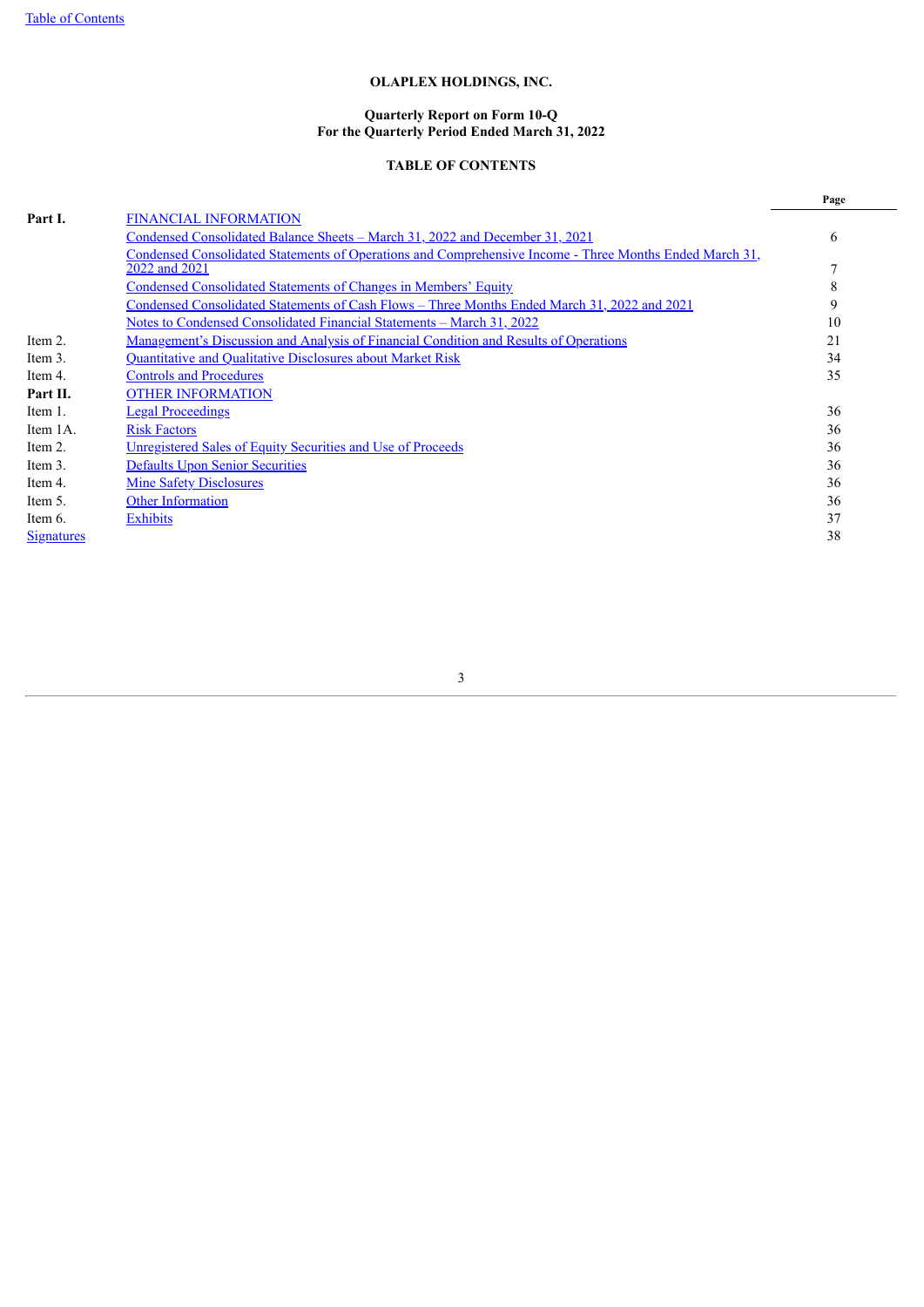**OLAPLEX HOLDINGS, INC.**

**Quarterly Report on Form 10-Q**
**For the Quarterly Period Ended March 31, 2022**

**TABLE OF CONTENTS**

| | | Page |
|---|---|---|
| **Part I.** | FINANCIAL INFORMATION | |
| | Condensed Consolidated Balance Sheets – March 31, 2022 and December 31, 2021 | 6 |
| | Condensed Consolidated Statements of Operations and Comprehensive Income - Three Months Ended March 31, 2022 and 2021 | 7 |
| | Condensed Consolidated Statements of Changes in Members' Equity | 8 |
| | Condensed Consolidated Statements of Cash Flows – Three Months Ended March 31, 2022 and 2021 | 9 |
| | Notes to Condensed Consolidated Financial Statements – March 31, 2022 | 10 |
| Item 2. | Management's Discussion and Analysis of Financial Condition and Results of Operations | 21 |
| Item 3. | Quantitative and Qualitative Disclosures about Market Risk | 34 |
| Item 4. | Controls and Procedures | 35 |
| **Part II.** | OTHER INFORMATION | |
| Item 1. | Legal Proceedings | 36 |
| Item 1A. | Risk Factors | 36 |
| Item 2. | Unregistered Sales of Equity Securities and Use of Proceeds | 36 |
| Item 3. | Defaults Upon Senior Securities | 36 |
| Item 4. | Mine Safety Disclosures | 36 |
| Item 5. | Other Information | 36 |
| Item 6. | Exhibits | 37 |
| Signatures | | 38 |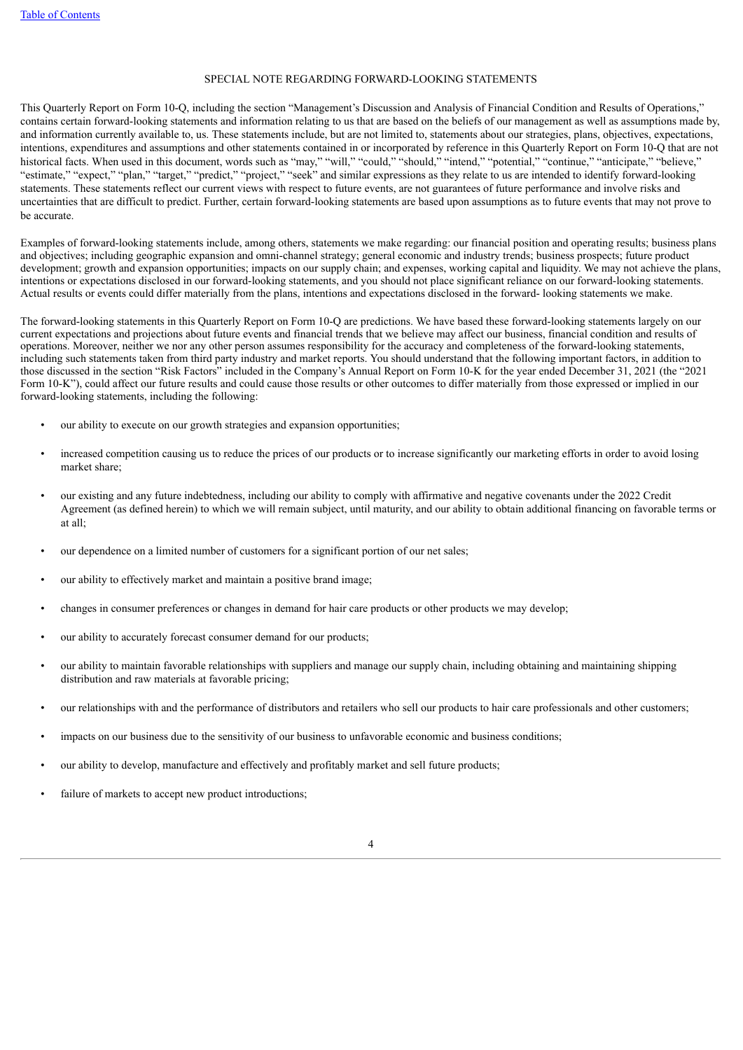SPECIAL NOTE REGARDING FORWARD-LOOKING STATEMENTS

This Quarterly Report on Form 10-Q, including the section "Management's Discussion and Analysis of Financial Condition and Results of Operations," contains certain forward-looking statements and information relating to us that are based on the beliefs of our management as well as assumptions made by, and information currently available to, us. These statements include, but are not limited to, statements about our strategies, plans, objectives, expectations, intentions, expenditures and assumptions and other statements contained in or incorporated by reference in this Quarterly Report on Form 10-Q that are not historical facts. When used in this document, words such as "may," "will," "could," "should," "intend," "potential," "continue," "anticipate," "believe," "estimate," "expect," "plan," "target," "predict," "project," "seek" and similar expressions as they relate to us are intended to identify forward-looking statements. These statements reflect our current views with respect to future events, are not guarantees of future performance and involve risks and uncertainties that are difficult to predict. Further, certain forward-looking statements are based upon assumptions as to future events that may not prove to be accurate.

Examples of forward-looking statements include, among others, statements we make regarding: our financial position and operating results; business plans and objectives; including geographic expansion and omni-channel strategy; general economic and industry trends; business prospects; future product development; growth and expansion opportunities; impacts on our supply chain; and expenses, working capital and liquidity. We may not achieve the plans, intentions or expectations disclosed in our forward-looking statements, and you should not place significant reliance on our forward-looking statements. Actual results or events could differ materially from the plans, intentions and expectations disclosed in the forward- looking statements we make.

The forward-looking statements in this Quarterly Report on Form 10-Q are predictions. We have based these forward-looking statements largely on our current expectations and projections about future events and financial trends that we believe may affect our business, financial condition and results of operations. Moreover, neither we nor any other person assumes responsibility for the accuracy and completeness of the forward-looking statements, including such statements taken from third party industry and market reports. You should understand that the following important factors, in addition to those discussed in the section "Risk Factors" included in the Company's Annual Report on Form 10-K for the year ended December 31, 2021 (the "2021 Form 10-K"), could affect our future results and could cause those results or other outcomes to differ materially from those expressed or implied in our forward-looking statements, including the following:

- our ability to execute on our growth strategies and expansion opportunities;
- increased competition causing us to reduce the prices of our products or to increase significantly our marketing efforts in order to avoid losing market share;
- our existing and any future indebtedness, including our ability to comply with affirmative and negative covenants under the 2022 Credit Agreement (as defined herein) to which we will remain subject, until maturity, and our ability to obtain additional financing on favorable terms or at all;
- our dependence on a limited number of customers for a significant portion of our net sales;
- our ability to effectively market and maintain a positive brand image;
- changes in consumer preferences or changes in demand for hair care products or other products we may develop;
- our ability to accurately forecast consumer demand for our products;
- our ability to maintain favorable relationships with suppliers and manage our supply chain, including obtaining and maintaining shipping distribution and raw materials at favorable pricing;
- our relationships with and the performance of distributors and retailers who sell our products to hair care professionals and other customers;
- impacts on our business due to the sensitivity of our business to unfavorable economic and business conditions;
- our ability to develop, manufacture and effectively and profitably market and sell future products;
- failure of markets to accept new product introductions;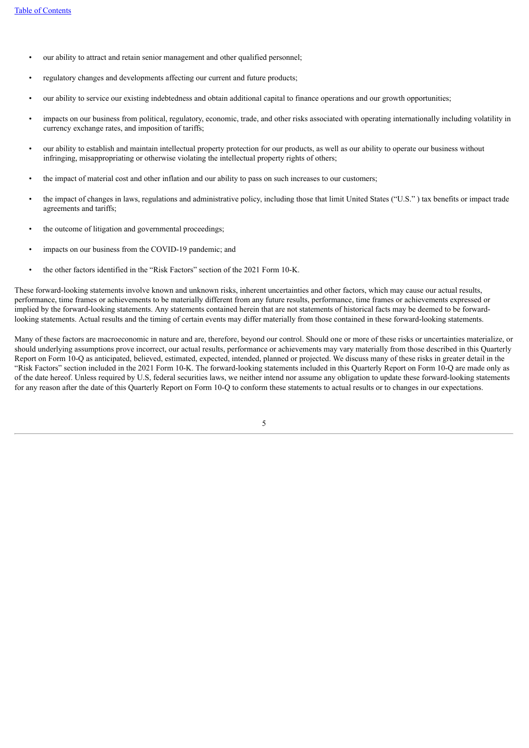- our ability to attract and retain senior management and other qualified personnel;
- regulatory changes and developments affecting our current and future products;
- our ability to service our existing indebtedness and obtain additional capital to finance operations and our growth opportunities;
- impacts on our business from political, regulatory, economic, trade, and other risks associated with operating internationally including volatility in currency exchange rates, and imposition of tariffs;
- our ability to establish and maintain intellectual property protection for our products, as well as our ability to operate our business without infringing, misappropriating or otherwise violating the intellectual property rights of others;
- the impact of material cost and other inflation and our ability to pass on such increases to our customers;
- the impact of changes in laws, regulations and administrative policy, including those that limit United States ("U.S." ) tax benefits or impact trade agreements and tariffs;
- the outcome of litigation and governmental proceedings;
- impacts on our business from the COVID-19 pandemic; and
- the other factors identified in the "Risk Factors" section of the 2021 Form 10-K.

These forward-looking statements involve known and unknown risks, inherent uncertainties and other factors, which may cause our actual results, performance, time frames or achievements to be materially different from any future results, performance, time frames or achievements expressed or implied by the forward-looking statements. Any statements contained herein that are not statements of historical facts may be deemed to be forward-looking statements. Actual results and the timing of certain events may differ materially from those contained in these forward-looking statements.

Many of these factors are macroeconomic in nature and are, therefore, beyond our control. Should one or more of these risks or uncertainties materialize, or should underlying assumptions prove incorrect, our actual results, performance or achievements may vary materially from those described in this Quarterly Report on Form 10-Q as anticipated, believed, estimated, expected, intended, planned or projected. We discuss many of these risks in greater detail in the "Risk Factors" section included in the 2021 Form 10-K. The forward-looking statements included in this Quarterly Report on Form 10-Q are made only as of the date hereof. Unless required by U.S, federal securities laws, we neither intend nor assume any obligation to update these forward-looking statements for any reason after the date of this Quarterly Report on Form 10-Q to conform these statements to actual results or to changes in our expectations.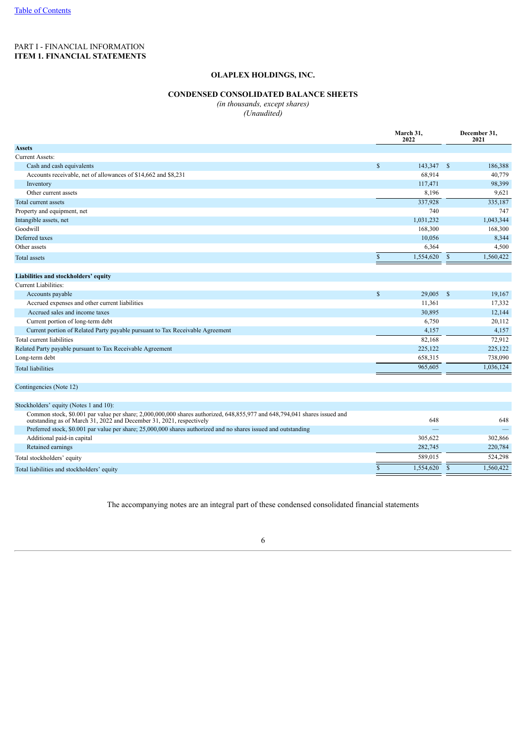[Table of Contents](#)

PART I - FINANCIAL INFORMATION
**ITEM 1. FINANCIAL STATEMENTS**

## OLAPLEX HOLDINGS, INC.

### CONDENSED CONSOLIDATED BALANCE SHEETS

*(in thousands, except shares)*
*(Unaudited)*

| | March 31, 2022 | December 31, 2021 |
|---|---|---|
| **Assets** | | |
| Current Assets: | | |
| Cash and cash equivalents | $ 143,347 | $ 186,388 |
| Accounts receivable, net of allowances of $14,662 and $8,231 | 68,914 | 40,779 |
| Inventory | 117,471 | 98,399 |
| Other current assets | 8,196 | 9,621 |
| Total current assets | 337,928 | 335,187 |
| Property and equipment, net | 740 | 747 |
| Intangible assets, net | 1,031,232 | 1,043,344 |
| Goodwill | 168,300 | 168,300 |
| Deferred taxes | 10,056 | 8,344 |
| Other assets | 6,364 | 4,500 |
| Total assets | $ 1,554,620 | $ 1,560,422 |
| | | |
| **Liabilities and stockholders' equity** | | |
| Current Liabilities: | | |
| Accounts payable | $ 29,005 | $ 19,167 |
| Accrued expenses and other current liabilities | 11,361 | 17,332 |
| Accrued sales and income taxes | 30,895 | 12,144 |
| Current portion of long-term debt | 6,750 | 20,112 |
| Current portion of Related Party payable pursuant to Tax Receivable Agreement | 4,157 | 4,157 |
| Total current liabilities | 82,168 | 72,912 |
| Related Party payable pursuant to Tax Receivable Agreement | 225,122 | 225,122 |
| Long-term debt | 658,315 | 738,090 |
| Total liabilities | 965,605 | 1,036,124 |
| | | |
| Contingencies (Note 12) | | |
| | | |
| Stockholders' equity (Notes 1 and 10): | | |
| Common stock, $0.001 par value per share; 2,000,000,000 shares authorized, 648,855,977 and 648,794,041 shares issued and outstanding as of March 31, 2022 and December 31, 2021, respectively | 648 | 648 |
| Preferred stock, $0.001 par value per share; 25,000,000 shares authorized and no shares issued and outstanding | — | — |
| Additional paid-in capital | 305,622 | 302,866 |
| Retained earnings | 282,745 | 220,784 |
| Total stockholders' equity | 589,015 | 524,298 |
| Total liabilities and stockholders' equity | $ 1,554,620 | $ 1,560,422 |

The accompanying notes are an integral part of these condensed consolidated financial statements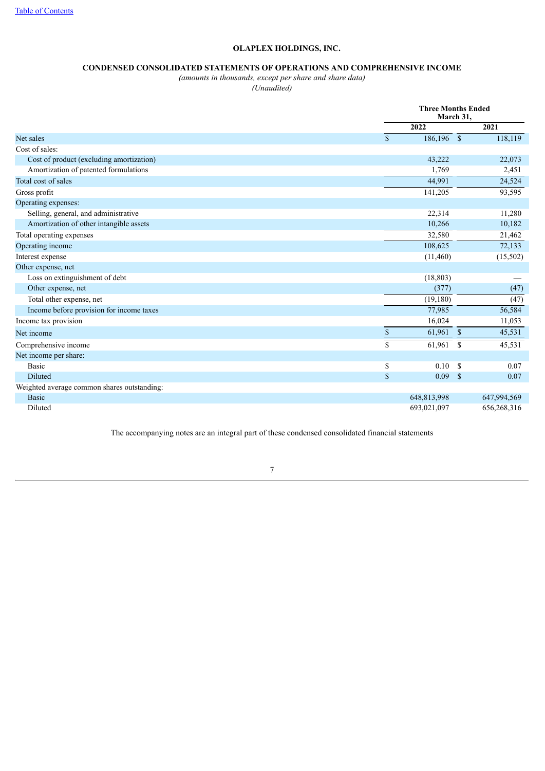**OLAPLEX HOLDINGS, INC.**

**CONDENSED CONSOLIDATED STATEMENTS OF OPERATIONS AND COMPREHENSIVE INCOME**

*(amounts in thousands, except per share and share data)*

*(Unaudited)*

| | Three Months Ended March 31, | |
|---|---|---|
| | 2022 | 2021 |
| Net sales | $ 186,196 | $ 118,119 |
| Cost of sales: | | |
| Cost of product (excluding amortization) | 43,222 | 22,073 |
| Amortization of patented formulations | 1,769 | 2,451 |
| Total cost of sales | 44,991 | 24,524 |
| Gross profit | 141,205 | 93,595 |
| Operating expenses: | | |
| Selling, general, and administrative | 22,314 | 11,280 |
| Amortization of other intangible assets | 10,266 | 10,182 |
| Total operating expenses | 32,580 | 21,462 |
| Operating income | 108,625 | 72,133 |
| Interest expense | (11,460) | (15,502) |
| Other expense, net | | |
| Loss on extinguishment of debt | (18,803) | — |
| Other expense, net | (377) | (47) |
| Total other expense, net | (19,180) | (47) |
| Income before provision for income taxes | 77,985 | 56,584 |
| Income tax provision | 16,024 | 11,053 |
| Net income | $ 61,961 | $ 45,531 |
| Comprehensive income | $ 61,961 | $ 45,531 |
| Net income per share: | | |
| Basic | $ 0.10 | $ 0.07 |
| Diluted | $ 0.09 | $ 0.07 |
| Weighted average common shares outstanding: | | |
| Basic | 648,813,998 | 647,994,569 |
| Diluted | 693,021,097 | 656,268,316 |

The accompanying notes are an integral part of these condensed consolidated financial statements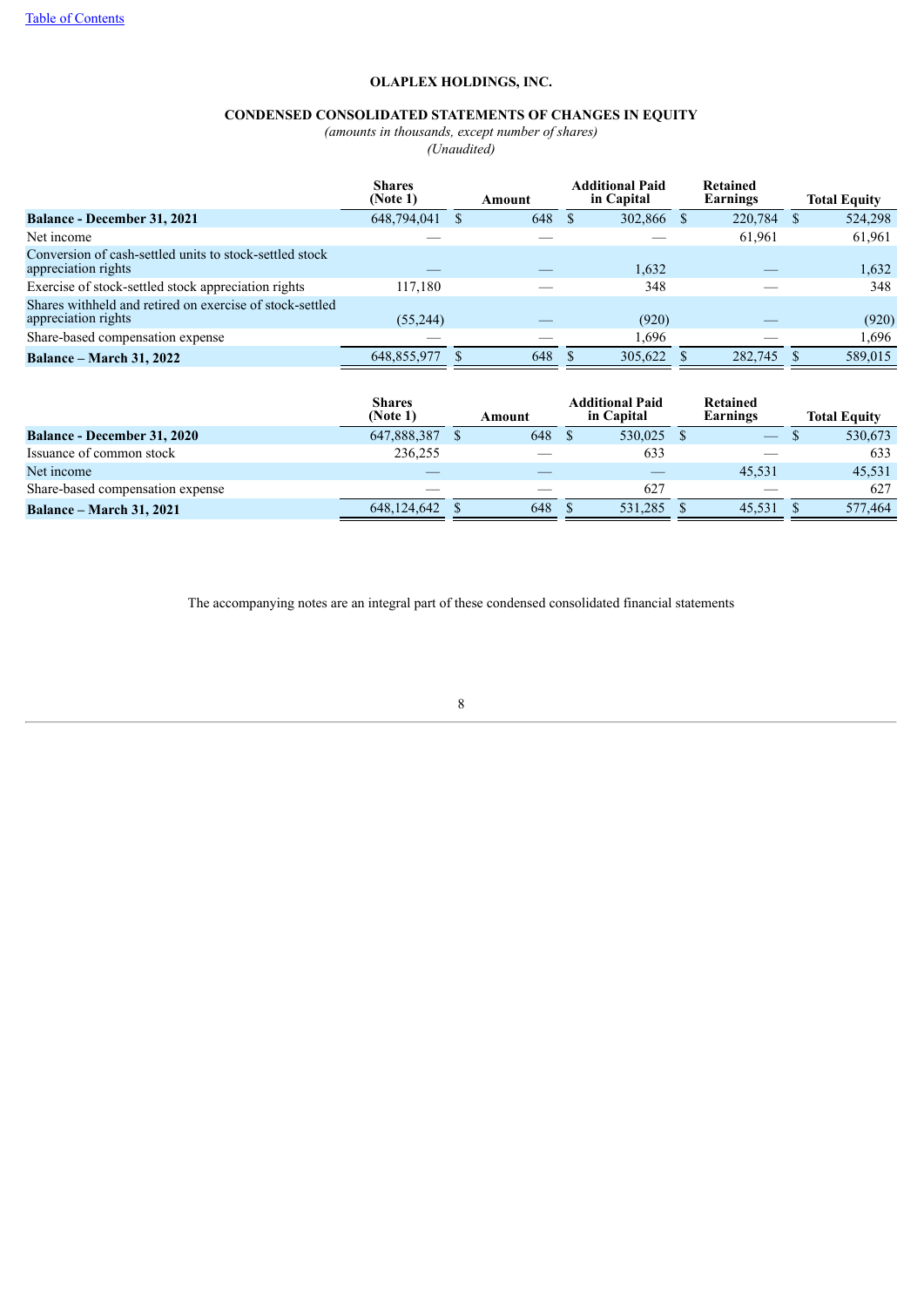**OLAPLEX HOLDINGS, INC.**

**CONDENSED CONSOLIDATED STATEMENTS OF CHANGES IN EQUITY**

*(amounts in thousands, except number of shares)*

*(Unaudited)*

| | Shares (Note 1) | Amount | Additional Paid in Capital | Retained Earnings | Total Equity |
|---|---|---|---|---|---|
| **Balance - December 31, 2021** | 648,794,041 | $ 648 | $ 302,866 | $ 220,784 | $ 524,298 |
| Net income | — | — | — | 61,961 | 61,961 |
| Conversion of cash-settled units to stock-settled stock appreciation rights | — | — | 1,632 | — | 1,632 |
| Exercise of stock-settled stock appreciation rights | 117,180 | — | 348 | — | 348 |
| Shares withheld and retired on exercise of stock-settled appreciation rights | (55,244) | — | (920) | — | (920) |
| Share-based compensation expense | — | — | 1,696 | — | 1,696 |
| **Balance – March 31, 2022** | 648,855,977 | $ 648 | $ 305,622 | $ 282,745 | $ 589,015 |

| | Shares (Note 1) | Amount | Additional Paid in Capital | Retained Earnings | Total Equity |
|---|---|---|---|---|---|
| **Balance - December 31, 2020** | 647,888,387 | $ 648 | $ 530,025 | $ — | $ 530,673 |
| Issuance of common stock | 236,255 | — | 633 | — | 633 |
| Net income | — | — | — | 45,531 | 45,531 |
| Share-based compensation expense | — | — | 627 | — | 627 |
| **Balance – March 31, 2021** | 648,124,642 | $ 648 | $ 531,285 | $ 45,531 | $ 577,464 |

The accompanying notes are an integral part of these condensed consolidated financial statements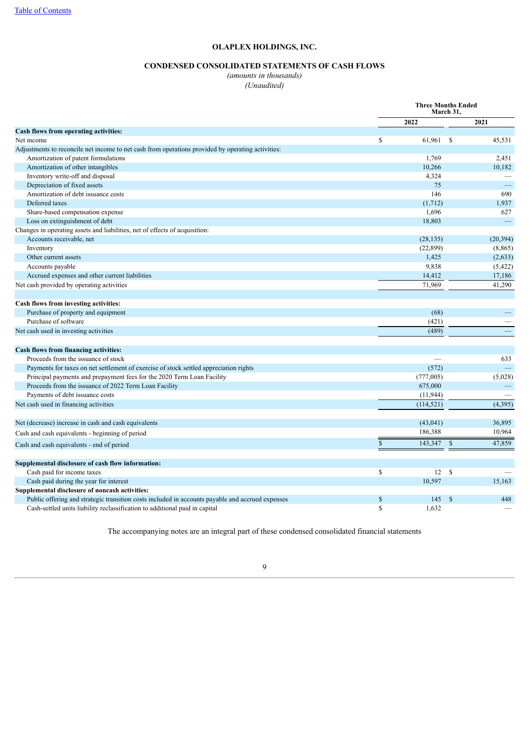# OLAPLEX HOLDINGS, INC.

## CONDENSED CONSOLIDATED STATEMENTS OF CASH FLOWS

*(amounts in thousands)*

*(Unaudited)*

| | Three Months Ended March 31, | |
|---|---|---|
| | 2022 | 2021 |
| **Cash flows from operating activities:** | | |
| Net income | $ 61,961 | $ 45,531 |
| Adjustments to reconcile net income to net cash from operations provided by operating activities: | | |
| Amortization of patent formulations | 1,769 | 2,451 |
| Amortization of other intangibles | 10,266 | 10,182 |
| Inventory write-off and disposal | 4,324 | — |
| Depreciation of fixed assets | 75 | — |
| Amortization of debt issuance costs | 146 | 690 |
| Deferred taxes | (1,712) | 1,937 |
| Share-based compensation expense | 1,696 | 627 |
| Loss on extinguishment of debt | 18,803 | — |
| Changes in operating assets and liabilities, net of effects of acquisition: | | |
| Accounts receivable, net | (28,135) | (20,394) |
| Inventory | (22,899) | (8,865) |
| Other current assets | 1,425 | (2,633) |
| Accounts payable | 9,838 | (5,422) |
| Accrued expenses and other current liabilities | 14,412 | 17,186 |
| Net cash provided by operating activities | 71,969 | 41,290 |
| | | |
| **Cash flows from investing activities:** | | |
| Purchase of property and equipment | (68) | — |
| Purchase of software | (421) | — |
| Net cash used in investing activities | (489) | — |
| | | |
| **Cash flows from financing activities:** | | |
| Proceeds from the issuance of stock | — | 633 |
| Payments for taxes on net settlement of exercise of stock settled appreciation rights | (572) | — |
| Principal payments and prepayment fees for the 2020 Term Loan Facility | (777,005) | (5,028) |
| Proceeds from the issuance of 2022 Term Loan Facility | 675,000 | — |
| Payments of debt issuance costs | (11,944) | — |
| Net cash used in financing activities | (114,521) | (4,395) |
| | | |
| Net (decrease) increase in cash and cash equivalents | (43,041) | 36,895 |
| Cash and cash equivalents - beginning of period | 186,388 | 10,964 |
| Cash and cash equivalents - end of period | $ 143,347 | $ 47,859 |
| | | |
| **Supplemental disclosure of cash flow information:** | | |
| Cash paid for income taxes | $ 12 | $ — |
| Cash paid during the year for interest | 10,597 | 15,163 |
| **Supplemental disclosure of noncash activities:** | | |
| Public offering and strategic transition costs included in accounts payable and accrued expenses | $ 145 | $ 448 |
| Cash-settled units liability reclassification to additional paid in capital | $ 1,632 | — |

The accompanying notes are an integral part of these condensed consolidated financial statements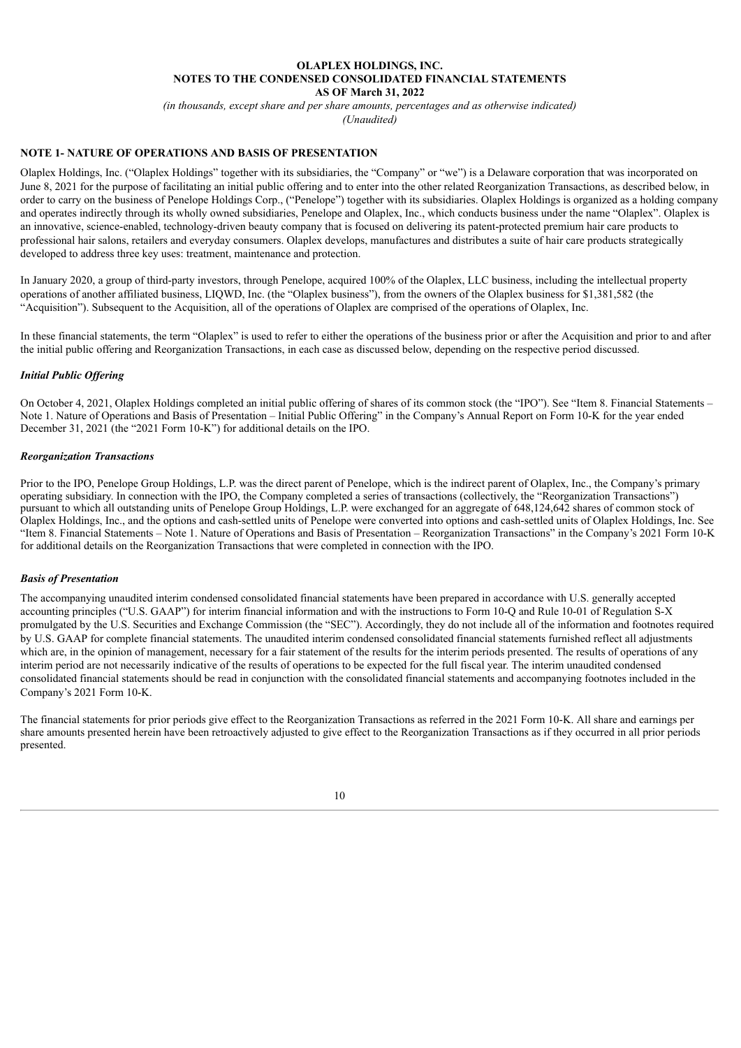**OLAPLEX HOLDINGS, INC.**
**NOTES TO THE CONDENSED CONSOLIDATED FINANCIAL STATEMENTS**
**AS OF March 31, 2022**

*(in thousands, except share and per share amounts, percentages and as otherwise indicated)*
*(Unaudited)*

## NOTE 1- NATURE OF OPERATIONS AND BASIS OF PRESENTATION

Olaplex Holdings, Inc. ("Olaplex Holdings" together with its subsidiaries, the "Company" or "we") is a Delaware corporation that was incorporated on June 8, 2021 for the purpose of facilitating an initial public offering and to enter into the other related Reorganization Transactions, as described below, in order to carry on the business of Penelope Holdings Corp., ("Penelope") together with its subsidiaries. Olaplex Holdings is organized as a holding company and operates indirectly through its wholly owned subsidiaries, Penelope and Olaplex, Inc., which conducts business under the name "Olaplex". Olaplex is an innovative, science-enabled, technology-driven beauty company that is focused on delivering its patent-protected premium hair care products to professional hair salons, retailers and everyday consumers. Olaplex develops, manufactures and distributes a suite of hair care products strategically developed to address three key uses: treatment, maintenance and protection.

In January 2020, a group of third-party investors, through Penelope, acquired 100% of the Olaplex, LLC business, including the intellectual property operations of another affiliated business, LIQWD, Inc. (the "Olaplex business"), from the owners of the Olaplex business for $1,381,582 (the "Acquisition"). Subsequent to the Acquisition, all of the operations of Olaplex are comprised of the operations of Olaplex, Inc.

In these financial statements, the term "Olaplex" is used to refer to either the operations of the business prior or after the Acquisition and prior to and after the initial public offering and Reorganization Transactions, in each case as discussed below, depending on the respective period discussed.

### *Initial Public Offering*

On October 4, 2021, Olaplex Holdings completed an initial public offering of shares of its common stock (the "IPO"). See "Item 8. Financial Statements – Note 1. Nature of Operations and Basis of Presentation – Initial Public Offering" in the Company's Annual Report on Form 10-K for the year ended December 31, 2021 (the "2021 Form 10-K") for additional details on the IPO.

### *Reorganization Transactions*

Prior to the IPO, Penelope Group Holdings, L.P. was the direct parent of Penelope, which is the indirect parent of Olaplex, Inc., the Company's primary operating subsidiary. In connection with the IPO, the Company completed a series of transactions (collectively, the "Reorganization Transactions") pursuant to which all outstanding units of Penelope Group Holdings, L.P. were exchanged for an aggregate of 648,124,642 shares of common stock of Olaplex Holdings, Inc., and the options and cash-settled units of Penelope were converted into options and cash-settled units of Olaplex Holdings, Inc. See "Item 8. Financial Statements – Note 1. Nature of Operations and Basis of Presentation – Reorganization Transactions" in the Company's 2021 Form 10-K for additional details on the Reorganization Transactions that were completed in connection with the IPO.

### *Basis of Presentation*

The accompanying unaudited interim condensed consolidated financial statements have been prepared in accordance with U.S. generally accepted accounting principles ("U.S. GAAP") for interim financial information and with the instructions to Form 10-Q and Rule 10-01 of Regulation S-X promulgated by the U.S. Securities and Exchange Commission (the "SEC"). Accordingly, they do not include all of the information and footnotes required by U.S. GAAP for complete financial statements. The unaudited interim condensed consolidated financial statements furnished reflect all adjustments which are, in the opinion of management, necessary for a fair statement of the results for the interim periods presented. The results of operations of any interim period are not necessarily indicative of the results of operations to be expected for the full fiscal year. The interim unaudited condensed consolidated financial statements should be read in conjunction with the consolidated financial statements and accompanying footnotes included in the Company's 2021 Form 10-K.

The financial statements for prior periods give effect to the Reorganization Transactions as referred in the 2021 Form 10-K. All share and earnings per share amounts presented herein have been retroactively adjusted to give effect to the Reorganization Transactions as if they occurred in all prior periods presented.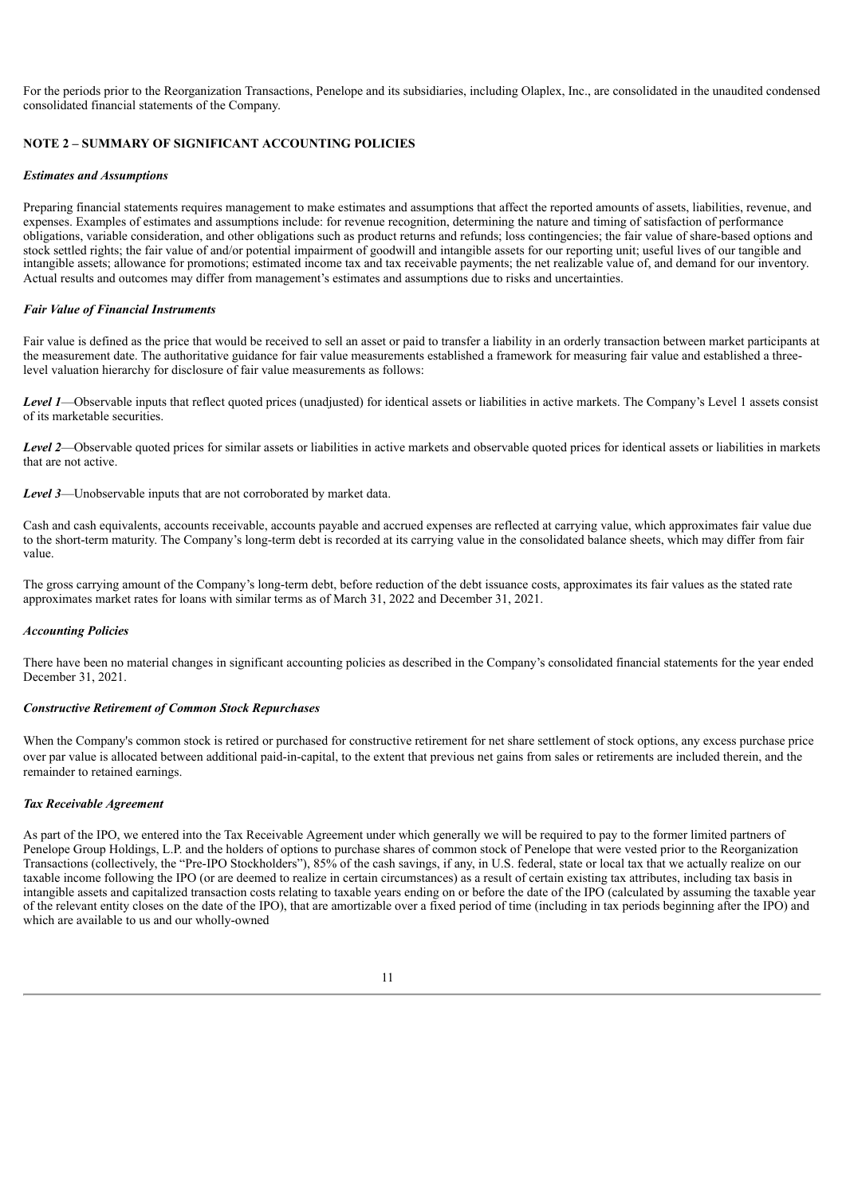For the periods prior to the Reorganization Transactions, Penelope and its subsidiaries, including Olaplex, Inc., are consolidated in the unaudited condensed consolidated financial statements of the Company.

## NOTE 2 – SUMMARY OF SIGNIFICANT ACCOUNTING POLICIES

### *Estimates and Assumptions*

Preparing financial statements requires management to make estimates and assumptions that affect the reported amounts of assets, liabilities, revenue, and expenses. Examples of estimates and assumptions include: for revenue recognition, determining the nature and timing of satisfaction of performance obligations, variable consideration, and other obligations such as product returns and refunds; loss contingencies; the fair value of share-based options and stock settled rights; the fair value of and/or potential impairment of goodwill and intangible assets for our reporting unit; useful lives of our tangible and intangible assets; allowance for promotions; estimated income tax and tax receivable payments; the net realizable value of, and demand for our inventory. Actual results and outcomes may differ from management's estimates and assumptions due to risks and uncertainties.

### *Fair Value of Financial Instruments*

Fair value is defined as the price that would be received to sell an asset or paid to transfer a liability in an orderly transaction between market participants at the measurement date. The authoritative guidance for fair value measurements established a framework for measuring fair value and established a three-level valuation hierarchy for disclosure of fair value measurements as follows:

***Level 1***—Observable inputs that reflect quoted prices (unadjusted) for identical assets or liabilities in active markets. The Company's Level 1 assets consist of its marketable securities.

***Level 2***—Observable quoted prices for similar assets or liabilities in active markets and observable quoted prices for identical assets or liabilities in markets that are not active.

***Level 3***—Unobservable inputs that are not corroborated by market data.

Cash and cash equivalents, accounts receivable, accounts payable and accrued expenses are reflected at carrying value, which approximates fair value due to the short-term maturity. The Company's long-term debt is recorded at its carrying value in the consolidated balance sheets, which may differ from fair value.

The gross carrying amount of the Company's long-term debt, before reduction of the debt issuance costs, approximates its fair values as the stated rate approximates market rates for loans with similar terms as of March 31, 2022 and December 31, 2021.

### *Accounting Policies*

There have been no material changes in significant accounting policies as described in the Company's consolidated financial statements for the year ended December 31, 2021.

### *Constructive Retirement of Common Stock Repurchases*

When the Company's common stock is retired or purchased for constructive retirement for net share settlement of stock options, any excess purchase price over par value is allocated between additional paid-in-capital, to the extent that previous net gains from sales or retirements are included therein, and the remainder to retained earnings.

### *Tax Receivable Agreement*

As part of the IPO, we entered into the Tax Receivable Agreement under which generally we will be required to pay to the former limited partners of Penelope Group Holdings, L.P. and the holders of options to purchase shares of common stock of Penelope that were vested prior to the Reorganization Transactions (collectively, the "Pre-IPO Stockholders"), 85% of the cash savings, if any, in U.S. federal, state or local tax that we actually realize on our taxable income following the IPO (or are deemed to realize in certain circumstances) as a result of certain existing tax attributes, including tax basis in intangible assets and capitalized transaction costs relating to taxable years ending on or before the date of the IPO (calculated by assuming the taxable year of the relevant entity closes on the date of the IPO), that are amortizable over a fixed period of time (including in tax periods beginning after the IPO) and which are available to us and our wholly-owned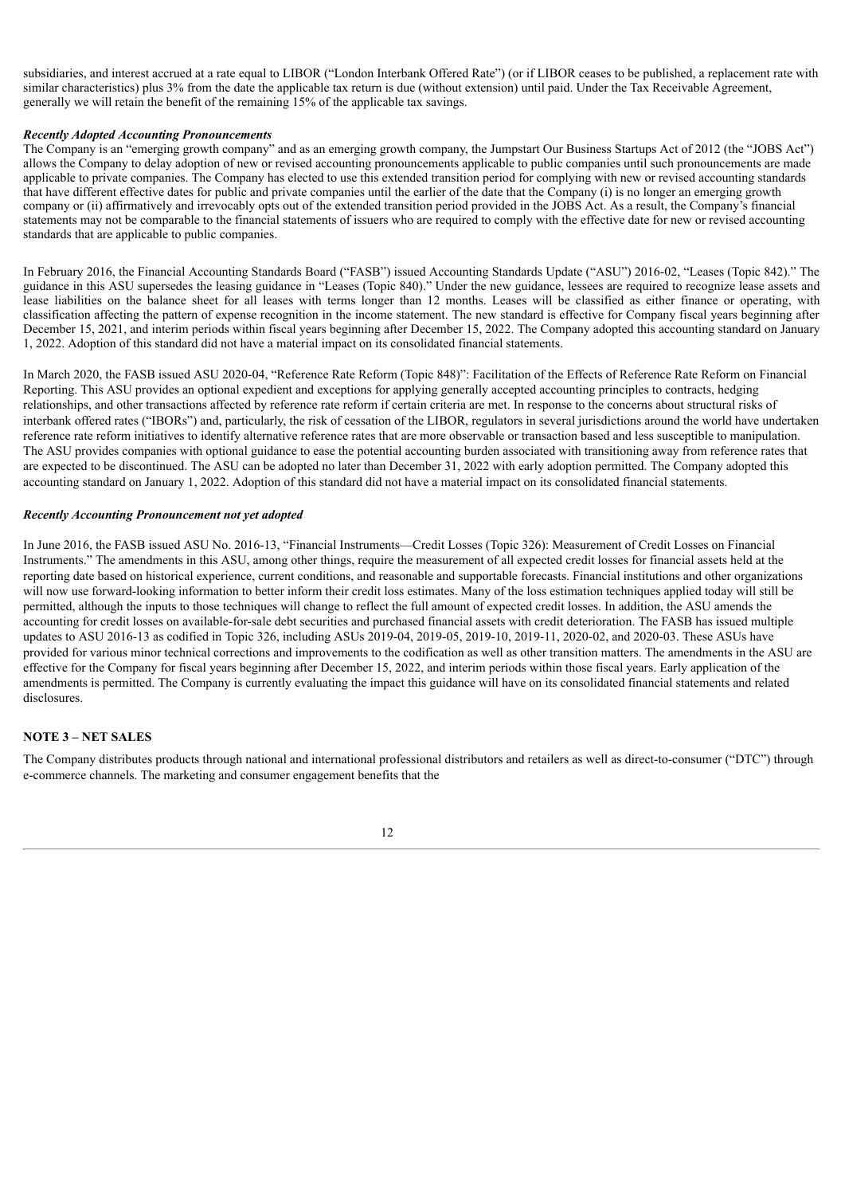subsidiaries, and interest accrued at a rate equal to LIBOR ("London Interbank Offered Rate") (or if LIBOR ceases to be published, a replacement rate with similar characteristics) plus 3% from the date the applicable tax return is due (without extension) until paid. Under the Tax Receivable Agreement, generally we will retain the benefit of the remaining 15% of the applicable tax savings.

***Recently Adopted Accounting Pronouncements***

The Company is an "emerging growth company" and as an emerging growth company, the Jumpstart Our Business Startups Act of 2012 (the "JOBS Act") allows the Company to delay adoption of new or revised accounting pronouncements applicable to public companies until such pronouncements are made applicable to private companies. The Company has elected to use this extended transition period for complying with new or revised accounting standards that have different effective dates for public and private companies until the earlier of the date that the Company (i) is no longer an emerging growth company or (ii) affirmatively and irrevocably opts out of the extended transition period provided in the JOBS Act. As a result, the Company's financial statements may not be comparable to the financial statements of issuers who are required to comply with the effective date for new or revised accounting standards that are applicable to public companies.

In February 2016, the Financial Accounting Standards Board ("FASB") issued Accounting Standards Update ("ASU") 2016-02, "Leases (Topic 842)." The guidance in this ASU supersedes the leasing guidance in "Leases (Topic 840)." Under the new guidance, lessees are required to recognize lease assets and lease liabilities on the balance sheet for all leases with terms longer than 12 months. Leases will be classified as either finance or operating, with classification affecting the pattern of expense recognition in the income statement. The new standard is effective for Company fiscal years beginning after December 15, 2021, and interim periods within fiscal years beginning after December 15, 2022. The Company adopted this accounting standard on January 1, 2022. Adoption of this standard did not have a material impact on its consolidated financial statements.

In March 2020, the FASB issued ASU 2020-04, "Reference Rate Reform (Topic 848)": Facilitation of the Effects of Reference Rate Reform on Financial Reporting. This ASU provides an optional expedient and exceptions for applying generally accepted accounting principles to contracts, hedging relationships, and other transactions affected by reference rate reform if certain criteria are met. In response to the concerns about structural risks of interbank offered rates ("IBORs") and, particularly, the risk of cessation of the LIBOR, regulators in several jurisdictions around the world have undertaken reference rate reform initiatives to identify alternative reference rates that are more observable or transaction based and less susceptible to manipulation. The ASU provides companies with optional guidance to ease the potential accounting burden associated with transitioning away from reference rates that are expected to be discontinued. The ASU can be adopted no later than December 31, 2022 with early adoption permitted. The Company adopted this accounting standard on January 1, 2022. Adoption of this standard did not have a material impact on its consolidated financial statements.

***Recently Accounting Pronouncement not yet adopted***

In June 2016, the FASB issued ASU No. 2016-13, "Financial Instruments—Credit Losses (Topic 326): Measurement of Credit Losses on Financial Instruments." The amendments in this ASU, among other things, require the measurement of all expected credit losses for financial assets held at the reporting date based on historical experience, current conditions, and reasonable and supportable forecasts. Financial institutions and other organizations will now use forward-looking information to better inform their credit loss estimates. Many of the loss estimation techniques applied today will still be permitted, although the inputs to those techniques will change to reflect the full amount of expected credit losses. In addition, the ASU amends the accounting for credit losses on available-for-sale debt securities and purchased financial assets with credit deterioration. The FASB has issued multiple updates to ASU 2016-13 as codified in Topic 326, including ASUs 2019-04, 2019-05, 2019-10, 2019-11, 2020-02, and 2020-03. These ASUs have provided for various minor technical corrections and improvements to the codification as well as other transition matters. The amendments in the ASU are effective for the Company for fiscal years beginning after December 15, 2022, and interim periods within those fiscal years. Early application of the amendments is permitted. The Company is currently evaluating the impact this guidance will have on its consolidated financial statements and related disclosures.

**NOTE 3 – NET SALES**

The Company distributes products through national and international professional distributors and retailers as well as direct-to-consumer ("DTC") through e-commerce channels. The marketing and consumer engagement benefits that the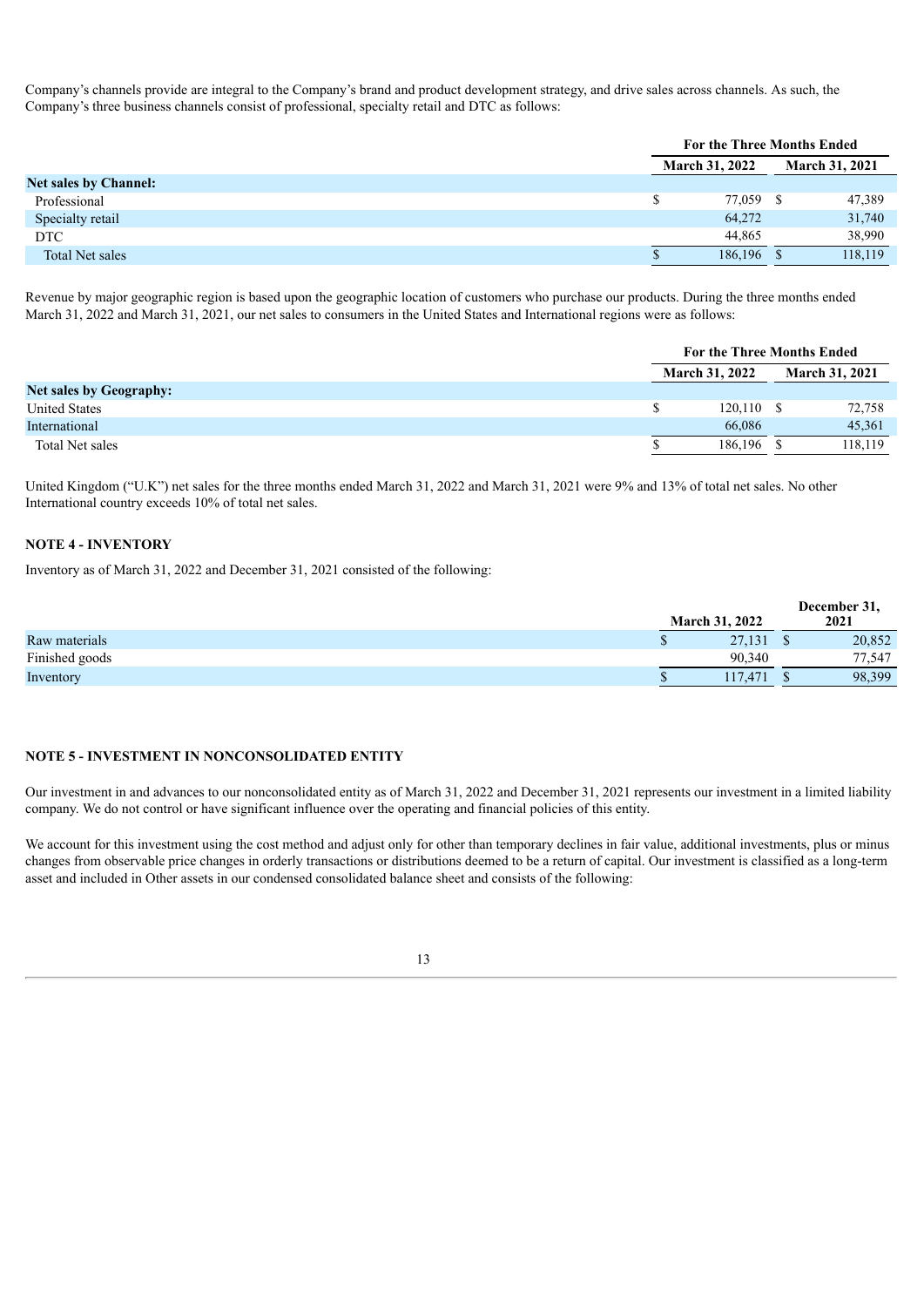Company's channels provide are integral to the Company's brand and product development strategy, and drive sales across channels. As such, the Company's three business channels consist of professional, specialty retail and DTC as follows:

| | For the Three Months Ended | |
|---|---|---|
| | March 31, 2022 | March 31, 2021 |
| **Net sales by Channel:** | | |
| Professional | $ 77,059 | $ 47,389 |
| Specialty retail | 64,272 | 31,740 |
| DTC | 44,865 | 38,990 |
| Total Net sales | $ 186,196 | $ 118,119 |

Revenue by major geographic region is based upon the geographic location of customers who purchase our products. During the three months ended March 31, 2022 and March 31, 2021, our net sales to consumers in the United States and International regions were as follows:

| | For the Three Months Ended | |
|---|---|---|
| | March 31, 2022 | March 31, 2021 |
| **Net sales by Geography:** | | |
| United States | $ 120,110 | $ 72,758 |
| International | 66,086 | 45,361 |
| Total Net sales | $ 186,196 | $ 118,119 |

United Kingdom ("U.K") net sales for the three months ended March 31, 2022 and March 31, 2021 were 9% and 13% of total net sales. No other International country exceeds 10% of total net sales.

## NOTE 4 - INVENTORY

Inventory as of March 31, 2022 and December 31, 2021 consisted of the following:

| | March 31, 2022 | December 31, 2021 |
|---|---|---|
| Raw materials | $ 27,131 | $ 20,852 |
| Finished goods | 90,340 | 77,547 |
| Inventory | $ 117,471 | $ 98,399 |

## NOTE 5 - INVESTMENT IN NONCONSOLIDATED ENTITY

Our investment in and advances to our nonconsolidated entity as of March 31, 2022 and December 31, 2021 represents our investment in a limited liability company. We do not control or have significant influence over the operating and financial policies of this entity.

We account for this investment using the cost method and adjust only for other than temporary declines in fair value, additional investments, plus or minus changes from observable price changes in orderly transactions or distributions deemed to be a return of capital. Our investment is classified as a long-term asset and included in Other assets in our condensed consolidated balance sheet and consists of the following: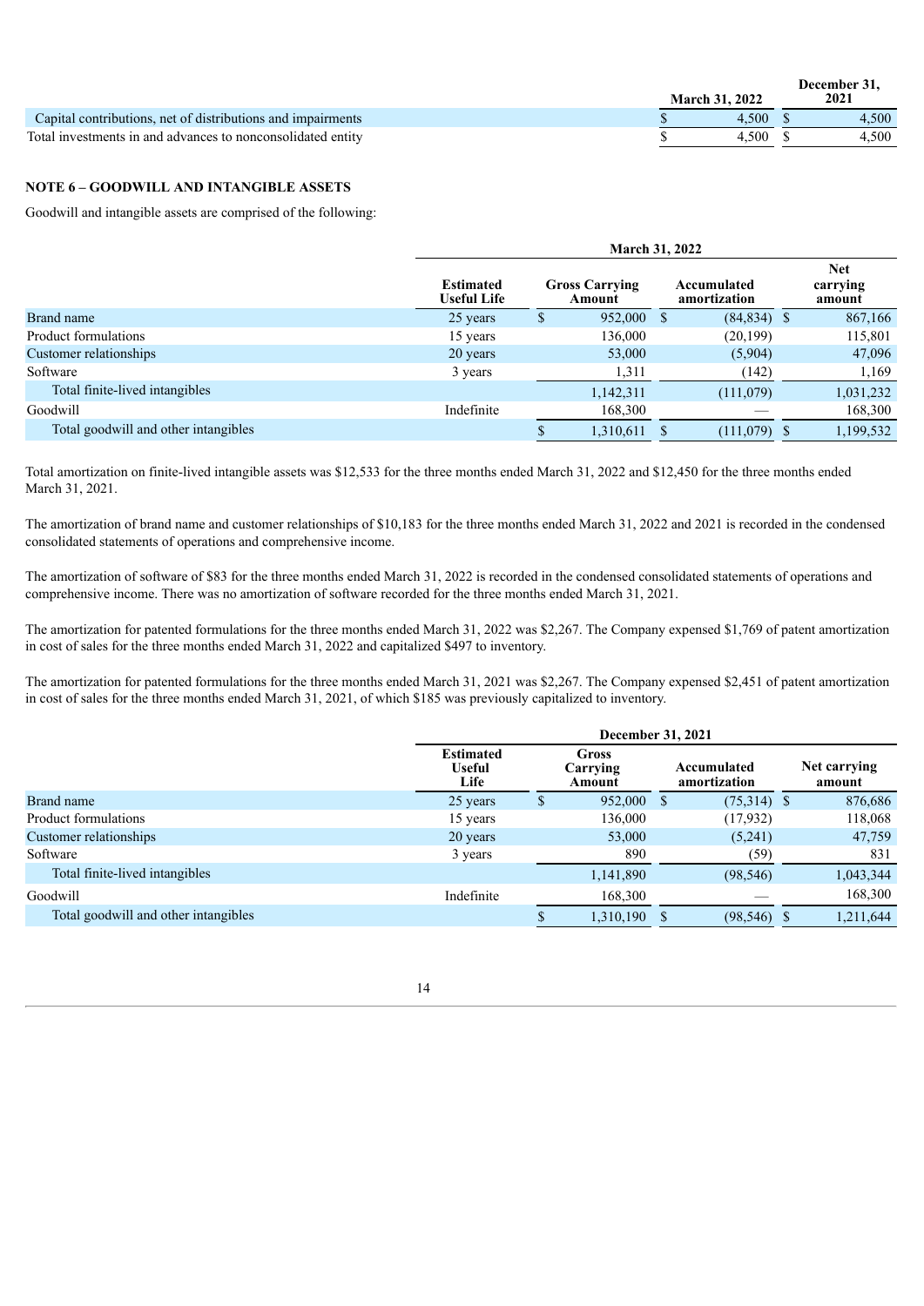| | March 31, 2022 | December 31, 2021 |
|---|---|---|
| Capital contributions, net of distributions and impairments | $ 4,500 | $ 4,500 |
| Total investments in and advances to nonconsolidated entity | $ 4,500 | $ 4,500 |

## NOTE 6 – GOODWILL AND INTANGIBLE ASSETS

Goodwill and intangible assets are comprised of the following:

| | March 31, 2022 | | | |
|---|---|---|---|---|
| | Estimated Useful Life | Gross Carrying Amount | Accumulated amortization | Net carrying amount |
| Brand name | 25 years | $ 952,000 | $ (84,834) | $ 867,166 |
| Product formulations | 15 years | 136,000 | (20,199) | 115,801 |
| Customer relationships | 20 years | 53,000 | (5,904) | 47,096 |
| Software | 3 years | 1,311 | (142) | 1,169 |
| Total finite-lived intangibles | | 1,142,311 | (111,079) | 1,031,232 |
| Goodwill | Indefinite | 168,300 | — | 168,300 |
| Total goodwill and other intangibles | | $ 1,310,611 | $ (111,079) | $ 1,199,532 |

Total amortization on finite-lived intangible assets was $12,533 for the three months ended March 31, 2022 and $12,450 for the three months ended March 31, 2021.

The amortization of brand name and customer relationships of $10,183 for the three months ended March 31, 2022 and 2021 is recorded in the condensed consolidated statements of operations and comprehensive income.

The amortization of software of $83 for the three months ended March 31, 2022 is recorded in the condensed consolidated statements of operations and comprehensive income. There was no amortization of software recorded for the three months ended March 31, 2021.

The amortization for patented formulations for the three months ended March 31, 2022 was $2,267. The Company expensed $1,769 of patent amortization in cost of sales for the three months ended March 31, 2022 and capitalized $497 to inventory.

The amortization for patented formulations for the three months ended March 31, 2021 was $2,267. The Company expensed $2,451 of patent amortization in cost of sales for the three months ended March 31, 2021, of which $185 was previously capitalized to inventory.

| | December 31, 2021 | | | |
|---|---|---|---|---|
| | Estimated Useful Life | Gross Carrying Amount | Accumulated amortization | Net carrying amount |
| Brand name | 25 years | $ 952,000 | $ (75,314) | $ 876,686 |
| Product formulations | 15 years | 136,000 | (17,932) | 118,068 |
| Customer relationships | 20 years | 53,000 | (5,241) | 47,759 |
| Software | 3 years | 890 | (59) | 831 |
| Total finite-lived intangibles | | 1,141,890 | (98,546) | 1,043,344 |
| Goodwill | Indefinite | 168,300 | — | 168,300 |
| Total goodwill and other intangibles | | $ 1,310,190 | $ (98,546) | $ 1,211,644 |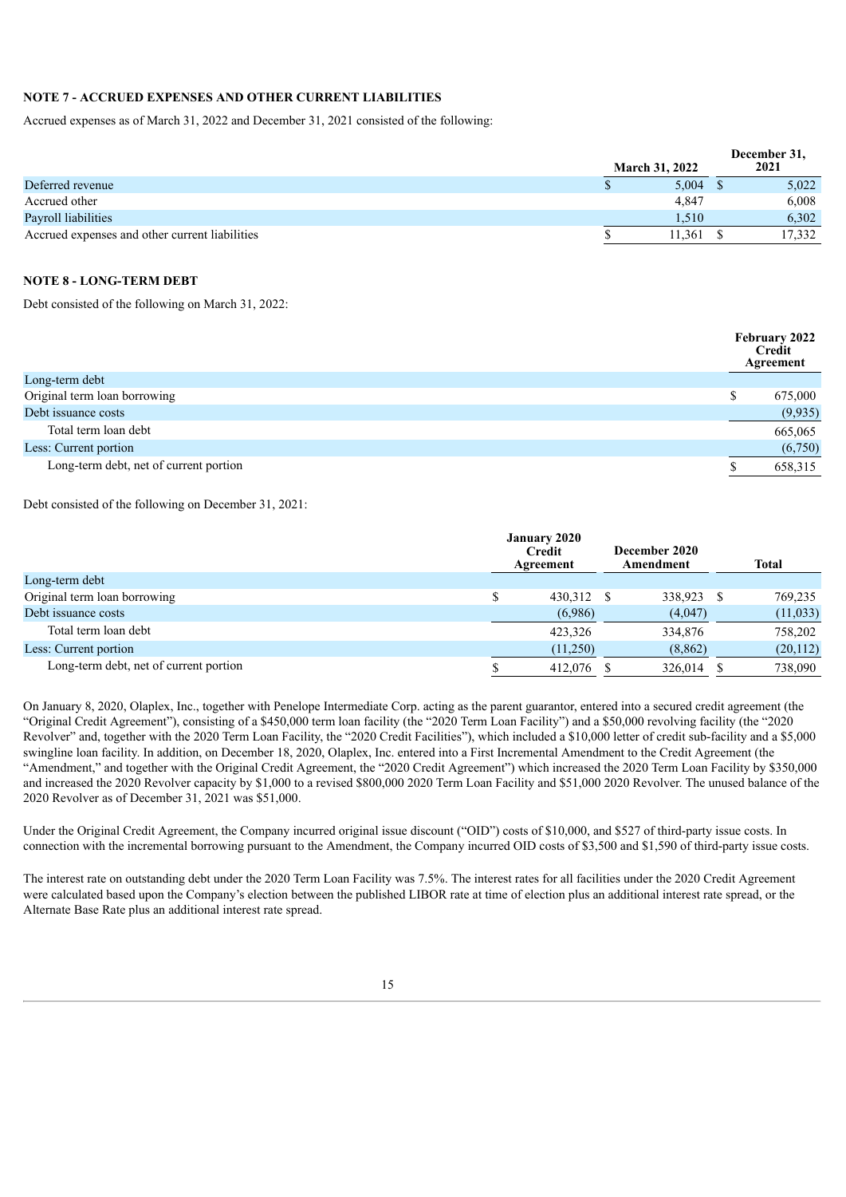**NOTE 7 - ACCRUED EXPENSES AND OTHER CURRENT LIABILITIES**

Accrued expenses as of March 31, 2022 and December 31, 2021 consisted of the following:

| | March 31, 2022 | December 31, 2021 |
|---|---|---|
| Deferred revenue | $ 5,004 | $ 5,022 |
| Accrued other | 4,847 | 6,008 |
| Payroll liabilities | 1,510 | 6,302 |
| Accrued expenses and other current liabilities | $ 11,361 | $ 17,332 |

**NOTE 8 - LONG-TERM DEBT**

Debt consisted of the following on March 31, 2022:

| | February 2022 Credit Agreement |
|---|---|
| Long-term debt | |
| Original term loan borrowing | $ 675,000 |
| Debt issuance costs | (9,935) |
| Total term loan debt | 665,065 |
| Less: Current portion | (6,750) |
| Long-term debt, net of current portion | $ 658,315 |

Debt consisted of the following on December 31, 2021:

| | January 2020 Credit Agreement | December 2020 Amendment | Total |
|---|---|---|---|
| Long-term debt | | | |
| Original term loan borrowing | $ 430,312 | $ 338,923 | $ 769,235 |
| Debt issuance costs | (6,986) | (4,047) | (11,033) |
| Total term loan debt | 423,326 | 334,876 | 758,202 |
| Less: Current portion | (11,250) | (8,862) | (20,112) |
| Long-term debt, net of current portion | $ 412,076 | $ 326,014 | $ 738,090 |

On January 8, 2020, Olaplex, Inc., together with Penelope Intermediate Corp. acting as the parent guarantor, entered into a secured credit agreement (the "Original Credit Agreement"), consisting of a $450,000 term loan facility (the "2020 Term Loan Facility") and a $50,000 revolving facility (the "2020 Revolver" and, together with the 2020 Term Loan Facility, the "2020 Credit Facilities"), which included a $10,000 letter of credit sub-facility and a $5,000 swingline loan facility. In addition, on December 18, 2020, Olaplex, Inc. entered into a First Incremental Amendment to the Credit Agreement (the "Amendment," and together with the Original Credit Agreement, the "2020 Credit Agreement") which increased the 2020 Term Loan Facility by $350,000 and increased the 2020 Revolver capacity by $1,000 to a revised $800,000 2020 Term Loan Facility and $51,000 2020 Revolver. The unused balance of the 2020 Revolver as of December 31, 2021 was $51,000.

Under the Original Credit Agreement, the Company incurred original issue discount ("OID") costs of $10,000, and $527 of third-party issue costs. In connection with the incremental borrowing pursuant to the Amendment, the Company incurred OID costs of $3,500 and $1,590 of third-party issue costs.

The interest rate on outstanding debt under the 2020 Term Loan Facility was 7.5%. The interest rates for all facilities under the 2020 Credit Agreement were calculated based upon the Company's election between the published LIBOR rate at time of election plus an additional interest rate spread, or the Alternate Base Rate plus an additional interest rate spread.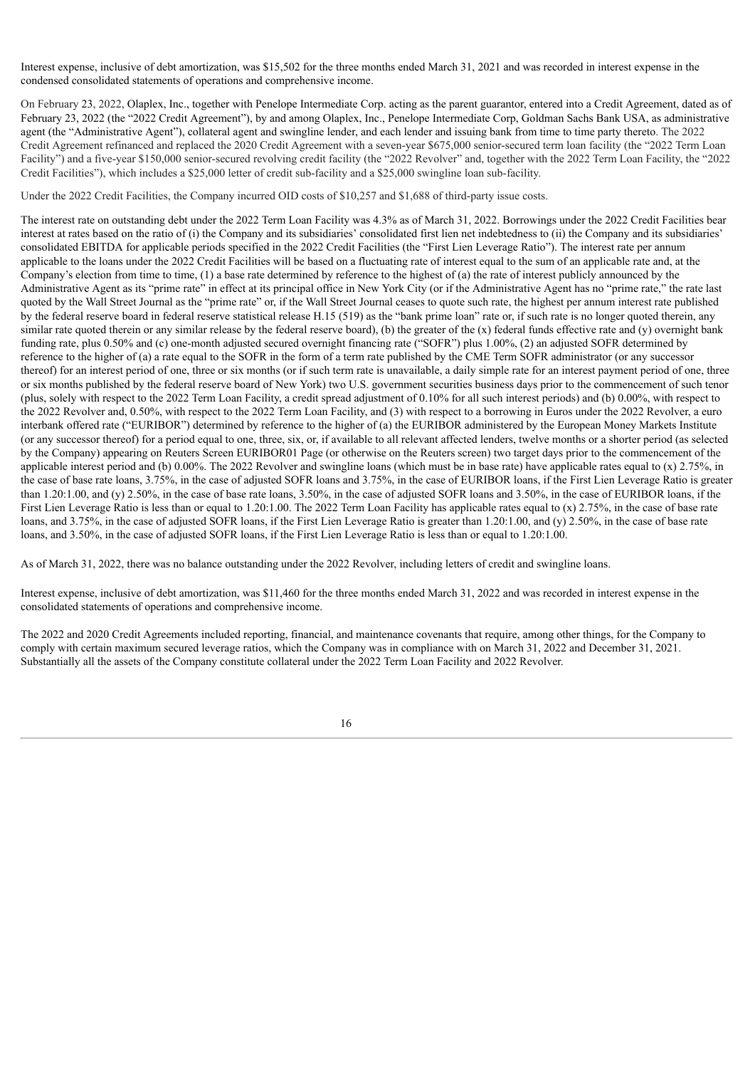Interest expense, inclusive of debt amortization, was $15,502 for the three months ended March 31, 2021 and was recorded in interest expense in the condensed consolidated statements of operations and comprehensive income.

On February 23, 2022, Olaplex, Inc., together with Penelope Intermediate Corp. acting as the parent guarantor, entered into a Credit Agreement, dated as of February 23, 2022 (the "2022 Credit Agreement"), by and among Olaplex, Inc., Penelope Intermediate Corp, Goldman Sachs Bank USA, as administrative agent (the "Administrative Agent"), collateral agent and swingline lender, and each lender and issuing bank from time to time party thereto. The 2022 Credit Agreement refinanced and replaced the 2020 Credit Agreement with a seven-year $675,000 senior-secured term loan facility (the "2022 Term Loan Facility") and a five-year $150,000 senior-secured revolving credit facility (the "2022 Revolver" and, together with the 2022 Term Loan Facility, the "2022 Credit Facilities"), which includes a $25,000 letter of credit sub-facility and a $25,000 swingline loan sub-facility.

Under the 2022 Credit Facilities, the Company incurred OID costs of $10,257 and $1,688 of third-party issue costs.

The interest rate on outstanding debt under the 2022 Term Loan Facility was 4.3% as of March 31, 2022. Borrowings under the 2022 Credit Facilities bear interest at rates based on the ratio of (i) the Company and its subsidiaries' consolidated first lien net indebtedness to (ii) the Company and its subsidiaries' consolidated EBITDA for applicable periods specified in the 2022 Credit Facilities (the "First Lien Leverage Ratio"). The interest rate per annum applicable to the loans under the 2022 Credit Facilities will be based on a fluctuating rate of interest equal to the sum of an applicable rate and, at the Company's election from time to time, (1) a base rate determined by reference to the highest of (a) the rate of interest publicly announced by the Administrative Agent as its "prime rate" in effect at its principal office in New York City (or if the Administrative Agent has no "prime rate," the rate last quoted by the Wall Street Journal as the "prime rate" or, if the Wall Street Journal ceases to quote such rate, the highest per annum interest rate published by the federal reserve board in federal reserve statistical release H.15 (519) as the "bank prime loan" rate or, if such rate is no longer quoted therein, any similar rate quoted therein or any similar release by the federal reserve board), (b) the greater of the (x) federal funds effective rate and (y) overnight bank funding rate, plus 0.50% and (c) one-month adjusted secured overnight financing rate ("SOFR") plus 1.00%, (2) an adjusted SOFR determined by reference to the higher of (a) a rate equal to the SOFR in the form of a term rate published by the CME Term SOFR administrator (or any successor thereof) for an interest period of one, three or six months (or if such term rate is unavailable, a daily simple rate for an interest payment period of one, three or six months published by the federal reserve board of New York) two U.S. government securities business days prior to the commencement of such tenor (plus, solely with respect to the 2022 Term Loan Facility, a credit spread adjustment of 0.10% for all such interest periods) and (b) 0.00%, with respect to the 2022 Revolver and, 0.50%, with respect to the 2022 Term Loan Facility, and (3) with respect to a borrowing in Euros under the 2022 Revolver, a euro interbank offered rate ("EURIBOR") determined by reference to the higher of (a) the EURIBOR administered by the European Money Markets Institute (or any successor thereof) for a period equal to one, three, six, or, if available to all relevant affected lenders, twelve months or a shorter period (as selected by the Company) appearing on Reuters Screen EURIBOR01 Page (or otherwise on the Reuters screen) two target days prior to the commencement of the applicable interest period and (b) 0.00%. The 2022 Revolver and swingline loans (which must be in base rate) have applicable rates equal to (x) 2.75%, in the case of base rate loans, 3.75%, in the case of adjusted SOFR loans and 3.75%, in the case of EURIBOR loans, if the First Lien Leverage Ratio is greater than 1.20:1.00, and (y) 2.50%, in the case of base rate loans, 3.50%, in the case of adjusted SOFR loans and 3.50%, in the case of EURIBOR loans, if the First Lien Leverage Ratio is less than or equal to 1.20:1.00. The 2022 Term Loan Facility has applicable rates equal to (x) 2.75%, in the case of base rate loans, and 3.75%, in the case of adjusted SOFR loans, if the First Lien Leverage Ratio is greater than 1.20:1.00, and (y) 2.50%, in the case of base rate loans, and 3.50%, in the case of adjusted SOFR loans, if the First Lien Leverage Ratio is less than or equal to 1.20:1.00.

As of March 31, 2022, there was no balance outstanding under the 2022 Revolver, including letters of credit and swingline loans.

Interest expense, inclusive of debt amortization, was $11,460 for the three months ended March 31, 2022 and was recorded in interest expense in the consolidated statements of operations and comprehensive income.

The 2022 and 2020 Credit Agreements included reporting, financial, and maintenance covenants that require, among other things, for the Company to comply with certain maximum secured leverage ratios, which the Company was in compliance with on March 31, 2022 and December 31, 2021. Substantially all the assets of the Company constitute collateral under the 2022 Term Loan Facility and 2022 Revolver.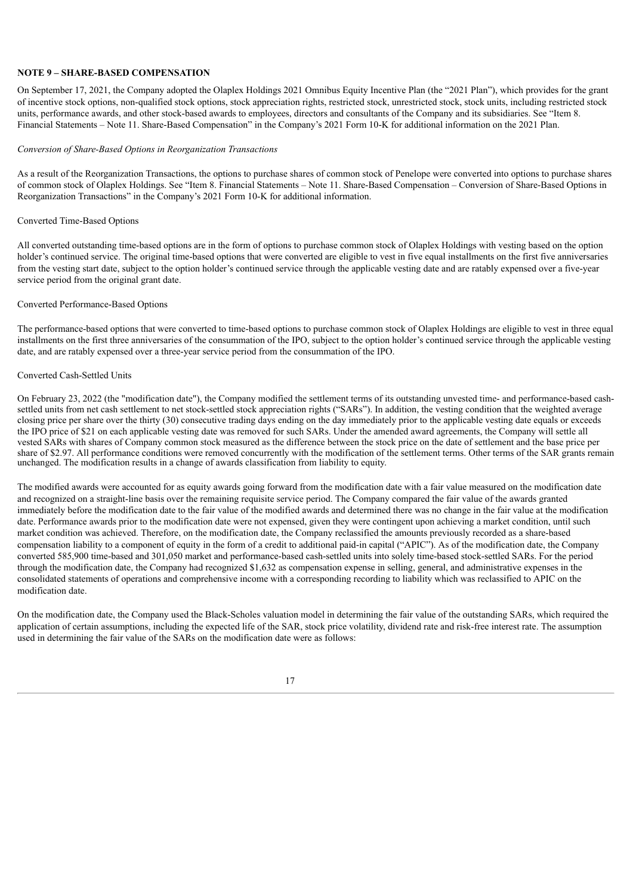**NOTE 9 – SHARE-BASED COMPENSATION**

On September 17, 2021, the Company adopted the Olaplex Holdings 2021 Omnibus Equity Incentive Plan (the "2021 Plan"), which provides for the grant of incentive stock options, non-qualified stock options, stock appreciation rights, restricted stock, unrestricted stock, stock units, including restricted stock units, performance awards, and other stock-based awards to employees, directors and consultants of the Company and its subsidiaries. See "Item 8. Financial Statements – Note 11. Share-Based Compensation" in the Company's 2021 Form 10-K for additional information on the 2021 Plan.

*Conversion of Share-Based Options in Reorganization Transactions*

As a result of the Reorganization Transactions, the options to purchase shares of common stock of Penelope were converted into options to purchase shares of common stock of Olaplex Holdings. See "Item 8. Financial Statements – Note 11. Share-Based Compensation – Conversion of Share-Based Options in Reorganization Transactions" in the Company's 2021 Form 10-K for additional information.

Converted Time-Based Options

All converted outstanding time-based options are in the form of options to purchase common stock of Olaplex Holdings with vesting based on the option holder's continued service. The original time-based options that were converted are eligible to vest in five equal installments on the first five anniversaries from the vesting start date, subject to the option holder's continued service through the applicable vesting date and are ratably expensed over a five-year service period from the original grant date.

Converted Performance-Based Options

The performance-based options that were converted to time-based options to purchase common stock of Olaplex Holdings are eligible to vest in three equal installments on the first three anniversaries of the consummation of the IPO, subject to the option holder's continued service through the applicable vesting date, and are ratably expensed over a three-year service period from the consummation of the IPO.

Converted Cash-Settled Units

On February 23, 2022 (the "modification date"), the Company modified the settlement terms of its outstanding unvested time- and performance-based cash-settled units from net cash settlement to net stock-settled stock appreciation rights ("SARs"). In addition, the vesting condition that the weighted average closing price per share over the thirty (30) consecutive trading days ending on the day immediately prior to the applicable vesting date equals or exceeds the IPO price of $21 on each applicable vesting date was removed for such SARs. Under the amended award agreements, the Company will settle all vested SARs with shares of Company common stock measured as the difference between the stock price on the date of settlement and the base price per share of $2.97. All performance conditions were removed concurrently with the modification of the settlement terms. Other terms of the SAR grants remain unchanged. The modification results in a change of awards classification from liability to equity.

The modified awards were accounted for as equity awards going forward from the modification date with a fair value measured on the modification date and recognized on a straight-line basis over the remaining requisite service period. The Company compared the fair value of the awards granted immediately before the modification date to the fair value of the modified awards and determined there was no change in the fair value at the modification date. Performance awards prior to the modification date were not expensed, given they were contingent upon achieving a market condition, until such market condition was achieved. Therefore, on the modification date, the Company reclassified the amounts previously recorded as a share-based compensation liability to a component of equity in the form of a credit to additional paid-in capital ("APIC"). As of the modification date, the Company converted 585,900 time-based and 301,050 market and performance-based cash-settled units into solely time-based stock-settled SARs. For the period through the modification date, the Company had recognized $1,632 as compensation expense in selling, general, and administrative expenses in the consolidated statements of operations and comprehensive income with a corresponding recording to liability which was reclassified to APIC on the modification date.

On the modification date, the Company used the Black-Scholes valuation model in determining the fair value of the outstanding SARs, which required the application of certain assumptions, including the expected life of the SAR, stock price volatility, dividend rate and risk-free interest rate. The assumption used in determining the fair value of the SARs on the modification date were as follows: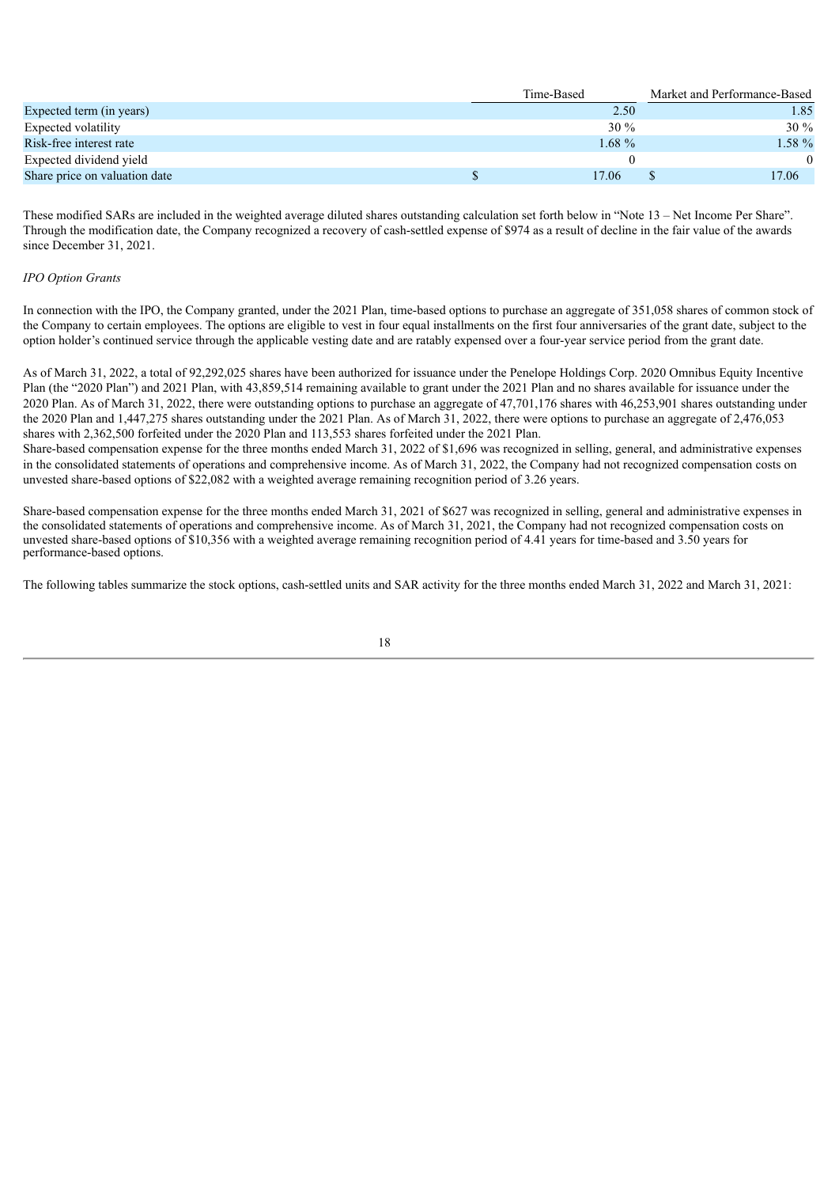| | Time-Based | Market and Performance-Based |
|---|---|---|
| Expected term (in years) | 2.50 | 1.85 |
| Expected volatility | 30 % | 30 % |
| Risk-free interest rate | 1.68 % | 1.58 % |
| Expected dividend yield | 0 | 0 |
| Share price on valuation date | $ 17.06 | $ 17.06 |

These modified SARs are included in the weighted average diluted shares outstanding calculation set forth below in "Note 13 – Net Income Per Share". Through the modification date, the Company recognized a recovery of cash-settled expense of $974 as a result of decline in the fair value of the awards since December 31, 2021.

*IPO Option Grants*

In connection with the IPO, the Company granted, under the 2021 Plan, time-based options to purchase an aggregate of 351,058 shares of common stock of the Company to certain employees. The options are eligible to vest in four equal installments on the first four anniversaries of the grant date, subject to the option holder's continued service through the applicable vesting date and are ratably expensed over a four-year service period from the grant date.

As of March 31, 2022, a total of 92,292,025 shares have been authorized for issuance under the Penelope Holdings Corp. 2020 Omnibus Equity Incentive Plan (the "2020 Plan") and 2021 Plan, with 43,859,514 remaining available to grant under the 2021 Plan and no shares available for issuance under the 2020 Plan. As of March 31, 2022, there were outstanding options to purchase an aggregate of 47,701,176 shares with 46,253,901 shares outstanding under the 2020 Plan and 1,447,275 shares outstanding under the 2021 Plan. As of March 31, 2022, there were options to purchase an aggregate of 2,476,053 shares with 2,362,500 forfeited under the 2020 Plan and 113,553 shares forfeited under the 2021 Plan.
Share-based compensation expense for the three months ended March 31, 2022 of $1,696 was recognized in selling, general, and administrative expenses in the consolidated statements of operations and comprehensive income. As of March 31, 2022, the Company had not recognized compensation costs on unvested share-based options of $22,082 with a weighted average remaining recognition period of 3.26 years.

Share-based compensation expense for the three months ended March 31, 2021 of $627 was recognized in selling, general and administrative expenses in the consolidated statements of operations and comprehensive income. As of March 31, 2021, the Company had not recognized compensation costs on unvested share-based options of $10,356 with a weighted average remaining recognition period of 4.41 years for time-based and 3.50 years for performance-based options.

The following tables summarize the stock options, cash-settled units and SAR activity for the three months ended March 31, 2022 and March 31, 2021: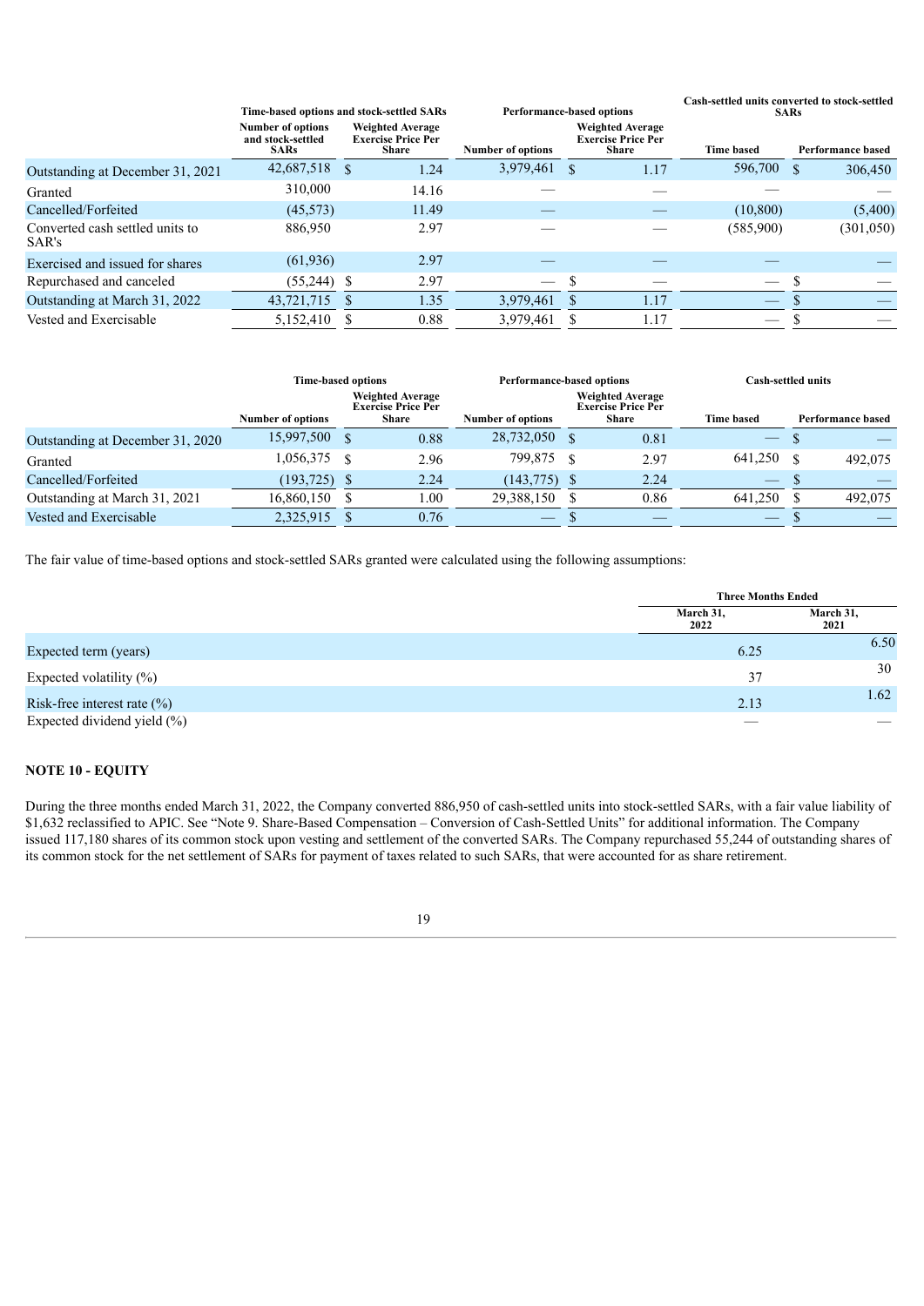| | Time-based options and stock-settled SARs | | Performance-based options | | Cash-settled units converted to stock-settled SARs | |
|---|---|---|---|---|---|---|
| | Number of options and stock-settled SARs | Weighted Average Exercise Price Per Share | Number of options | Weighted Average Exercise Price Per Share | Time based | Performance based |
| Outstanding at December 31, 2021 | 42,687,518 | $ 1.24 | 3,979,461 | $ 1.17 | 596,700 | $ 306,450 |
| Granted | 310,000 | 14.16 | — | — | — | — |
| Cancelled/Forfeited | (45,573) | 11.49 | — | — | (10,800) | (5,400) |
| Converted cash settled units to SAR's | 886,950 | 2.97 | — | — | (585,900) | (301,050) |
| Exercised and issued for shares | (61,936) | 2.97 | — | — | — | — |
| Repurchased and canceled | (55,244) | $ 2.97 | — | $ — | — | $ — |
| Outstanding at March 31, 2022 | 43,721,715 | $ 1.35 | 3,979,461 | $ 1.17 | — | $ — |
| Vested and Exercisable | 5,152,410 | $ 0.88 | 3,979,461 | $ 1.17 | — | $ — |

| | Time-based options | | Performance-based options | | Cash-settled units | |
|---|---|---|---|---|---|---|
| | Number of options | Weighted Average Exercise Price Per Share | Number of options | Weighted Average Exercise Price Per Share | Time based | Performance based |
| Outstanding at December 31, 2020 | 15,997,500 | $ 0.88 | 28,732,050 | $ 0.81 | — | $ — |
| Granted | 1,056,375 | $ 2.96 | 799,875 | $ 2.97 | 641,250 | $ 492,075 |
| Cancelled/Forfeited | (193,725) | $ 2.24 | (143,775) | $ 2.24 | — | $ — |
| Outstanding at March 31, 2021 | 16,860,150 | $ 1.00 | 29,388,150 | $ 0.86 | 641,250 | $ 492,075 |
| Vested and Exercisable | 2,325,915 | $ 0.76 | — | $ — | — | $ — |

The fair value of time-based options and stock-settled SARs granted were calculated using the following assumptions:

| | Three Months Ended | |
|---|---|---|
| | March 31, 2022 | March 31, 2021 |
| Expected term (years) | 6.25 | 6.50 |
| Expected volatility (%) | 37 | 30 |
| Risk-free interest rate (%) | 2.13 | 1.62 |
| Expected dividend yield (%) | — | — |

## NOTE 10 - EQUITY

During the three months ended March 31, 2022, the Company converted 886,950 of cash-settled units into stock-settled SARs, with a fair value liability of $1,632 reclassified to APIC. See "Note 9. Share-Based Compensation – Conversion of Cash-Settled Units" for additional information. The Company issued 117,180 shares of its common stock upon vesting and settlement of the converted SARs. The Company repurchased 55,244 of outstanding shares of its common stock for the net settlement of SARs for payment of taxes related to such SARs, that were accounted for as share retirement.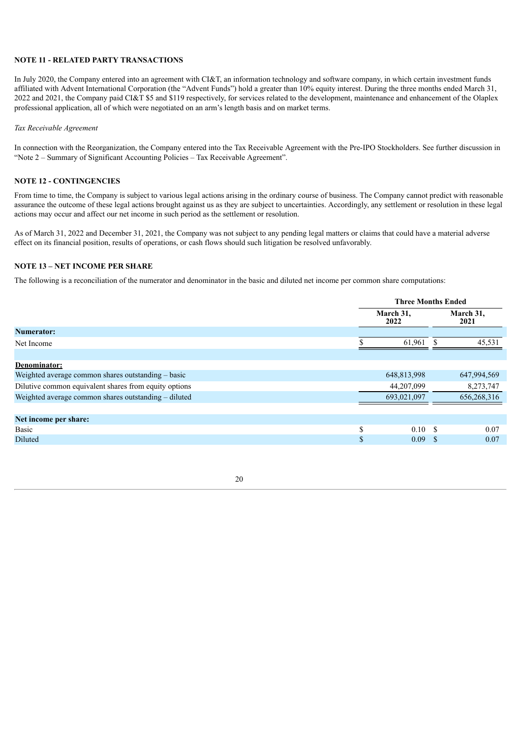## NOTE 11 - RELATED PARTY TRANSACTIONS

In July 2020, the Company entered into an agreement with CI&T, an information technology and software company, in which certain investment funds affiliated with Advent International Corporation (the "Advent Funds") hold a greater than 10% equity interest. During the three months ended March 31, 2022 and 2021, the Company paid CI&T $5 and $119 respectively, for services related to the development, maintenance and enhancement of the Olaplex professional application, all of which were negotiated on an arm's length basis and on market terms.

*Tax Receivable Agreement*

In connection with the Reorganization, the Company entered into the Tax Receivable Agreement with the Pre-IPO Stockholders. See further discussion in "Note 2 – Summary of Significant Accounting Policies – Tax Receivable Agreement".

## NOTE 12 - CONTINGENCIES

From time to time, the Company is subject to various legal actions arising in the ordinary course of business. The Company cannot predict with reasonable assurance the outcome of these legal actions brought against us as they are subject to uncertainties. Accordingly, any settlement or resolution in these legal actions may occur and affect our net income in such period as the settlement or resolution.

As of March 31, 2022 and December 31, 2021, the Company was not subject to any pending legal matters or claims that could have a material adverse effect on its financial position, results of operations, or cash flows should such litigation be resolved unfavorably.

## NOTE 13 – NET INCOME PER SHARE

The following is a reconciliation of the numerator and denominator in the basic and diluted net income per common share computations:

| | Three Months Ended | |
|---|---|---|
| | March 31, 2022 | March 31, 2021 |
| **Numerator:** | | |
| Net Income | $ 61,961 | $ 45,531 |
| | | |
| **Denominator:** | | |
| Weighted average common shares outstanding – basic | 648,813,998 | 647,994,569 |
| Dilutive common equivalent shares from equity options | 44,207,099 | 8,273,747 |
| Weighted average common shares outstanding – diluted | 693,021,097 | 656,268,316 |
| | | |
| **Net income per share:** | | |
| Basic | $ 0.10 | $ 0.07 |
| Diluted | $ 0.09 | $ 0.07 |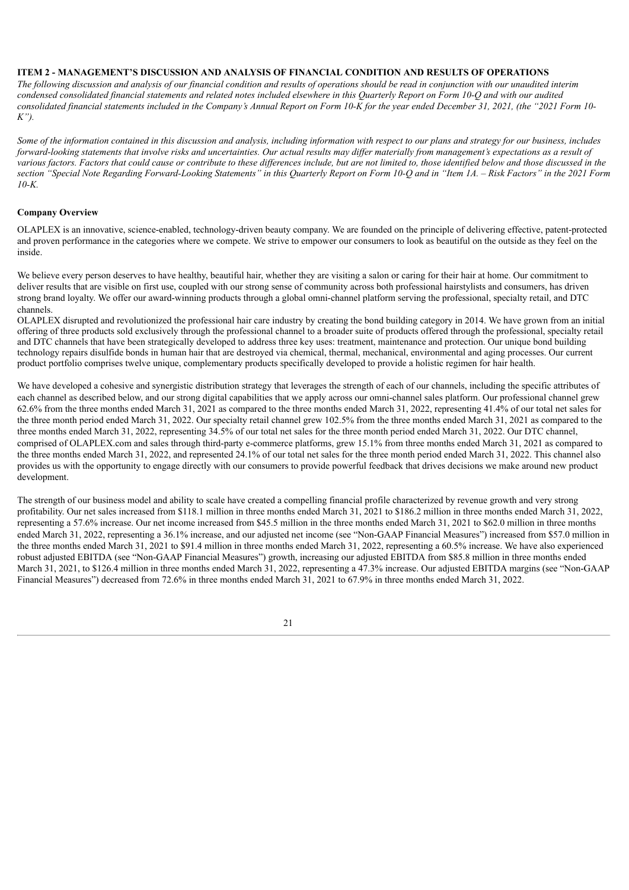## ITEM 2 - MANAGEMENT'S DISCUSSION AND ANALYSIS OF FINANCIAL CONDITION AND RESULTS OF OPERATIONS

*The following discussion and analysis of our financial condition and results of operations should be read in conjunction with our unaudited interim condensed consolidated financial statements and related notes included elsewhere in this Quarterly Report on Form 10-Q and with our audited consolidated financial statements included in the Company's Annual Report on Form 10-K for the year ended December 31, 2021, (the "2021 Form 10-K").*

*Some of the information contained in this discussion and analysis, including information with respect to our plans and strategy for our business, includes forward-looking statements that involve risks and uncertainties. Our actual results may differ materially from management's expectations as a result of various factors. Factors that could cause or contribute to these differences include, but are not limited to, those identified below and those discussed in the section "Special Note Regarding Forward-Looking Statements" in this Quarterly Report on Form 10-Q and in "Item 1A. – Risk Factors" in the 2021 Form 10-K.*

### Company Overview

OLAPLEX is an innovative, science-enabled, technology-driven beauty company. We are founded on the principle of delivering effective, patent-protected and proven performance in the categories where we compete. We strive to empower our consumers to look as beautiful on the outside as they feel on the inside.

We believe every person deserves to have healthy, beautiful hair, whether they are visiting a salon or caring for their hair at home. Our commitment to deliver results that are visible on first use, coupled with our strong sense of community across both professional hairstylists and consumers, has driven strong brand loyalty. We offer our award-winning products through a global omni-channel platform serving the professional, specialty retail, and DTC channels.

OLAPLEX disrupted and revolutionized the professional hair care industry by creating the bond building category in 2014. We have grown from an initial offering of three products sold exclusively through the professional channel to a broader suite of products offered through the professional, specialty retail and DTC channels that have been strategically developed to address three key uses: treatment, maintenance and protection. Our unique bond building technology repairs disulfide bonds in human hair that are destroyed via chemical, thermal, mechanical, environmental and aging processes. Our current product portfolio comprises twelve unique, complementary products specifically developed to provide a holistic regimen for hair health.

We have developed a cohesive and synergistic distribution strategy that leverages the strength of each of our channels, including the specific attributes of each channel as described below, and our strong digital capabilities that we apply across our omni-channel sales platform. Our professional channel grew 62.6% from the three months ended March 31, 2021 as compared to the three months ended March 31, 2022, representing 41.4% of our total net sales for the three month period ended March 31, 2022. Our specialty retail channel grew 102.5% from the three months ended March 31, 2021 as compared to the three months ended March 31, 2022, representing 34.5% of our total net sales for the three month period ended March 31, 2022. Our DTC channel, comprised of OLAPLEX.com and sales through third-party e-commerce platforms, grew 15.1% from three months ended March 31, 2021 as compared to the three months ended March 31, 2022, and represented 24.1% of our total net sales for the three month period ended March 31, 2022. This channel also provides us with the opportunity to engage directly with our consumers to provide powerful feedback that drives decisions we make around new product development.

The strength of our business model and ability to scale have created a compelling financial profile characterized by revenue growth and very strong profitability. Our net sales increased from $118.1 million in three months ended March 31, 2021 to $186.2 million in three months ended March 31, 2022, representing a 57.6% increase. Our net income increased from $45.5 million in the three months ended March 31, 2021 to $62.0 million in three months ended March 31, 2022, representing a 36.1% increase, and our adjusted net income (see "Non-GAAP Financial Measures") increased from $57.0 million in the three months ended March 31, 2021 to $91.4 million in three months ended March 31, 2022, representing a 60.5% increase. We have also experienced robust adjusted EBITDA (see "Non-GAAP Financial Measures") growth, increasing our adjusted EBITDA from $85.8 million in three months ended March 31, 2021, to $126.4 million in three months ended March 31, 2022, representing a 47.3% increase. Our adjusted EBITDA margins (see "Non-GAAP Financial Measures") decreased from 72.6% in three months ended March 31, 2021 to 67.9% in three months ended March 31, 2022.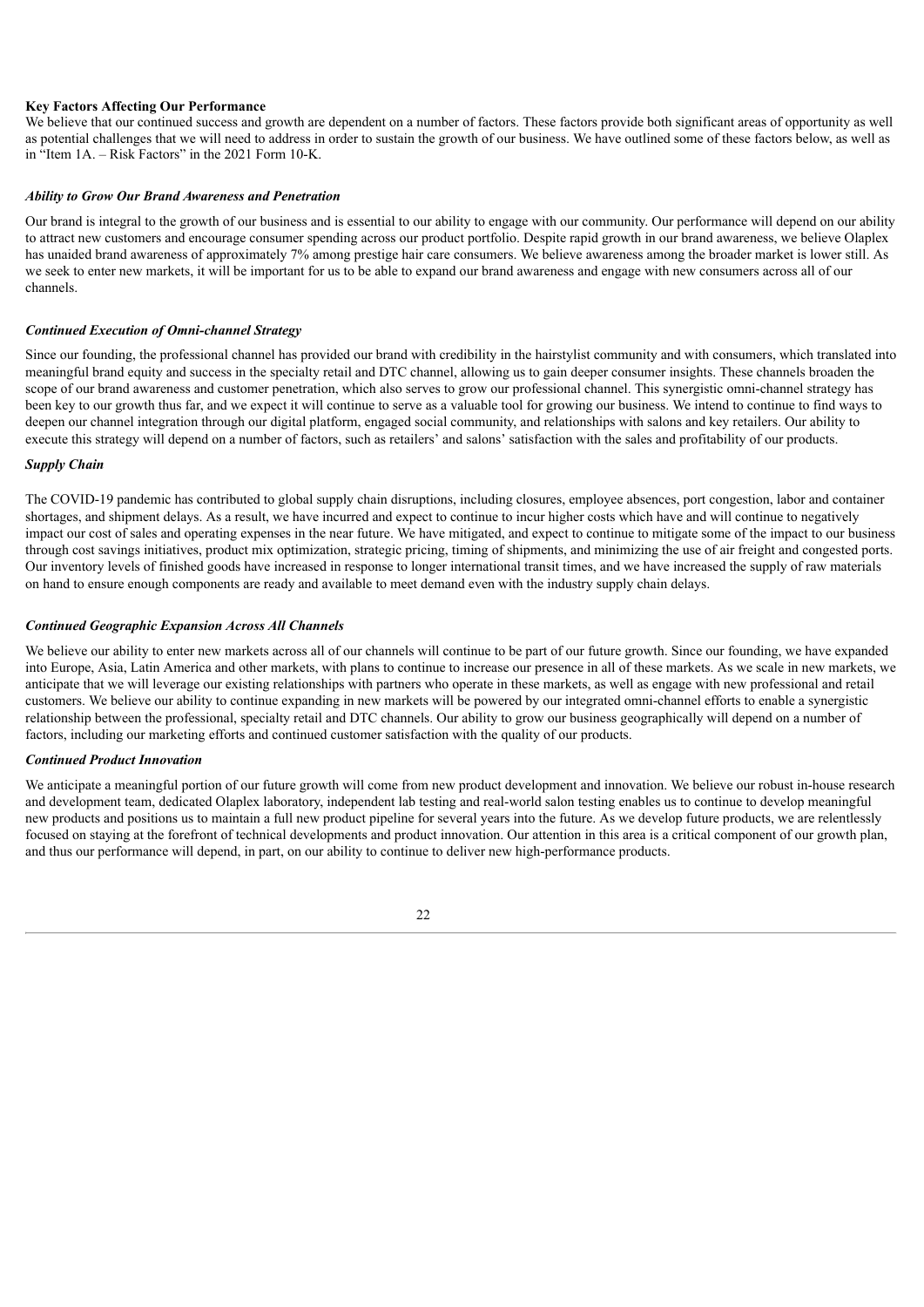## Key Factors Affecting Our Performance

We believe that our continued success and growth are dependent on a number of factors. These factors provide both significant areas of opportunity as well as potential challenges that we will need to address in order to sustain the growth of our business. We have outlined some of these factors below, as well as in "Item 1A. – Risk Factors" in the 2021 Form 10-K.

### *Ability to Grow Our Brand Awareness and Penetration*

Our brand is integral to the growth of our business and is essential to our ability to engage with our community. Our performance will depend on our ability to attract new customers and encourage consumer spending across our product portfolio. Despite rapid growth in our brand awareness, we believe Olaplex has unaided brand awareness of approximately 7% among prestige hair care consumers. We believe awareness among the broader market is lower still. As we seek to enter new markets, it will be important for us to be able to expand our brand awareness and engage with new consumers across all of our channels.

### *Continued Execution of Omni-channel Strategy*

Since our founding, the professional channel has provided our brand with credibility in the hairstylist community and with consumers, which translated into meaningful brand equity and success in the specialty retail and DTC channel, allowing us to gain deeper consumer insights. These channels broaden the scope of our brand awareness and customer penetration, which also serves to grow our professional channel. This synergistic omni-channel strategy has been key to our growth thus far, and we expect it will continue to serve as a valuable tool for growing our business. We intend to continue to find ways to deepen our channel integration through our digital platform, engaged social community, and relationships with salons and key retailers. Our ability to execute this strategy will depend on a number of factors, such as retailers' and salons' satisfaction with the sales and profitability of our products.

### *Supply Chain*

The COVID-19 pandemic has contributed to global supply chain disruptions, including closures, employee absences, port congestion, labor and container shortages, and shipment delays. As a result, we have incurred and expect to continue to incur higher costs which have and will continue to negatively impact our cost of sales and operating expenses in the near future. We have mitigated, and expect to continue to mitigate some of the impact to our business through cost savings initiatives, product mix optimization, strategic pricing, timing of shipments, and minimizing the use of air freight and congested ports. Our inventory levels of finished goods have increased in response to longer international transit times, and we have increased the supply of raw materials on hand to ensure enough components are ready and available to meet demand even with the industry supply chain delays.

### *Continued Geographic Expansion Across All Channels*

We believe our ability to enter new markets across all of our channels will continue to be part of our future growth. Since our founding, we have expanded into Europe, Asia, Latin America and other markets, with plans to continue to increase our presence in all of these markets. As we scale in new markets, we anticipate that we will leverage our existing relationships with partners who operate in these markets, as well as engage with new professional and retail customers. We believe our ability to continue expanding in new markets will be powered by our integrated omni-channel efforts to enable a synergistic relationship between the professional, specialty retail and DTC channels. Our ability to grow our business geographically will depend on a number of factors, including our marketing efforts and continued customer satisfaction with the quality of our products.

### *Continued Product Innovation*

We anticipate a meaningful portion of our future growth will come from new product development and innovation. We believe our robust in-house research and development team, dedicated Olaplex laboratory, independent lab testing and real-world salon testing enables us to continue to develop meaningful new products and positions us to maintain a full new product pipeline for several years into the future. As we develop future products, we are relentlessly focused on staying at the forefront of technical developments and product innovation. Our attention in this area is a critical component of our growth plan, and thus our performance will depend, in part, on our ability to continue to deliver new high-performance products.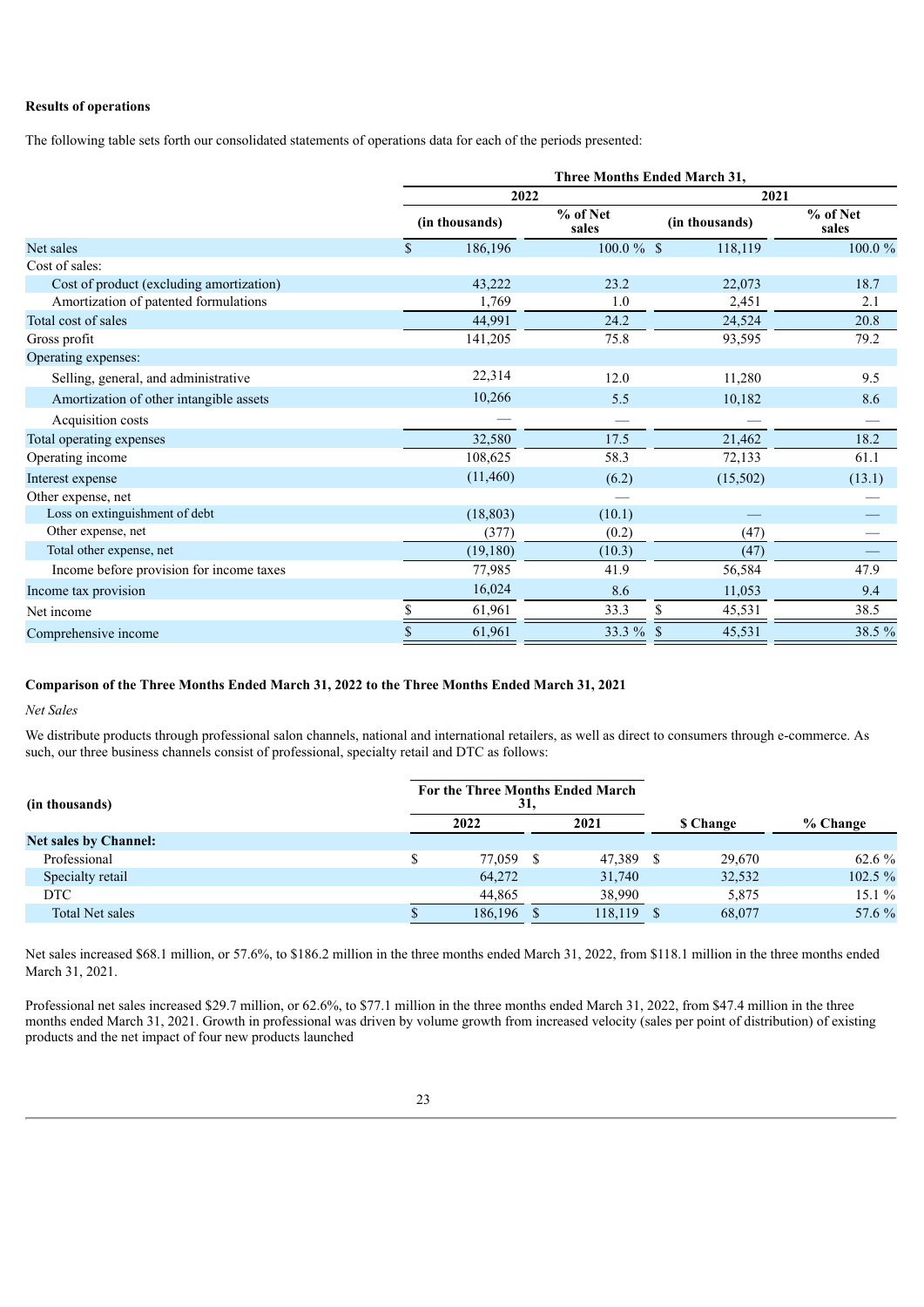**Results of operations**

The following table sets forth our consolidated statements of operations data for each of the periods presented:

| | Three Months Ended March 31, | | | |
|---|---|---|---|---|
| | 2022 | | 2021 | |
| | (in thousands) | % of Net sales | (in thousands) | % of Net sales |
| Net sales | $ 186,196 | 100.0 % | $ 118,119 | 100.0 % |
| Cost of sales: | | | | |
| Cost of product (excluding amortization) | 43,222 | 23.2 | 22,073 | 18.7 |
| Amortization of patented formulations | 1,769 | 1.0 | 2,451 | 2.1 |
| Total cost of sales | 44,991 | 24.2 | 24,524 | 20.8 |
| Gross profit | 141,205 | 75.8 | 93,595 | 79.2 |
| Operating expenses: | | | | |
| Selling, general, and administrative | 22,314 | 12.0 | 11,280 | 9.5 |
| Amortization of other intangible assets | 10,266 | 5.5 | 10,182 | 8.6 |
| Acquisition costs | — | — | — | — |
| Total operating expenses | 32,580 | 17.5 | 21,462 | 18.2 |
| Operating income | 108,625 | 58.3 | 72,133 | 61.1 |
| Interest expense | (11,460) | (6.2) | (15,502) | (13.1) |
| Other expense, net | | — | | — |
| Loss on extinguishment of debt | (18,803) | (10.1) | — | — |
| Other expense, net | (377) | (0.2) | (47) | — |
| Total other expense, net | (19,180) | (10.3) | (47) | — |
| Income before provision for income taxes | 77,985 | 41.9 | 56,584 | 47.9 |
| Income tax provision | 16,024 | 8.6 | 11,053 | 9.4 |
| Net income | $ 61,961 | 33.3 | $ 45,531 | 38.5 |
| Comprehensive income | $ 61,961 | 33.3 % | $ 45,531 | 38.5 % |

**Comparison of the Three Months Ended March 31, 2022 to the Three Months Ended March 31, 2021**

*Net Sales*

We distribute products through professional salon channels, national and international retailers, as well as direct to consumers through e-commerce. As such, our three business channels consist of professional, specialty retail and DTC as follows:

| (in thousands) | For the Three Months Ended March 31, | | | |
|---|---|---|---|---|
| | 2022 | 2021 | $ Change | % Change |
| **Net sales by Channel:** | | | | |
| Professional | $ 77,059 | $ 47,389 | $ 29,670 | 62.6 % |
| Specialty retail | 64,272 | 31,740 | 32,532 | 102.5 % |
| DTC | 44,865 | 38,990 | 5,875 | 15.1 % |
| Total Net sales | $ 186,196 | $ 118,119 | $ 68,077 | 57.6 % |

Net sales increased $68.1 million, or 57.6%, to $186.2 million in the three months ended March 31, 2022, from $118.1 million in the three months ended March 31, 2021.

Professional net sales increased $29.7 million, or 62.6%, to $77.1 million in the three months ended March 31, 2022, from $47.4 million in the three months ended March 31, 2021. Growth in professional was driven by volume growth from increased velocity (sales per point of distribution) of existing products and the net impact of four new products launched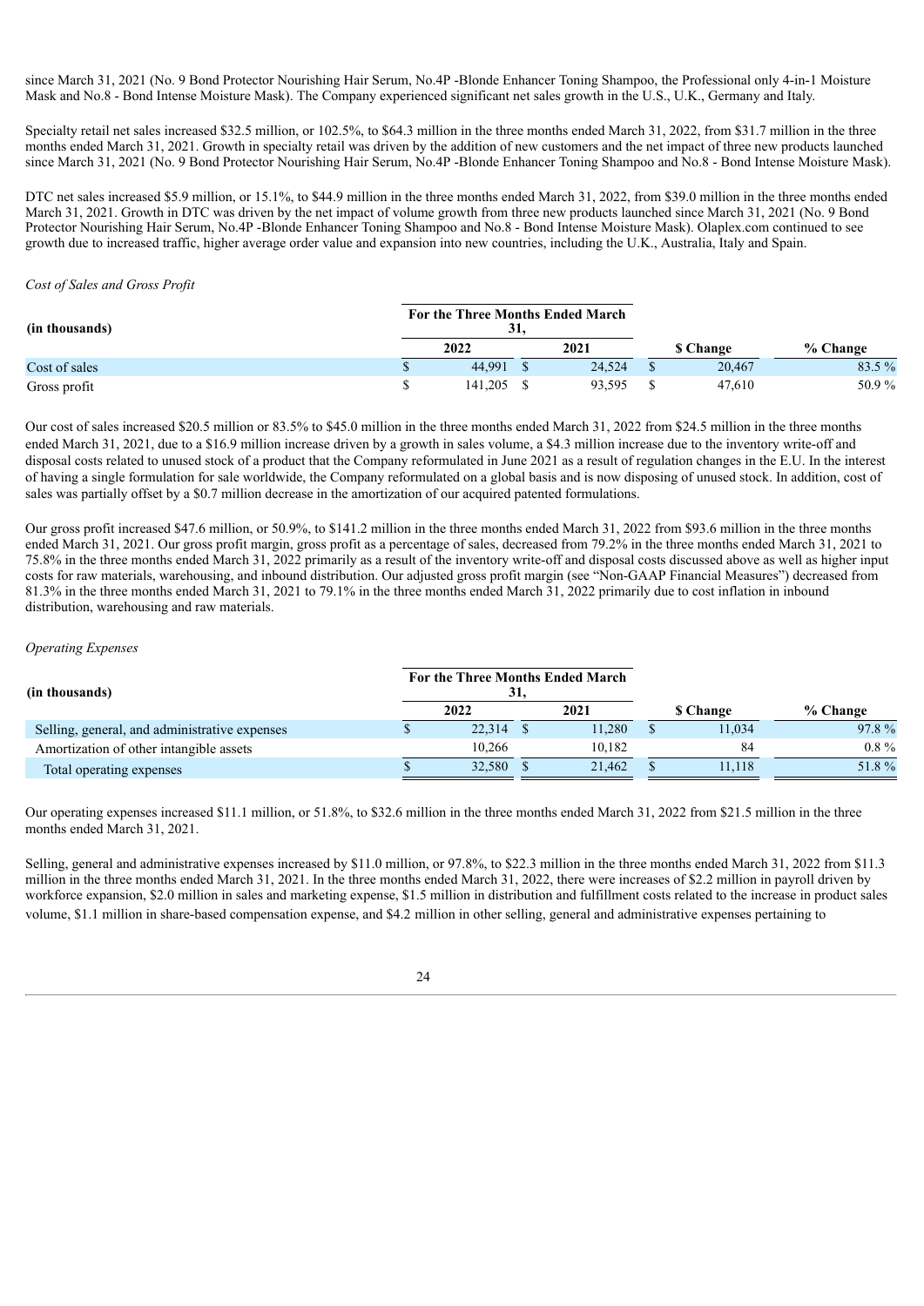since March 31, 2021 (No. 9 Bond Protector Nourishing Hair Serum, No.4P -Blonde Enhancer Toning Shampoo, the Professional only 4-in-1 Moisture Mask and No.8 - Bond Intense Moisture Mask). The Company experienced significant net sales growth in the U.S., U.K., Germany and Italy.

Specialty retail net sales increased $32.5 million, or 102.5%, to $64.3 million in the three months ended March 31, 2022, from $31.7 million in the three months ended March 31, 2021. Growth in specialty retail was driven by the addition of new customers and the net impact of three new products launched since March 31, 2021 (No. 9 Bond Protector Nourishing Hair Serum, No.4P -Blonde Enhancer Toning Shampoo and No.8 - Bond Intense Moisture Mask).

DTC net sales increased $5.9 million, or 15.1%, to $44.9 million in the three months ended March 31, 2022, from $39.0 million in the three months ended March 31, 2021. Growth in DTC was driven by the net impact of volume growth from three new products launched since March 31, 2021 (No. 9 Bond Protector Nourishing Hair Serum, No.4P -Blonde Enhancer Toning Shampoo and No.8 - Bond Intense Moisture Mask). Olaplex.com continued to see growth due to increased traffic, higher average order value and expansion into new countries, including the U.K., Australia, Italy and Spain.

*Cost of Sales and Gross Profit*

| (in thousands) | For the Three Months Ended March 31, | | | |
|---|---|---|---|---|
| | 2022 | 2021 | $ Change | % Change |
| Cost of sales | $ 44,991 | $ 24,524 | $ 20,467 | 83.5 % |
| Gross profit | $ 141,205 | $ 93,595 | $ 47,610 | 50.9 % |

Our cost of sales increased $20.5 million or 83.5% to $45.0 million in the three months ended March 31, 2022 from $24.5 million in the three months ended March 31, 2021, due to a $16.9 million increase driven by a growth in sales volume, a $4.3 million increase due to the inventory write-off and disposal costs related to unused stock of a product that the Company reformulated in June 2021 as a result of regulation changes in the E.U. In the interest of having a single formulation for sale worldwide, the Company reformulated on a global basis and is now disposing of unused stock. In addition, cost of sales was partially offset by a $0.7 million decrease in the amortization of our acquired patented formulations.

Our gross profit increased $47.6 million, or 50.9%, to $141.2 million in the three months ended March 31, 2022 from $93.6 million in the three months ended March 31, 2021. Our gross profit margin, gross profit as a percentage of sales, decreased from 79.2% in the three months ended March 31, 2021 to 75.8% in the three months ended March 31, 2022 primarily as a result of the inventory write-off and disposal costs discussed above as well as higher input costs for raw materials, warehousing, and inbound distribution. Our adjusted gross profit margin (see "Non-GAAP Financial Measures") decreased from 81.3% in the three months ended March 31, 2021 to 79.1% in the three months ended March 31, 2022 primarily due to cost inflation in inbound distribution, warehousing and raw materials.

*Operating Expenses*

| (in thousands) | For the Three Months Ended March 31, | | | |
|---|---|---|---|---|
| | 2022 | 2021 | $ Change | % Change |
| Selling, general, and administrative expenses | $ 22,314 | $ 11,280 | $ 11,034 | 97.8 % |
| Amortization of other intangible assets | 10,266 | 10,182 | 84 | 0.8 % |
| Total operating expenses | $ 32,580 | $ 21,462 | $ 11,118 | 51.8 % |

Our operating expenses increased $11.1 million, or 51.8%, to $32.6 million in the three months ended March 31, 2022 from $21.5 million in the three months ended March 31, 2021.

Selling, general and administrative expenses increased by $11.0 million, or 97.8%, to $22.3 million in the three months ended March 31, 2022 from $11.3 million in the three months ended March 31, 2021. In the three months ended March 31, 2022, there were increases of $2.2 million in payroll driven by workforce expansion, $2.0 million in sales and marketing expense, $1.5 million in distribution and fulfillment costs related to the increase in product sales volume, $1.1 million in share-based compensation expense, and $4.2 million in other selling, general and administrative expenses pertaining to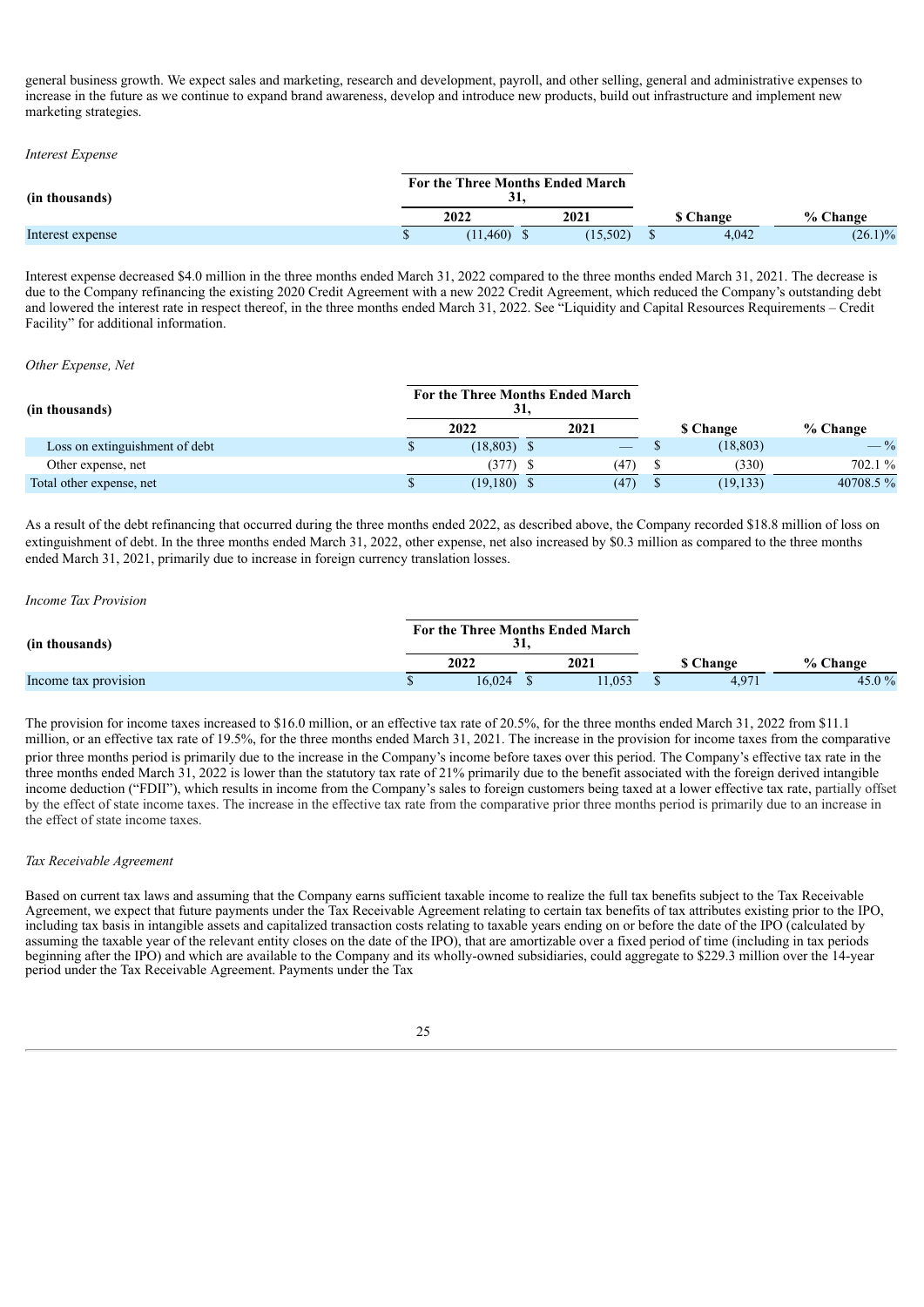general business growth. We expect sales and marketing, research and development, payroll, and other selling, general and administrative expenses to increase in the future as we continue to expand brand awareness, develop and introduce new products, build out infrastructure and implement new marketing strategies.

*Interest Expense*

| (in thousands) | For the Three Months Ended March 31, | | | |
|---|---|---|---|---|
| | 2022 | 2021 | $ Change | % Change |
| Interest expense | $ (11,460) | $ (15,502) | $ 4,042 | (26.1)% |

Interest expense decreased $4.0 million in the three months ended March 31, 2022 compared to the three months ended March 31, 2021. The decrease is due to the Company refinancing the existing 2020 Credit Agreement with a new 2022 Credit Agreement, which reduced the Company's outstanding debt and lowered the interest rate in respect thereof, in the three months ended March 31, 2022. See "Liquidity and Capital Resources Requirements – Credit Facility" for additional information.

*Other Expense, Net*

| (in thousands) | For the Three Months Ended March 31, | | | |
|---|---|---|---|---|
| | 2022 | 2021 | $ Change | % Change |
| Loss on extinguishment of debt | $ (18,803) | $ — | $ (18,803) | — % |
| Other expense, net | (377) | $ (47) | $ (330) | 702.1 % |
| Total other expense, net | $ (19,180) | $ (47) | $ (19,133) | 40708.5 % |

As a result of the debt refinancing that occurred during the three months ended 2022, as described above, the Company recorded $18.8 million of loss on extinguishment of debt. In the three months ended March 31, 2022, other expense, net also increased by $0.3 million as compared to the three months ended March 31, 2021, primarily due to increase in foreign currency translation losses.

*Income Tax Provision*

| (in thousands) | For the Three Months Ended March 31, | | | |
|---|---|---|---|---|
| | 2022 | 2021 | $ Change | % Change |
| Income tax provision | $ 16,024 | $ 11,053 | $ 4,971 | 45.0 % |

The provision for income taxes increased to $16.0 million, or an effective tax rate of 20.5%, for the three months ended March 31, 2022 from $11.1 million, or an effective tax rate of 19.5%, for the three months ended March 31, 2021. The increase in the provision for income taxes from the comparative prior three months period is primarily due to the increase in the Company's income before taxes over this period. The Company's effective tax rate in the three months ended March 31, 2022 is lower than the statutory tax rate of 21% primarily due to the benefit associated with the foreign derived intangible income deduction ("FDII"), which results in income from the Company's sales to foreign customers being taxed at a lower effective tax rate, partially offset by the effect of state income taxes. The increase in the effective tax rate from the comparative prior three months period is primarily due to an increase in the effect of state income taxes.

*Tax Receivable Agreement*

Based on current tax laws and assuming that the Company earns sufficient taxable income to realize the full tax benefits subject to the Tax Receivable Agreement, we expect that future payments under the Tax Receivable Agreement relating to certain tax benefits of tax attributes existing prior to the IPO, including tax basis in intangible assets and capitalized transaction costs relating to taxable years ending on or before the date of the IPO (calculated by assuming the taxable year of the relevant entity closes on the date of the IPO), that are amortizable over a fixed period of time (including in tax periods beginning after the IPO) and which are available to the Company and its wholly-owned subsidiaries, could aggregate to $229.3 million over the 14-year period under the Tax Receivable Agreement. Payments under the Tax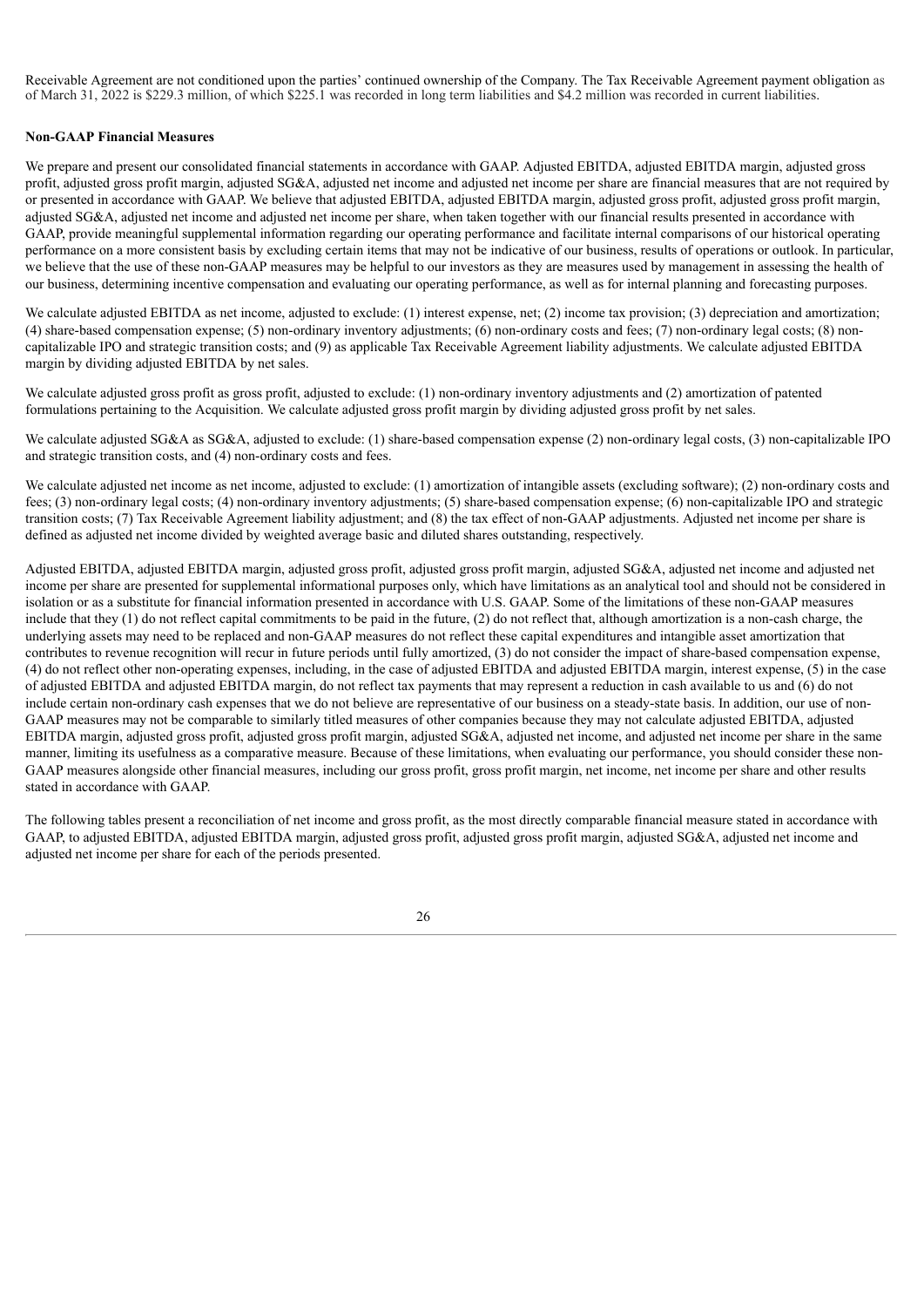Receivable Agreement are not conditioned upon the parties' continued ownership of the Company. The Tax Receivable Agreement payment obligation as of March 31, 2022 is $229.3 million, of which $225.1 was recorded in long term liabilities and $4.2 million was recorded in current liabilities.

**Non-GAAP Financial Measures**

We prepare and present our consolidated financial statements in accordance with GAAP. Adjusted EBITDA, adjusted EBITDA margin, adjusted gross profit, adjusted gross profit margin, adjusted SG&A, adjusted net income and adjusted net income per share are financial measures that are not required by or presented in accordance with GAAP. We believe that adjusted EBITDA, adjusted EBITDA margin, adjusted gross profit, adjusted gross profit margin, adjusted SG&A, adjusted net income and adjusted net income per share, when taken together with our financial results presented in accordance with GAAP, provide meaningful supplemental information regarding our operating performance and facilitate internal comparisons of our historical operating performance on a more consistent basis by excluding certain items that may not be indicative of our business, results of operations or outlook. In particular, we believe that the use of these non-GAAP measures may be helpful to our investors as they are measures used by management in assessing the health of our business, determining incentive compensation and evaluating our operating performance, as well as for internal planning and forecasting purposes.

We calculate adjusted EBITDA as net income, adjusted to exclude: (1) interest expense, net; (2) income tax provision; (3) depreciation and amortization; (4) share-based compensation expense; (5) non-ordinary inventory adjustments; (6) non-ordinary costs and fees; (7) non-ordinary legal costs; (8) non-capitalizable IPO and strategic transition costs; and (9) as applicable Tax Receivable Agreement liability adjustments. We calculate adjusted EBITDA margin by dividing adjusted EBITDA by net sales.

We calculate adjusted gross profit as gross profit, adjusted to exclude: (1) non-ordinary inventory adjustments and (2) amortization of patented formulations pertaining to the Acquisition. We calculate adjusted gross profit margin by dividing adjusted gross profit by net sales.

We calculate adjusted SG&A as SG&A, adjusted to exclude: (1) share-based compensation expense (2) non-ordinary legal costs, (3) non-capitalizable IPO and strategic transition costs, and (4) non-ordinary costs and fees.

We calculate adjusted net income as net income, adjusted to exclude: (1) amortization of intangible assets (excluding software); (2) non-ordinary costs and fees; (3) non-ordinary legal costs; (4) non-ordinary inventory adjustments; (5) share-based compensation expense; (6) non-capitalizable IPO and strategic transition costs; (7) Tax Receivable Agreement liability adjustment; and (8) the tax effect of non-GAAP adjustments. Adjusted net income per share is defined as adjusted net income divided by weighted average basic and diluted shares outstanding, respectively.

Adjusted EBITDA, adjusted EBITDA margin, adjusted gross profit, adjusted gross profit margin, adjusted SG&A, adjusted net income and adjusted net income per share are presented for supplemental informational purposes only, which have limitations as an analytical tool and should not be considered in isolation or as a substitute for financial information presented in accordance with U.S. GAAP. Some of the limitations of these non-GAAP measures include that they (1) do not reflect capital commitments to be paid in the future, (2) do not reflect that, although amortization is a non-cash charge, the underlying assets may need to be replaced and non-GAAP measures do not reflect these capital expenditures and intangible asset amortization that contributes to revenue recognition will recur in future periods until fully amortized, (3) do not consider the impact of share-based compensation expense, (4) do not reflect other non-operating expenses, including, in the case of adjusted EBITDA and adjusted EBITDA margin, interest expense, (5) in the case of adjusted EBITDA and adjusted EBITDA margin, do not reflect tax payments that may represent a reduction in cash available to us and (6) do not include certain non-ordinary cash expenses that we do not believe are representative of our business on a steady-state basis. In addition, our use of non-GAAP measures may not be comparable to similarly titled measures of other companies because they may not calculate adjusted EBITDA, adjusted EBITDA margin, adjusted gross profit, adjusted gross profit margin, adjusted SG&A, adjusted net income, and adjusted net income per share in the same manner, limiting its usefulness as a comparative measure. Because of these limitations, when evaluating our performance, you should consider these non-GAAP measures alongside other financial measures, including our gross profit, gross profit margin, net income, net income per share and other results stated in accordance with GAAP.

The following tables present a reconciliation of net income and gross profit, as the most directly comparable financial measure stated in accordance with GAAP, to adjusted EBITDA, adjusted EBITDA margin, adjusted gross profit, adjusted gross profit margin, adjusted SG&A, adjusted net income and adjusted net income per share for each of the periods presented.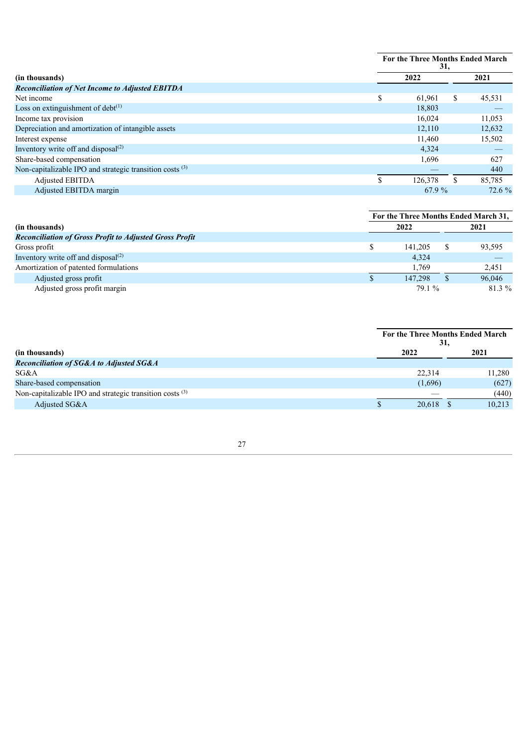| (in thousands) | For the Three Months Ended March 31, | |
|---|---|---|
| | 2022 | 2021 |
| ***Reconciliation of Net Income to Adjusted EBITDA*** | | |
| Net income | $ 61,961 | $ 45,531 |
| Loss on extinguishment of debt[(1)] | 18,803 | — |
| Income tax provision | 16,024 | 11,053 |
| Depreciation and amortization of intangible assets | 12,110 | 12,632 |
| Interest expense | 11,460 | 15,502 |
| Inventory write off and disposal[(2)] | 4,324 | — |
| Share-based compensation | 1,696 | 627 |
| Non-capitalizable IPO and strategic transition costs [(3)] | — | 440 |
| Adjusted EBITDA | $ 126,378 | $ 85,785 |
| Adjusted EBITDA margin | 67.9 % | 72.6 % |

| (in thousands) | For the Three Months Ended March 31, | |
|---|---|---|
| | 2022 | 2021 |
| ***Reconciliation of Gross Profit to Adjusted Gross Profit*** | | |
| Gross profit | $ 141,205 | $ 93,595 |
| Inventory write off and disposal[(2)] | 4,324 | — |
| Amortization of patented formulations | 1,769 | 2,451 |
| Adjusted gross profit | $ 147,298 | $ 96,046 |
| Adjusted gross profit margin | 79.1 % | 81.3 % |

| (in thousands) | For the Three Months Ended March 31, | |
|---|---|---|
| | 2022 | 2021 |
| ***Reconciliation of SG&A to Adjusted SG&A*** | | |
| SG&A | 22,314 | 11,280 |
| Share-based compensation | (1,696) | (627) |
| Non-capitalizable IPO and strategic transition costs [(3)] | — | (440) |
| Adjusted SG&A | $ 20,618 | $ 10,213 |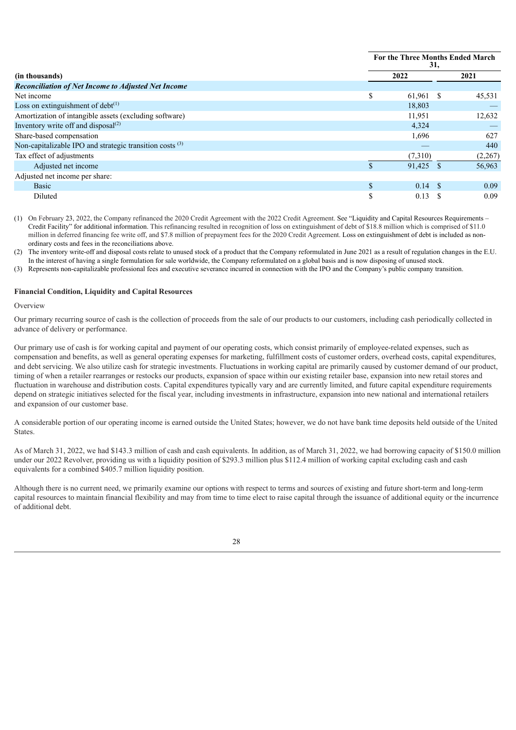| (in thousands) | For the Three Months Ended March 31, | |
|---|---|---|
| | 2022 | 2021 |
| ***Reconciliation of Net Income to Adjusted Net Income*** | | |
| Net income | $ 61,961 | $ 45,531 |
| Loss on extinguishment of debt[(1)] | 18,803 | — |
| Amortization of intangible assets (excluding software) | 11,951 | 12,632 |
| Inventory write off and disposal[(2)] | 4,324 | — |
| Share-based compensation | 1,696 | 627 |
| Non-capitalizable IPO and strategic transition costs [(3)] | — | 440 |
| Tax effect of adjustments | (7,310) | (2,267) |
| Adjusted net income | $ 91,425 | $ 56,963 |
| Adjusted net income per share: | | |
| Basic | $ 0.14 | $ 0.09 |
| Diluted | $ 0.13 | $ 0.09 |

(1) On February 23, 2022, the Company refinanced the 2020 Credit Agreement with the 2022 Credit Agreement. See "Liquidity and Capital Resources Requirements – Credit Facility" for additional information. This refinancing resulted in recognition of loss on extinguishment of debt of $18.8 million which is comprised of $11.0 million in deferred financing fee write off, and $7.8 million of prepayment fees for the 2020 Credit Agreement. Loss on extinguishment of debt is included as non-ordinary costs and fees in the reconciliations above.

(2) The inventory write-off and disposal costs relate to unused stock of a product that the Company reformulated in June 2021 as a result of regulation changes in the E.U. In the interest of having a single formulation for sale worldwide, the Company reformulated on a global basis and is now disposing of unused stock.

(3) Represents non-capitalizable professional fees and executive severance incurred in connection with the IPO and the Company's public company transition.

**Financial Condition, Liquidity and Capital Resources**

Overview

Our primary recurring source of cash is the collection of proceeds from the sale of our products to our customers, including cash periodically collected in advance of delivery or performance.

Our primary use of cash is for working capital and payment of our operating costs, which consist primarily of employee-related expenses, such as compensation and benefits, as well as general operating expenses for marketing, fulfillment costs of customer orders, overhead costs, capital expenditures, and debt servicing. We also utilize cash for strategic investments. Fluctuations in working capital are primarily caused by customer demand of our product, timing of when a retailer rearranges or restocks our products, expansion of space within our existing retailer base, expansion into new retail stores and fluctuation in warehouse and distribution costs. Capital expenditures typically vary and are currently limited, and future capital expenditure requirements depend on strategic initiatives selected for the fiscal year, including investments in infrastructure, expansion into new national and international retailers and expansion of our customer base.

A considerable portion of our operating income is earned outside the United States; however, we do not have bank time deposits held outside of the United States.

As of March 31, 2022, we had $143.3 million of cash and cash equivalents. In addition, as of March 31, 2022, we had borrowing capacity of $150.0 million under our 2022 Revolver, providing us with a liquidity position of $293.3 million plus $112.4 million of working capital excluding cash and cash equivalents for a combined $405.7 million liquidity position.

Although there is no current need, we primarily examine our options with respect to terms and sources of existing and future short-term and long-term capital resources to maintain financial flexibility and may from time to time elect to raise capital through the issuance of additional equity or the incurrence of additional debt.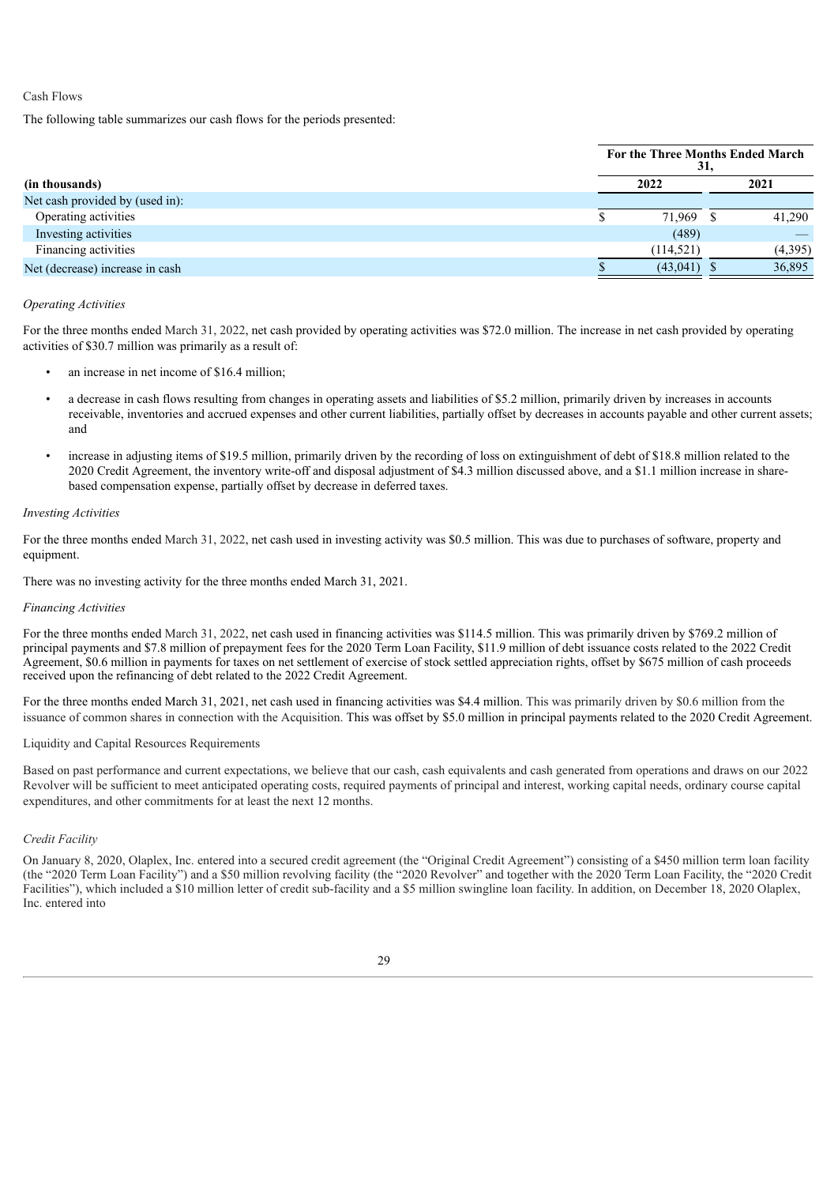Cash Flows

The following table summarizes our cash flows for the periods presented:

| | For the Three Months Ended March 31, | |
|---|---|---|
| **(in thousands)** | **2022** | **2021** |
| Net cash provided by (used in): | | |
| Operating activities | $ 71,969 | $ 41,290 |
| Investing activities | (489) | — |
| Financing activities | (114,521) | (4,395) |
| Net (decrease) increase in cash | $ (43,041) | $ 36,895 |

*Operating Activities*

For the three months ended March 31, 2022, net cash provided by operating activities was $72.0 million. The increase in net cash provided by operating activities of $30.7 million was primarily as a result of:

- an increase in net income of $16.4 million;
- a decrease in cash flows resulting from changes in operating assets and liabilities of $5.2 million, primarily driven by increases in accounts receivable, inventories and accrued expenses and other current liabilities, partially offset by decreases in accounts payable and other current assets; and
- increase in adjusting items of $19.5 million, primarily driven by the recording of loss on extinguishment of debt of $18.8 million related to the 2020 Credit Agreement, the inventory write-off and disposal adjustment of $4.3 million discussed above, and a $1.1 million increase in share-based compensation expense, partially offset by decrease in deferred taxes.

*Investing Activities*

For the three months ended March 31, 2022, net cash used in investing activity was $0.5 million. This was due to purchases of software, property and equipment.

There was no investing activity for the three months ended March 31, 2021.

*Financing Activities*

For the three months ended March 31, 2022, net cash used in financing activities was $114.5 million. This was primarily driven by $769.2 million of principal payments and $7.8 million of prepayment fees for the 2020 Term Loan Facility, $11.9 million of debt issuance costs related to the 2022 Credit Agreement, $0.6 million in payments for taxes on net settlement of exercise of stock settled appreciation rights, offset by $675 million of cash proceeds received upon the refinancing of debt related to the 2022 Credit Agreement.

For the three months ended March 31, 2021, net cash used in financing activities was $4.4 million. This was primarily driven by $0.6 million from the issuance of common shares in connection with the Acquisition. This was offset by $5.0 million in principal payments related to the 2020 Credit Agreement.

Liquidity and Capital Resources Requirements

Based on past performance and current expectations, we believe that our cash, cash equivalents and cash generated from operations and draws on our 2022 Revolver will be sufficient to meet anticipated operating costs, required payments of principal and interest, working capital needs, ordinary course capital expenditures, and other commitments for at least the next 12 months.

*Credit Facility*

On January 8, 2020, Olaplex, Inc. entered into a secured credit agreement (the "Original Credit Agreement") consisting of a $450 million term loan facility (the "2020 Term Loan Facility") and a $50 million revolving facility (the "2020 Revolver" and together with the 2020 Term Loan Facility, the "2020 Credit Facilities"), which included a $10 million letter of credit sub-facility and a $5 million swingline loan facility. In addition, on December 18, 2020 Olaplex, Inc. entered into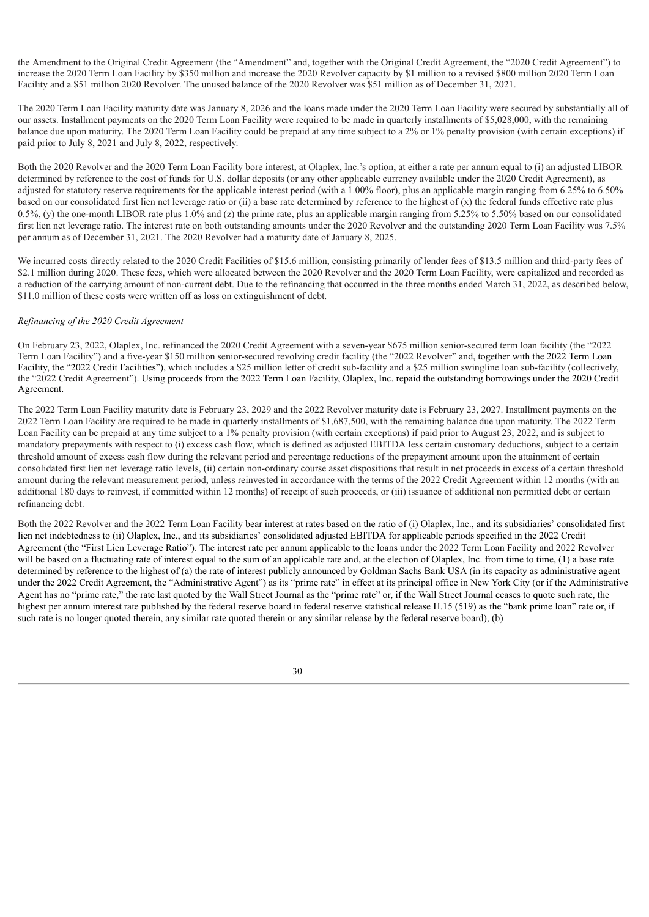the Amendment to the Original Credit Agreement (the "Amendment" and, together with the Original Credit Agreement, the "2020 Credit Agreement") to increase the 2020 Term Loan Facility by $350 million and increase the 2020 Revolver capacity by $1 million to a revised $800 million 2020 Term Loan Facility and a $51 million 2020 Revolver. The unused balance of the 2020 Revolver was $51 million as of December 31, 2021.

The 2020 Term Loan Facility maturity date was January 8, 2026 and the loans made under the 2020 Term Loan Facility were secured by substantially all of our assets. Installment payments on the 2020 Term Loan Facility were required to be made in quarterly installments of $5,028,000, with the remaining balance due upon maturity. The 2020 Term Loan Facility could be prepaid at any time subject to a 2% or 1% penalty provision (with certain exceptions) if paid prior to July 8, 2021 and July 8, 2022, respectively.

Both the 2020 Revolver and the 2020 Term Loan Facility bore interest, at Olaplex, Inc.'s option, at either a rate per annum equal to (i) an adjusted LIBOR determined by reference to the cost of funds for U.S. dollar deposits (or any other applicable currency available under the 2020 Credit Agreement), as adjusted for statutory reserve requirements for the applicable interest period (with a 1.00% floor), plus an applicable margin ranging from 6.25% to 6.50% based on our consolidated first lien net leverage ratio or (ii) a base rate determined by reference to the highest of (x) the federal funds effective rate plus 0.5%, (y) the one-month LIBOR rate plus 1.0% and (z) the prime rate, plus an applicable margin ranging from 5.25% to 5.50% based on our consolidated first lien net leverage ratio. The interest rate on both outstanding amounts under the 2020 Revolver and the outstanding 2020 Term Loan Facility was 7.5% per annum as of December 31, 2021. The 2020 Revolver had a maturity date of January 8, 2025.

We incurred costs directly related to the 2020 Credit Facilities of $15.6 million, consisting primarily of lender fees of $13.5 million and third-party fees of $2.1 million during 2020. These fees, which were allocated between the 2020 Revolver and the 2020 Term Loan Facility, were capitalized and recorded as a reduction of the carrying amount of non-current debt. Due to the refinancing that occurred in the three months ended March 31, 2022, as described below, $11.0 million of these costs were written off as loss on extinguishment of debt.

*Refinancing of the 2020 Credit Agreement*

On February 23, 2022, Olaplex, Inc. refinanced the 2020 Credit Agreement with a seven-year $675 million senior-secured term loan facility (the "2022 Term Loan Facility") and a five-year $150 million senior-secured revolving credit facility (the "2022 Revolver" and, together with the 2022 Term Loan Facility, the "2022 Credit Facilities"), which includes a $25 million letter of credit sub-facility and a $25 million swingline loan sub-facility (collectively, the "2022 Credit Agreement"). Using proceeds from the 2022 Term Loan Facility, Olaplex, Inc. repaid the outstanding borrowings under the 2020 Credit Agreement.

The 2022 Term Loan Facility maturity date is February 23, 2029 and the 2022 Revolver maturity date is February 23, 2027. Installment payments on the 2022 Term Loan Facility are required to be made in quarterly installments of $1,687,500, with the remaining balance due upon maturity. The 2022 Term Loan Facility can be prepaid at any time subject to a 1% penalty provision (with certain exceptions) if paid prior to August 23, 2022, and is subject to mandatory prepayments with respect to (i) excess cash flow, which is defined as adjusted EBITDA less certain customary deductions, subject to a certain threshold amount of excess cash flow during the relevant period and percentage reductions of the prepayment amount upon the attainment of certain consolidated first lien net leverage ratio levels, (ii) certain non-ordinary course asset dispositions that result in net proceeds in excess of a certain threshold amount during the relevant measurement period, unless reinvested in accordance with the terms of the 2022 Credit Agreement within 12 months (with an additional 180 days to reinvest, if committed within 12 months) of receipt of such proceeds, or (iii) issuance of additional non permitted debt or certain refinancing debt.

Both the 2022 Revolver and the 2022 Term Loan Facility bear interest at rates based on the ratio of (i) Olaplex, Inc., and its subsidiaries' consolidated first lien net indebtedness to (ii) Olaplex, Inc., and its subsidiaries' consolidated adjusted EBITDA for applicable periods specified in the 2022 Credit Agreement (the "First Lien Leverage Ratio"). The interest rate per annum applicable to the loans under the 2022 Term Loan Facility and 2022 Revolver will be based on a fluctuating rate of interest equal to the sum of an applicable rate and, at the election of Olaplex, Inc. from time to time, (1) a base rate determined by reference to the highest of (a) the rate of interest publicly announced by Goldman Sachs Bank USA (in its capacity as administrative agent under the 2022 Credit Agreement, the "Administrative Agent") as its "prime rate" in effect at its principal office in New York City (or if the Administrative Agent has no "prime rate," the rate last quoted by the Wall Street Journal as the "prime rate" or, if the Wall Street Journal ceases to quote such rate, the highest per annum interest rate published by the federal reserve board in federal reserve statistical release H.15 (519) as the "bank prime loan" rate or, if such rate is no longer quoted therein, any similar rate quoted therein or any similar release by the federal reserve board), (b)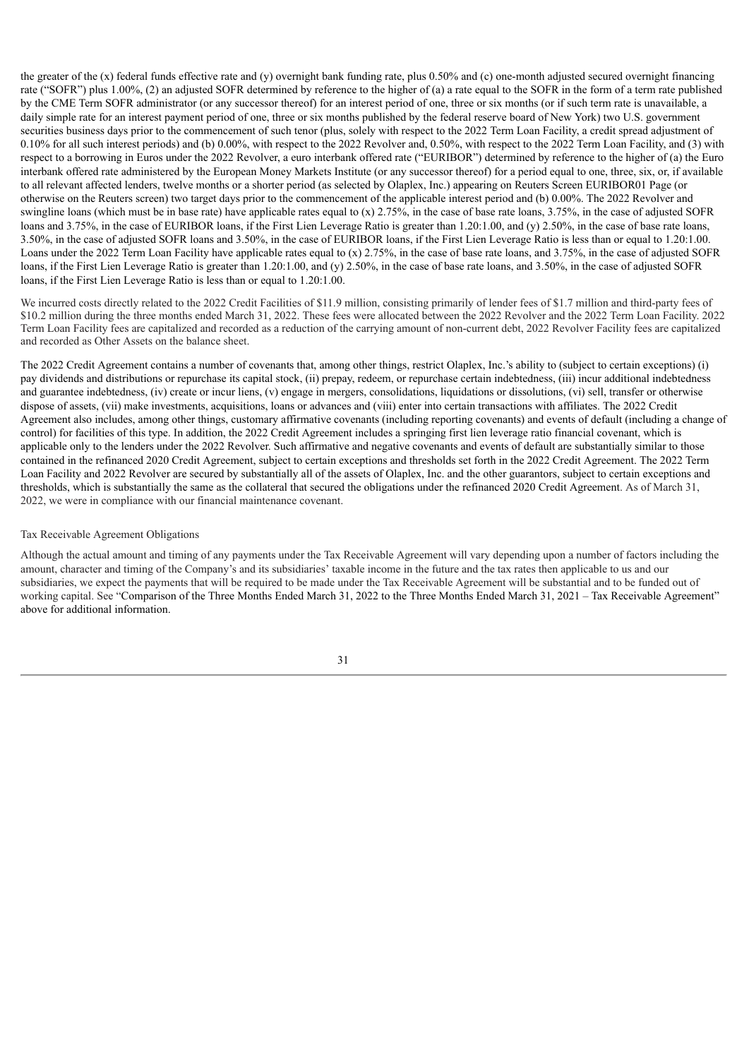the greater of the (x) federal funds effective rate and (y) overnight bank funding rate, plus 0.50% and (c) one-month adjusted secured overnight financing rate ("SOFR") plus 1.00%, (2) an adjusted SOFR determined by reference to the higher of (a) a rate equal to the SOFR in the form of a term rate published by the CME Term SOFR administrator (or any successor thereof) for an interest period of one, three or six months (or if such term rate is unavailable, a daily simple rate for an interest payment period of one, three or six months published by the federal reserve board of New York) two U.S. government securities business days prior to the commencement of such tenor (plus, solely with respect to the 2022 Term Loan Facility, a credit spread adjustment of 0.10% for all such interest periods) and (b) 0.00%, with respect to the 2022 Revolver and, 0.50%, with respect to the 2022 Term Loan Facility, and (3) with respect to a borrowing in Euros under the 2022 Revolver, a euro interbank offered rate ("EURIBOR") determined by reference to the higher of (a) the Euro interbank offered rate administered by the European Money Markets Institute (or any successor thereof) for a period equal to one, three, six, or, if available to all relevant affected lenders, twelve months or a shorter period (as selected by Olaplex, Inc.) appearing on Reuters Screen EURIBOR01 Page (or otherwise on the Reuters screen) two target days prior to the commencement of the applicable interest period and (b) 0.00%. The 2022 Revolver and swingline loans (which must be in base rate) have applicable rates equal to (x) 2.75%, in the case of base rate loans, 3.75%, in the case of adjusted SOFR loans and 3.75%, in the case of EURIBOR loans, if the First Lien Leverage Ratio is greater than 1.20:1.00, and (y) 2.50%, in the case of base rate loans, 3.50%, in the case of adjusted SOFR loans and 3.50%, in the case of EURIBOR loans, if the First Lien Leverage Ratio is less than or equal to 1.20:1.00. Loans under the 2022 Term Loan Facility have applicable rates equal to (x) 2.75%, in the case of base rate loans, and 3.75%, in the case of adjusted SOFR loans, if the First Lien Leverage Ratio is greater than 1.20:1.00, and (y) 2.50%, in the case of base rate loans, and 3.50%, in the case of adjusted SOFR loans, if the First Lien Leverage Ratio is less than or equal to 1.20:1.00.

We incurred costs directly related to the 2022 Credit Facilities of $11.9 million, consisting primarily of lender fees of $1.7 million and third-party fees of $10.2 million during the three months ended March 31, 2022. These fees were allocated between the 2022 Revolver and the 2022 Term Loan Facility. 2022 Term Loan Facility fees are capitalized and recorded as a reduction of the carrying amount of non-current debt, 2022 Revolver Facility fees are capitalized and recorded as Other Assets on the balance sheet.

The 2022 Credit Agreement contains a number of covenants that, among other things, restrict Olaplex, Inc.'s ability to (subject to certain exceptions) (i) pay dividends and distributions or repurchase its capital stock, (ii) prepay, redeem, or repurchase certain indebtedness, (iii) incur additional indebtedness and guarantee indebtedness, (iv) create or incur liens, (v) engage in mergers, consolidations, liquidations or dissolutions, (vi) sell, transfer or otherwise dispose of assets, (vii) make investments, acquisitions, loans or advances and (viii) enter into certain transactions with affiliates. The 2022 Credit Agreement also includes, among other things, customary affirmative covenants (including reporting covenants) and events of default (including a change of control) for facilities of this type. In addition, the 2022 Credit Agreement includes a springing first lien leverage ratio financial covenant, which is applicable only to the lenders under the 2022 Revolver. Such affirmative and negative covenants and events of default are substantially similar to those contained in the refinanced 2020 Credit Agreement, subject to certain exceptions and thresholds set forth in the 2022 Credit Agreement. The 2022 Term Loan Facility and 2022 Revolver are secured by substantially all of the assets of Olaplex, Inc. and the other guarantors, subject to certain exceptions and thresholds, which is substantially the same as the collateral that secured the obligations under the refinanced 2020 Credit Agreement. As of March 31, 2022, we were in compliance with our financial maintenance covenant.

Tax Receivable Agreement Obligations

Although the actual amount and timing of any payments under the Tax Receivable Agreement will vary depending upon a number of factors including the amount, character and timing of the Company's and its subsidiaries' taxable income in the future and the tax rates then applicable to us and our subsidiaries, we expect the payments that will be required to be made under the Tax Receivable Agreement will be substantial and to be funded out of working capital. See "Comparison of the Three Months Ended March 31, 2022 to the Three Months Ended March 31, 2021 – Tax Receivable Agreement" above for additional information.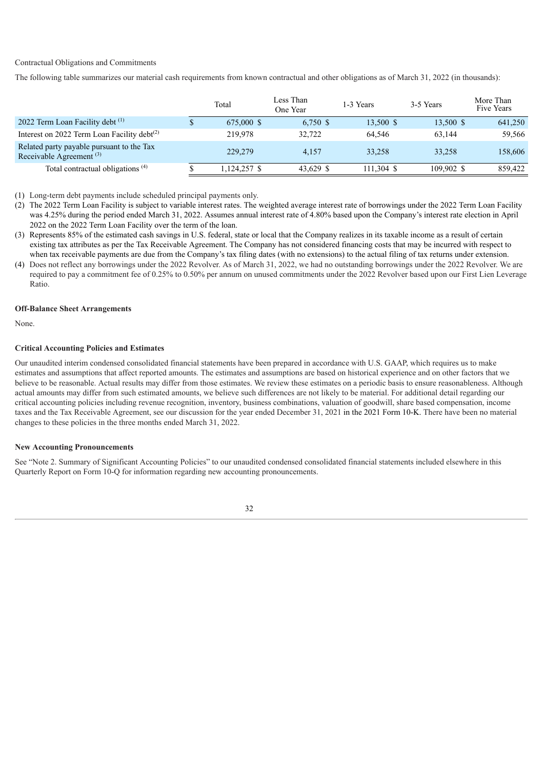Contractual Obligations and Commitments

The following table summarizes our material cash requirements from known contractual and other obligations as of March 31, 2022 (in thousands):

| | Total | Less Than One Year | 1-3 Years | 3-5 Years | More Than Five Years |
|---|---|---|---|---|---|
| 2022 Term Loan Facility debt [(1)] | $ 675,000 | $ 6,750 | $ 13,500 | $ 13,500 | $ 641,250 |
| Interest on 2022 Term Loan Facility debt[(2)] | 219,978 | 32,722 | 64,546 | 63,144 | 59,566 |
| Related party payable pursuant to the Tax Receivable Agreement [(3)] | 229,279 | 4,157 | 33,258 | 33,258 | 158,606 |
| Total contractual obligations [(4)] | $ 1,124,257 | $ 43,629 | $ 111,304 | $ 109,902 | $ 859,422 |

(1) Long-term debt payments include scheduled principal payments only.

(2) The 2022 Term Loan Facility is subject to variable interest rates. The weighted average interest rate of borrowings under the 2022 Term Loan Facility was 4.25% during the period ended March 31, 2022. Assumes annual interest rate of 4.80% based upon the Company's interest rate election in April 2022 on the 2022 Term Loan Facility over the term of the loan.

(3) Represents 85% of the estimated cash savings in U.S. federal, state or local that the Company realizes in its taxable income as a result of certain existing tax attributes as per the Tax Receivable Agreement. The Company has not considered financing costs that may be incurred with respect to when tax receivable payments are due from the Company's tax filing dates (with no extensions) to the actual filing of tax returns under extension.

(4) Does not reflect any borrowings under the 2022 Revolver. As of March 31, 2022, we had no outstanding borrowings under the 2022 Revolver. We are required to pay a commitment fee of 0.25% to 0.50% per annum on unused commitments under the 2022 Revolver based upon our First Lien Leverage Ratio.

**Off-Balance Sheet Arrangements**

None.

**Critical Accounting Policies and Estimates**

Our unaudited interim condensed consolidated financial statements have been prepared in accordance with U.S. GAAP, which requires us to make estimates and assumptions that affect reported amounts. The estimates and assumptions are based on historical experience and on other factors that we believe to be reasonable. Actual results may differ from those estimates. We review these estimates on a periodic basis to ensure reasonableness. Although actual amounts may differ from such estimated amounts, we believe such differences are not likely to be material. For additional detail regarding our critical accounting policies including revenue recognition, inventory, business combinations, valuation of goodwill, share based compensation, income taxes and the Tax Receivable Agreement, see our discussion for the year ended December 31, 2021 in the 2021 Form 10-K. There have been no material changes to these policies in the three months ended March 31, 2022.

**New Accounting Pronouncements**

See "Note 2. Summary of Significant Accounting Policies" to our unaudited condensed consolidated financial statements included elsewhere in this Quarterly Report on Form 10-Q for information regarding new accounting pronouncements.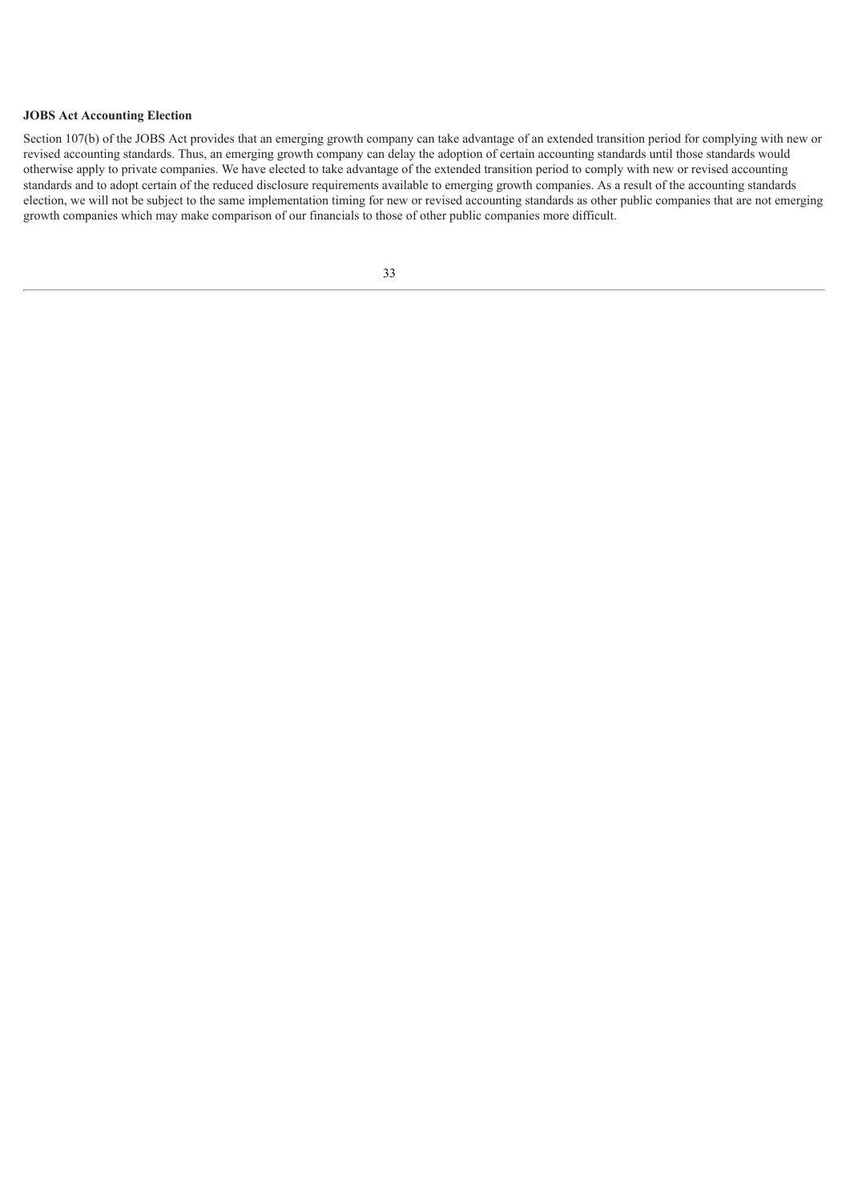**JOBS Act Accounting Election**

Section 107(b) of the JOBS Act provides that an emerging growth company can take advantage of an extended transition period for complying with new or revised accounting standards. Thus, an emerging growth company can delay the adoption of certain accounting standards until those standards would otherwise apply to private companies. We have elected to take advantage of the extended transition period to comply with new or revised accounting standards and to adopt certain of the reduced disclosure requirements available to emerging growth companies. As a result of the accounting standards election, we will not be subject to the same implementation timing for new or revised accounting standards as other public companies that are not emerging growth companies which may make comparison of our financials to those of other public companies more difficult.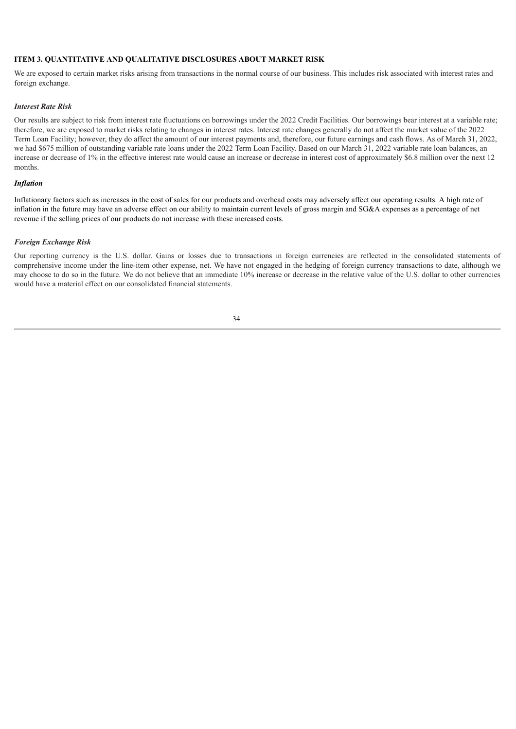## ITEM 3. QUANTITATIVE AND QUALITATIVE DISCLOSURES ABOUT MARKET RISK

We are exposed to certain market risks arising from transactions in the normal course of our business. This includes risk associated with interest rates and foreign exchange.

### *Interest Rate Risk*

Our results are subject to risk from interest rate fluctuations on borrowings under the 2022 Credit Facilities. Our borrowings bear interest at a variable rate; therefore, we are exposed to market risks relating to changes in interest rates. Interest rate changes generally do not affect the market value of the 2022 Term Loan Facility; however, they do affect the amount of our interest payments and, therefore, our future earnings and cash flows. As of March 31, 2022, we had $675 million of outstanding variable rate loans under the 2022 Term Loan Facility. Based on our March 31, 2022 variable rate loan balances, an increase or decrease of 1% in the effective interest rate would cause an increase or decrease in interest cost of approximately $6.8 million over the next 12 months.

### *Inflation*

Inflationary factors such as increases in the cost of sales for our products and overhead costs may adversely affect our operating results. A high rate of inflation in the future may have an adverse effect on our ability to maintain current levels of gross margin and SG&A expenses as a percentage of net revenue if the selling prices of our products do not increase with these increased costs.

### *Foreign Exchange Risk*

Our reporting currency is the U.S. dollar. Gains or losses due to transactions in foreign currencies are reflected in the consolidated statements of comprehensive income under the line-item other expense, net. We have not engaged in the hedging of foreign currency transactions to date, although we may choose to do so in the future. We do not believe that an immediate 10% increase or decrease in the relative value of the U.S. dollar to other currencies would have a material effect on our consolidated financial statements.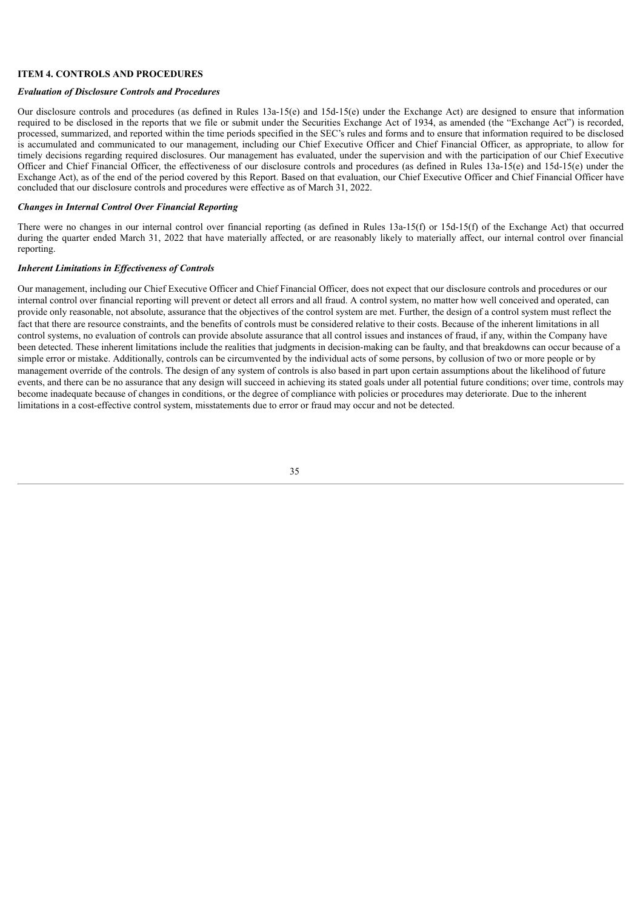## ITEM 4. CONTROLS AND PROCEDURES

### *Evaluation of Disclosure Controls and Procedures*

Our disclosure controls and procedures (as defined in Rules 13a-15(e) and 15d-15(e) under the Exchange Act) are designed to ensure that information required to be disclosed in the reports that we file or submit under the Securities Exchange Act of 1934, as amended (the "Exchange Act") is recorded, processed, summarized, and reported within the time periods specified in the SEC's rules and forms and to ensure that information required to be disclosed is accumulated and communicated to our management, including our Chief Executive Officer and Chief Financial Officer, as appropriate, to allow for timely decisions regarding required disclosures. Our management has evaluated, under the supervision and with the participation of our Chief Executive Officer and Chief Financial Officer, the effectiveness of our disclosure controls and procedures (as defined in Rules 13a-15(e) and 15d-15(e) under the Exchange Act), as of the end of the period covered by this Report. Based on that evaluation, our Chief Executive Officer and Chief Financial Officer have concluded that our disclosure controls and procedures were effective as of March 31, 2022.

### *Changes in Internal Control Over Financial Reporting*

There were no changes in our internal control over financial reporting (as defined in Rules 13a-15(f) or 15d-15(f) of the Exchange Act) that occurred during the quarter ended March 31, 2022 that have materially affected, or are reasonably likely to materially affect, our internal control over financial reporting.

### *Inherent Limitations in Effectiveness of Controls*

Our management, including our Chief Executive Officer and Chief Financial Officer, does not expect that our disclosure controls and procedures or our internal control over financial reporting will prevent or detect all errors and all fraud. A control system, no matter how well conceived and operated, can provide only reasonable, not absolute, assurance that the objectives of the control system are met. Further, the design of a control system must reflect the fact that there are resource constraints, and the benefits of controls must be considered relative to their costs. Because of the inherent limitations in all control systems, no evaluation of controls can provide absolute assurance that all control issues and instances of fraud, if any, within the Company have been detected. These inherent limitations include the realities that judgments in decision-making can be faulty, and that breakdowns can occur because of a simple error or mistake. Additionally, controls can be circumvented by the individual acts of some persons, by collusion of two or more people or by management override of the controls. The design of any system of controls is also based in part upon certain assumptions about the likelihood of future events, and there can be no assurance that any design will succeed in achieving its stated goals under all potential future conditions; over time, controls may become inadequate because of changes in conditions, or the degree of compliance with policies or procedures may deteriorate. Due to the inherent limitations in a cost-effective control system, misstatements due to error or fraud may occur and not be detected.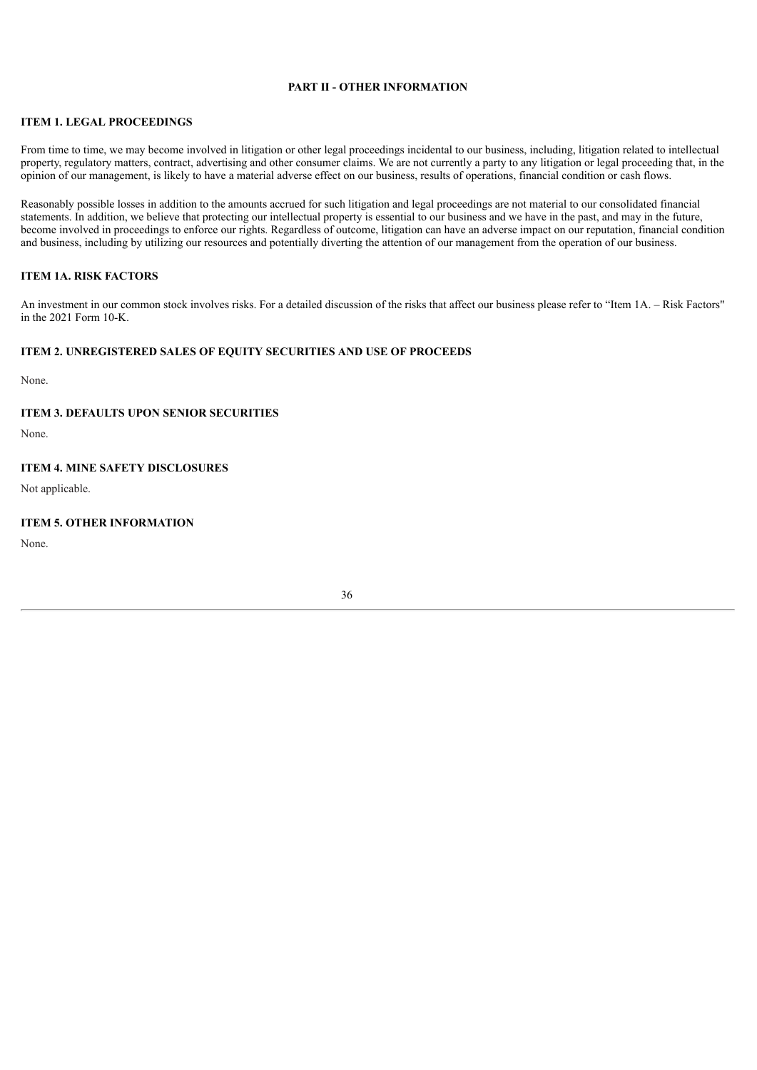# PART II - OTHER INFORMATION

## ITEM 1. LEGAL PROCEEDINGS

From time to time, we may become involved in litigation or other legal proceedings incidental to our business, including, litigation related to intellectual property, regulatory matters, contract, advertising and other consumer claims. We are not currently a party to any litigation or legal proceeding that, in the opinion of our management, is likely to have a material adverse effect on our business, results of operations, financial condition or cash flows.

Reasonably possible losses in addition to the amounts accrued for such litigation and legal proceedings are not material to our consolidated financial statements. In addition, we believe that protecting our intellectual property is essential to our business and we have in the past, and may in the future, become involved in proceedings to enforce our rights. Regardless of outcome, litigation can have an adverse impact on our reputation, financial condition and business, including by utilizing our resources and potentially diverting the attention of our management from the operation of our business.

## ITEM 1A. RISK FACTORS

An investment in our common stock involves risks. For a detailed discussion of the risks that affect our business please refer to "Item 1A. – Risk Factors" in the 2021 Form 10-K.

## ITEM 2. UNREGISTERED SALES OF EQUITY SECURITIES AND USE OF PROCEEDS

None.

## ITEM 3. DEFAULTS UPON SENIOR SECURITIES

None.

## ITEM 4. MINE SAFETY DISCLOSURES

Not applicable.

## ITEM 5. OTHER INFORMATION

None.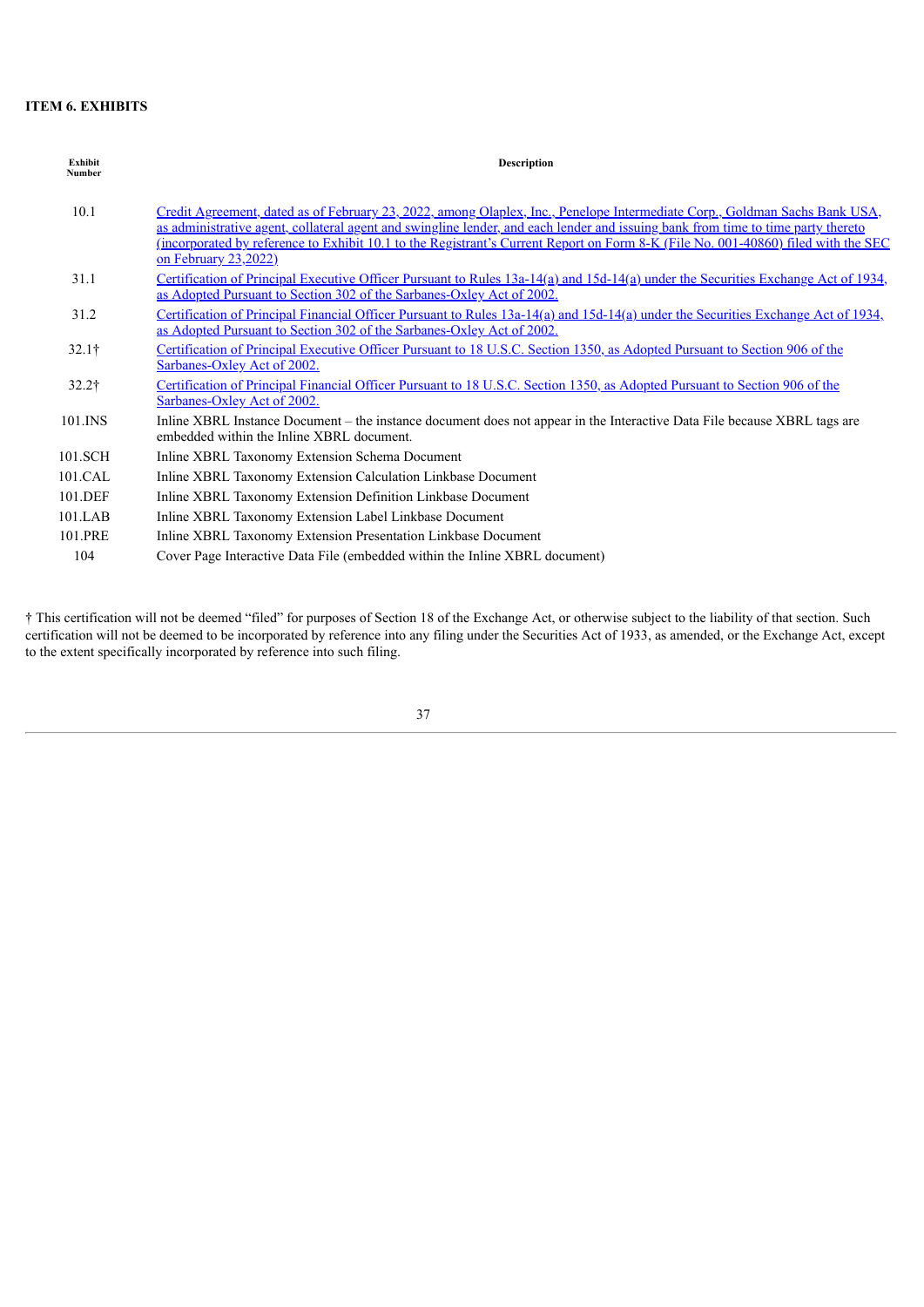**ITEM 6. EXHIBITS**

| Exhibit Number | Description |
|---|---|
| 10.1 | Credit Agreement, dated as of February 23, 2022, among Olaplex, Inc., Penelope Intermediate Corp., Goldman Sachs Bank USA, as administrative agent, collateral agent and swingline lender, and each lender and issuing bank from time to time party thereto (incorporated by reference to Exhibit 10.1 to the Registrant's Current Report on Form 8-K (File No. 001-40860) filed with the SEC on February 23,2022) |
| 31.1 | Certification of Principal Executive Officer Pursuant to Rules 13a-14(a) and 15d-14(a) under the Securities Exchange Act of 1934, as Adopted Pursuant to Section 302 of the Sarbanes-Oxley Act of 2002. |
| 31.2 | Certification of Principal Financial Officer Pursuant to Rules 13a-14(a) and 15d-14(a) under the Securities Exchange Act of 1934, as Adopted Pursuant to Section 302 of the Sarbanes-Oxley Act of 2002. |
| 32.1† | Certification of Principal Executive Officer Pursuant to 18 U.S.C. Section 1350, as Adopted Pursuant to Section 906 of the Sarbanes-Oxley Act of 2002. |
| 32.2† | Certification of Principal Financial Officer Pursuant to 18 U.S.C. Section 1350, as Adopted Pursuant to Section 906 of the Sarbanes-Oxley Act of 2002. |
| 101.INS | Inline XBRL Instance Document – the instance document does not appear in the Interactive Data File because XBRL tags are embedded within the Inline XBRL document. |
| 101.SCH | Inline XBRL Taxonomy Extension Schema Document |
| 101.CAL | Inline XBRL Taxonomy Extension Calculation Linkbase Document |
| 101.DEF | Inline XBRL Taxonomy Extension Definition Linkbase Document |
| 101.LAB | Inline XBRL Taxonomy Extension Label Linkbase Document |
| 101.PRE | Inline XBRL Taxonomy Extension Presentation Linkbase Document |
| 104 | Cover Page Interactive Data File (embedded within the Inline XBRL document) |

† This certification will not be deemed "filed" for purposes of Section 18 of the Exchange Act, or otherwise subject to the liability of that section. Such certification will not be deemed to be incorporated by reference into any filing under the Securities Act of 1933, as amended, or the Exchange Act, except to the extent specifically incorporated by reference into such filing.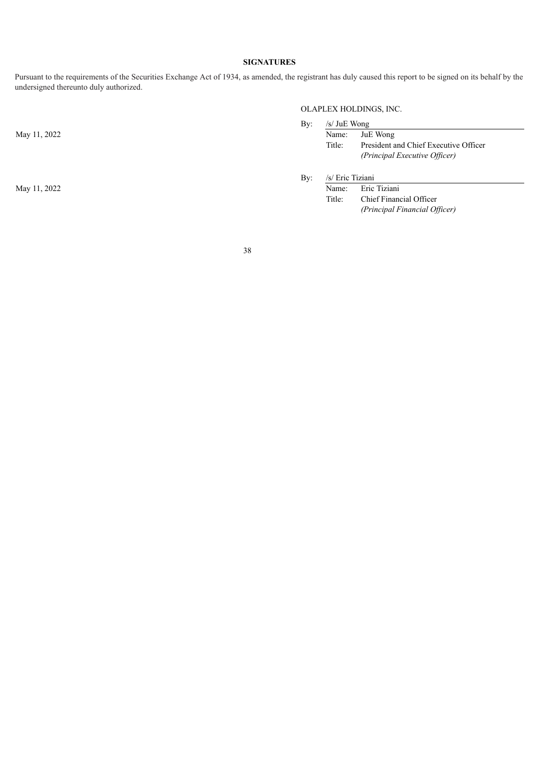**SIGNATURES**

Pursuant to the requirements of the Securities Exchange Act of 1934, as amended, the registrant has duly caused this report to be signed on its behalf by the undersigned thereunto duly authorized.

OLAPLEX HOLDINGS, INC.

| | | |
|---|---|---|
| May 11, 2022 | By: | /s/ JuE Wong |
| | | Name: JuE Wong |
| | | Title: President and Chief Executive Officer *(Principal Executive Officer)* |
| May 11, 2022 | By: | /s/ Eric Tiziani |
| | | Name: Eric Tiziani |
| | | Title: Chief Financial Officer *(Principal Financial Officer)* |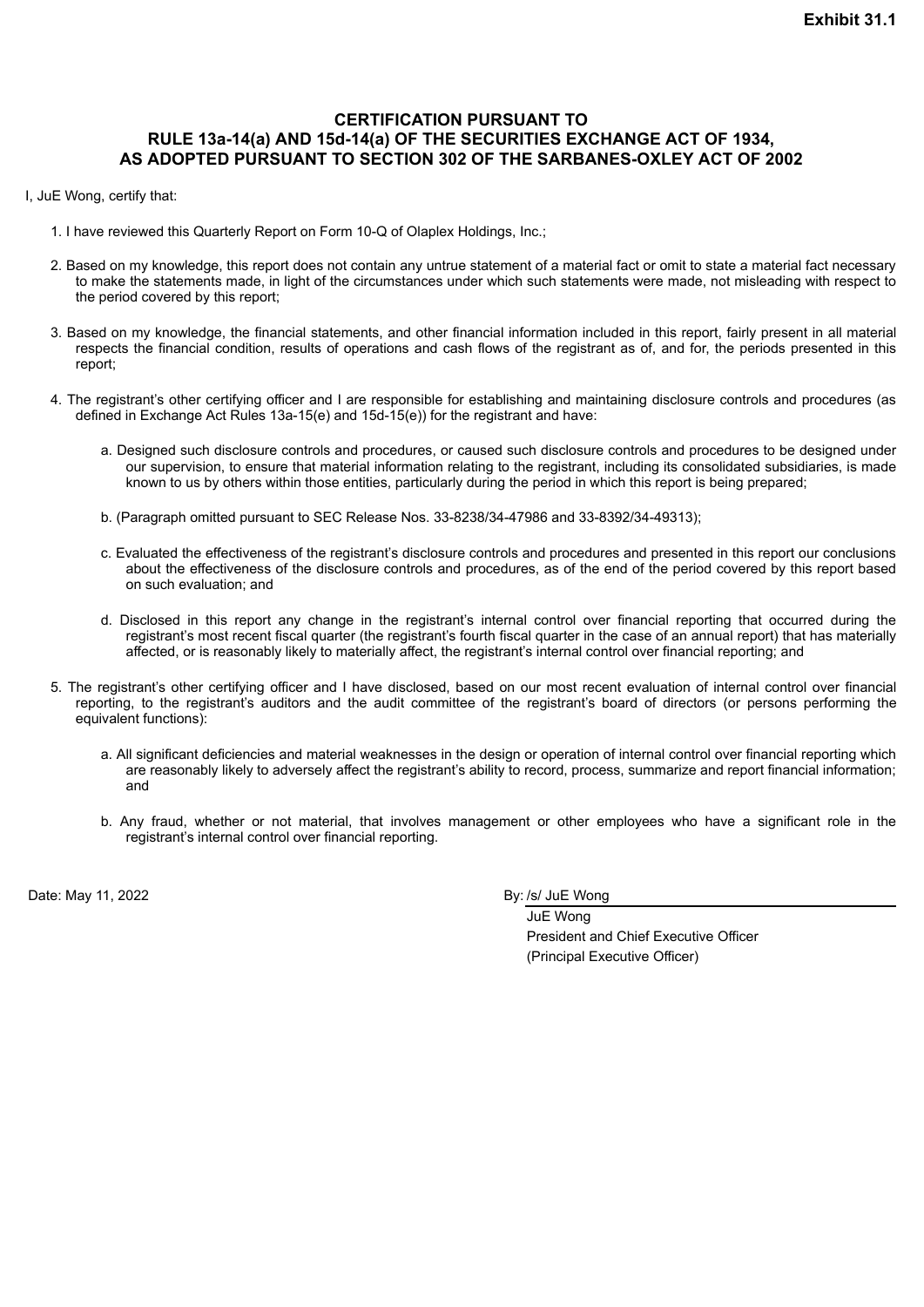**Exhibit 31.1**

## CERTIFICATION PURSUANT TO RULE 13a-14(a) AND 15d-14(a) OF THE SECURITIES EXCHANGE ACT OF 1934, AS ADOPTED PURSUANT TO SECTION 302 OF THE SARBANES-OXLEY ACT OF 2002

I, JuE Wong, certify that:

1. I have reviewed this Quarterly Report on Form 10-Q of Olaplex Holdings, Inc.;

2. Based on my knowledge, this report does not contain any untrue statement of a material fact or omit to state a material fact necessary to make the statements made, in light of the circumstances under which such statements were made, not misleading with respect to the period covered by this report;

3. Based on my knowledge, the financial statements, and other financial information included in this report, fairly present in all material respects the financial condition, results of operations and cash flows of the registrant as of, and for, the periods presented in this report;

4. The registrant's other certifying officer and I are responsible for establishing and maintaining disclosure controls and procedures (as defined in Exchange Act Rules 13a-15(e) and 15d-15(e)) for the registrant and have:

   a. Designed such disclosure controls and procedures, or caused such disclosure controls and procedures to be designed under our supervision, to ensure that material information relating to the registrant, including its consolidated subsidiaries, is made known to us by others within those entities, particularly during the period in which this report is being prepared;

   b. (Paragraph omitted pursuant to SEC Release Nos. 33-8238/34-47986 and 33-8392/34-49313);

   c. Evaluated the effectiveness of the registrant's disclosure controls and procedures and presented in this report our conclusions about the effectiveness of the disclosure controls and procedures, as of the end of the period covered by this report based on such evaluation; and

   d. Disclosed in this report any change in the registrant's internal control over financial reporting that occurred during the registrant's most recent fiscal quarter (the registrant's fourth fiscal quarter in the case of an annual report) that has materially affected, or is reasonably likely to materially affect, the registrant's internal control over financial reporting; and

5. The registrant's other certifying officer and I have disclosed, based on our most recent evaluation of internal control over financial reporting, to the registrant's auditors and the audit committee of the registrant's board of directors (or persons performing the equivalent functions):

   a. All significant deficiencies and material weaknesses in the design or operation of internal control over financial reporting which are reasonably likely to adversely affect the registrant's ability to record, process, summarize and report financial information; and

   b. Any fraud, whether or not material, that involves management or other employees who have a significant role in the registrant's internal control over financial reporting.

Date: May 11, 2022

By: /s/ JuE Wong
JuE Wong
President and Chief Executive Officer
(Principal Executive Officer)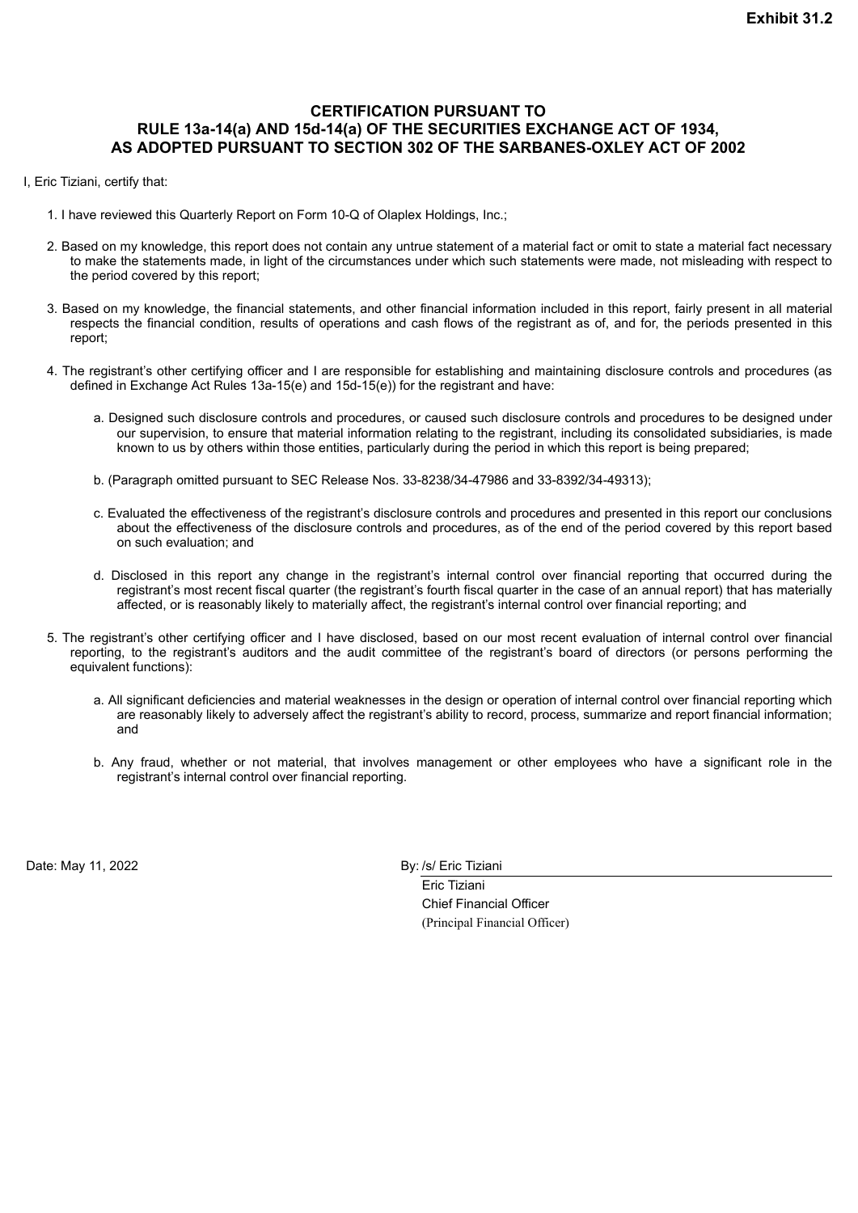**Exhibit 31.2**

## CERTIFICATION PURSUANT TO RULE 13a-14(a) AND 15d-14(a) OF THE SECURITIES EXCHANGE ACT OF 1934, AS ADOPTED PURSUANT TO SECTION 302 OF THE SARBANES-OXLEY ACT OF 2002

I, Eric Tiziani, certify that:

1. I have reviewed this Quarterly Report on Form 10-Q of Olaplex Holdings, Inc.;

2. Based on my knowledge, this report does not contain any untrue statement of a material fact or omit to state a material fact necessary to make the statements made, in light of the circumstances under which such statements were made, not misleading with respect to the period covered by this report;

3. Based on my knowledge, the financial statements, and other financial information included in this report, fairly present in all material respects the financial condition, results of operations and cash flows of the registrant as of, and for, the periods presented in this report;

4. The registrant's other certifying officer and I are responsible for establishing and maintaining disclosure controls and procedures (as defined in Exchange Act Rules 13a-15(e) and 15d-15(e)) for the registrant and have:

    a. Designed such disclosure controls and procedures, or caused such disclosure controls and procedures to be designed under our supervision, to ensure that material information relating to the registrant, including its consolidated subsidiaries, is made known to us by others within those entities, particularly during the period in which this report is being prepared;

    b. (Paragraph omitted pursuant to SEC Release Nos. 33-8238/34-47986 and 33-8392/34-49313);

    c. Evaluated the effectiveness of the registrant's disclosure controls and procedures and presented in this report our conclusions about the effectiveness of the disclosure controls and procedures, as of the end of the period covered by this report based on such evaluation; and

    d. Disclosed in this report any change in the registrant's internal control over financial reporting that occurred during the registrant's most recent fiscal quarter (the registrant's fourth fiscal quarter in the case of an annual report) that has materially affected, or is reasonably likely to materially affect, the registrant's internal control over financial reporting; and

5. The registrant's other certifying officer and I have disclosed, based on our most recent evaluation of internal control over financial reporting, to the registrant's auditors and the audit committee of the registrant's board of directors (or persons performing the equivalent functions):

    a. All significant deficiencies and material weaknesses in the design or operation of internal control over financial reporting which are reasonably likely to adversely affect the registrant's ability to record, process, summarize and report financial information; and

    b. Any fraud, whether or not material, that involves management or other employees who have a significant role in the registrant's internal control over financial reporting.

Date: May 11, 2022

By: /s/ Eric Tiziani

Eric Tiziani
Chief Financial Officer
(Principal Financial Officer)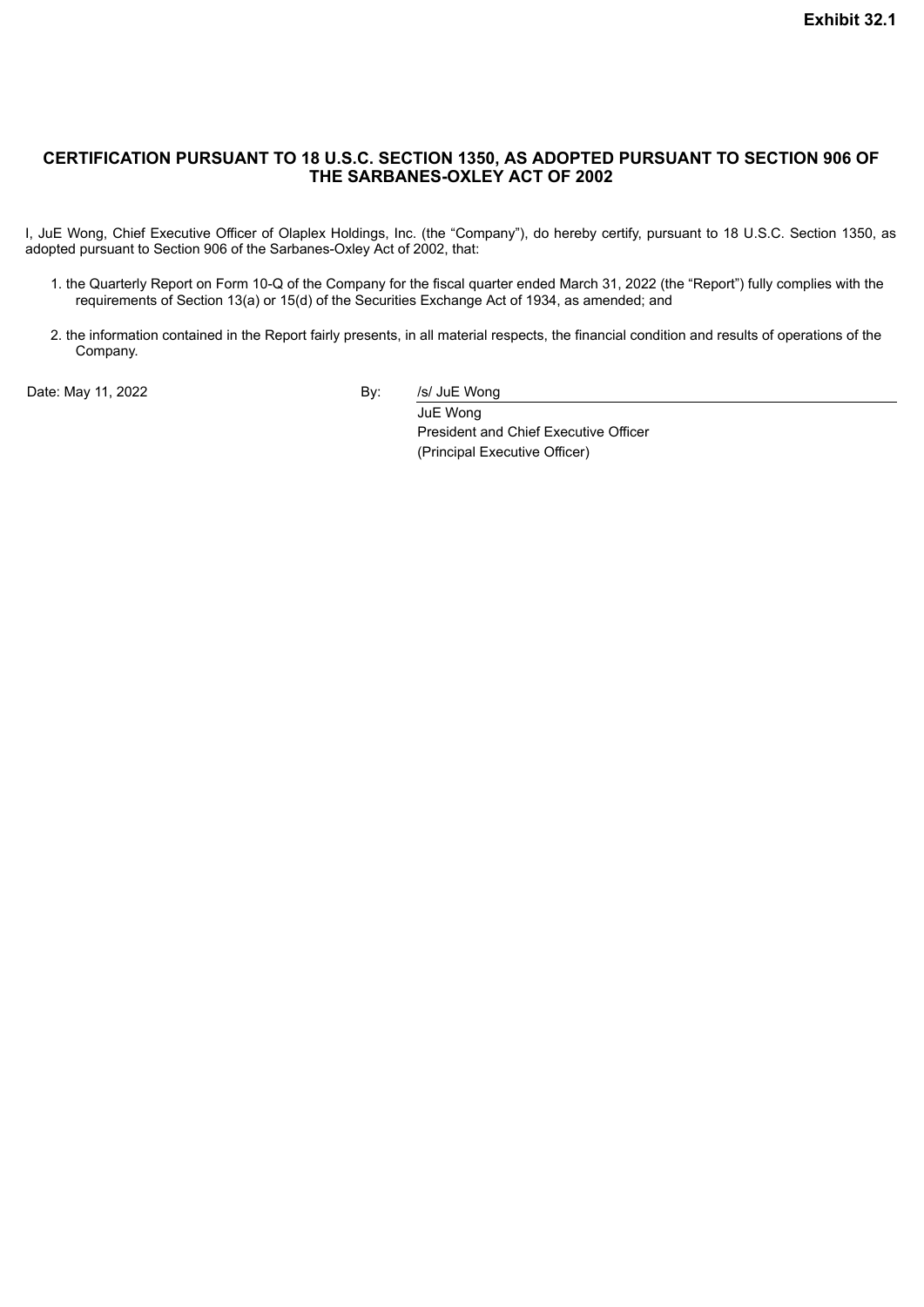**Exhibit 32.1**

# CERTIFICATION PURSUANT TO 18 U.S.C. SECTION 1350, AS ADOPTED PURSUANT TO SECTION 906 OF THE SARBANES-OXLEY ACT OF 2002

I, JuE Wong, Chief Executive Officer of Olaplex Holdings, Inc. (the “Company”), do hereby certify, pursuant to 18 U.S.C. Section 1350, as adopted pursuant to Section 906 of the Sarbanes-Oxley Act of 2002, that:

1. the Quarterly Report on Form 10-Q of the Company for the fiscal quarter ended March 31, 2022 (the “Report”) fully complies with the requirements of Section 13(a) or 15(d) of the Securities Exchange Act of 1934, as amended; and

2. the information contained in the Report fairly presents, in all material respects, the financial condition and results of operations of the Company.

Date: May 11, 2022

By: /s/ JuE Wong
JuE Wong
President and Chief Executive Officer
(Principal Executive Officer)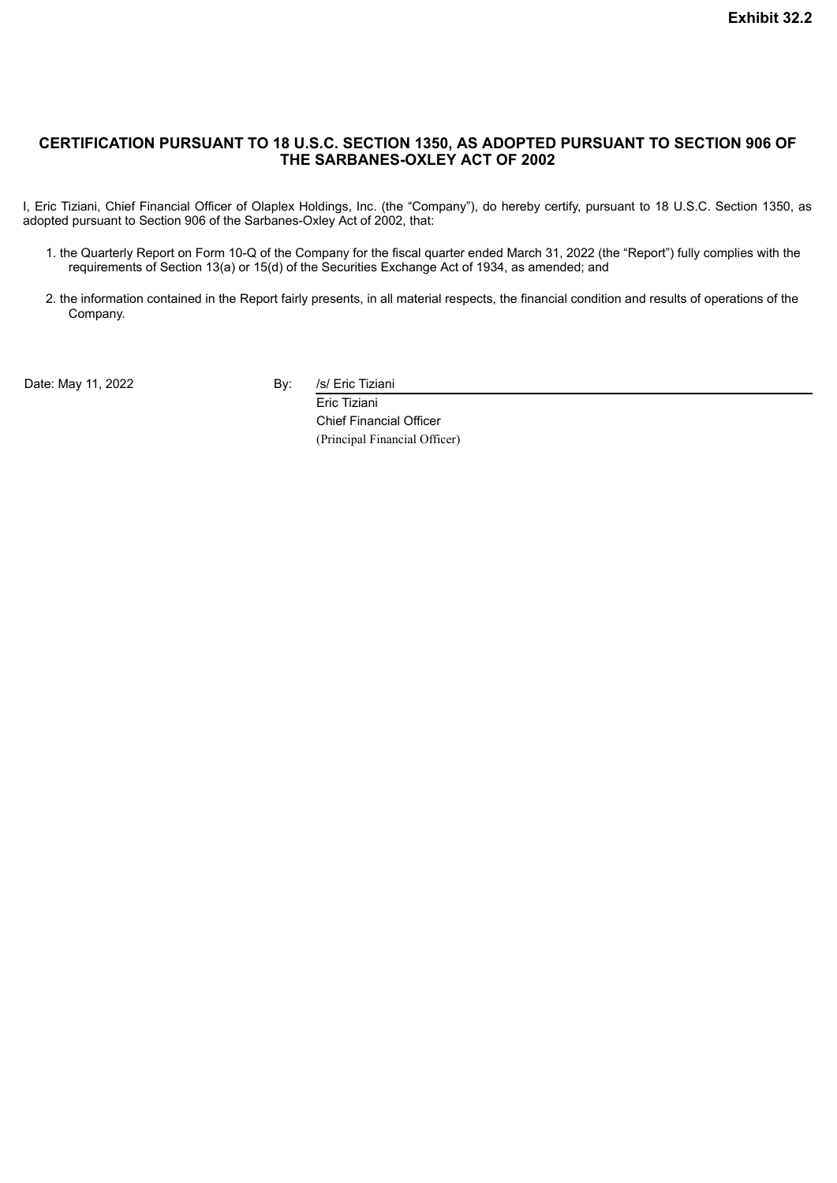**Exhibit 32.2**

# CERTIFICATION PURSUANT TO 18 U.S.C. SECTION 1350, AS ADOPTED PURSUANT TO SECTION 906 OF THE SARBANES-OXLEY ACT OF 2002

I, Eric Tiziani, Chief Financial Officer of Olaplex Holdings, Inc. (the "Company"), do hereby certify, pursuant to 18 U.S.C. Section 1350, as adopted pursuant to Section 906 of the Sarbanes-Oxley Act of 2002, that:

1. the Quarterly Report on Form 10-Q of the Company for the fiscal quarter ended March 31, 2022 (the "Report") fully complies with the requirements of Section 13(a) or 15(d) of the Securities Exchange Act of 1934, as amended; and
2. the information contained in the Report fairly presents, in all material respects, the financial condition and results of operations of the Company.

Date: May 11, 2022

By: /s/ Eric Tiziani

Eric Tiziani

Chief Financial Officer

(Principal Financial Officer)